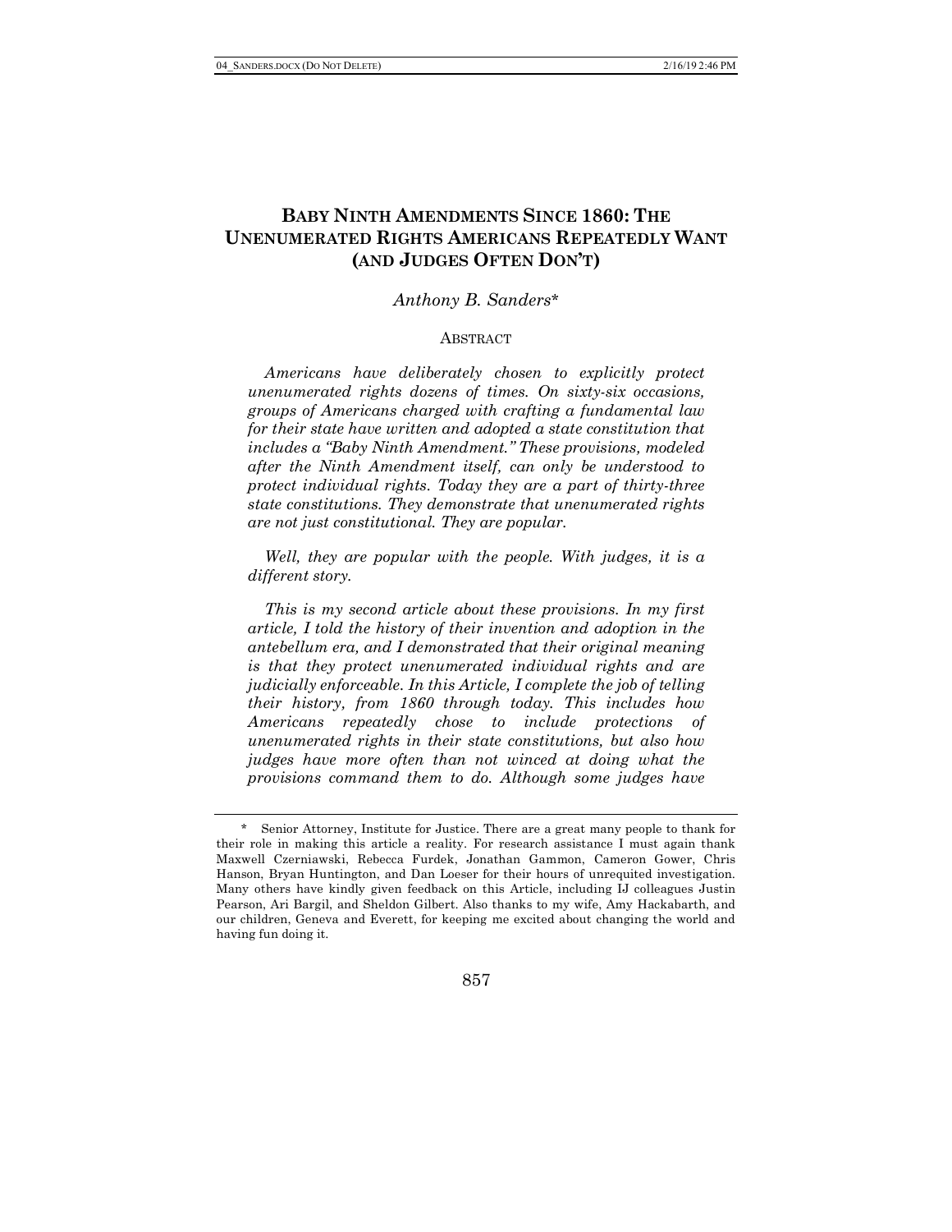# BABY NINTH AMENDMENTS SINCE 1860: THE UNENUMERATED RIGHTS AMERICANS REPEATEDLY WANT (AND JUDGES OFTEN DON'T)

*Anthony B. Sanders*\*

## ABSTRACT

*Americans have deliberately chosen to explicitly protect unenumerated rights dozens of times. On sixty-six occasions, groups of Americans charged with crafting a fundamental law for their state have written and adopted a state constitution that includes a "Baby Ninth Amendment." These provisions, modeled after the Ninth Amendment itself, can only be understood to protect individual rights. Today they are a part of thirty-three state constitutions. They demonstrate that unenumerated rights are not just constitutional. They are popular.*

*Well, they are popular with the people. With judges, it is a different story.*

*This is my second article about these provisions. In my first article, I told the history of their invention and adoption in the antebellum era, and I demonstrated that their original meaning is that they protect unenumerated individual rights and are judicially enforceable. In this Article, I complete the job of telling their history, from 1860 through today. This includes how Americans repeatedly chose to include protections of unenumerated rights in their state constitutions, but also how judges have more often than not winced at doing what the provisions command them to do. Although some judges have*

\* Senior Attorney, Institute for Justice. There are a great many people to thank for their role in making this article a reality. For research assistance I must again thank Maxwell Czerniawski, Rebecca Furdek, Jonathan Gammon, Cameron Gower, Chris Hanson, Bryan Huntington, and Dan Loeser for their hours of unrequited investigation. Many others have kindly given feedback on this Article, including IJ colleagues Justin Pearson, Ari Bargil, and Sheldon Gilbert. Also thanks to my wife, Amy Hackabarth, and our children, Geneva and Everett, for keeping me excited about changing the world and having fun doing it.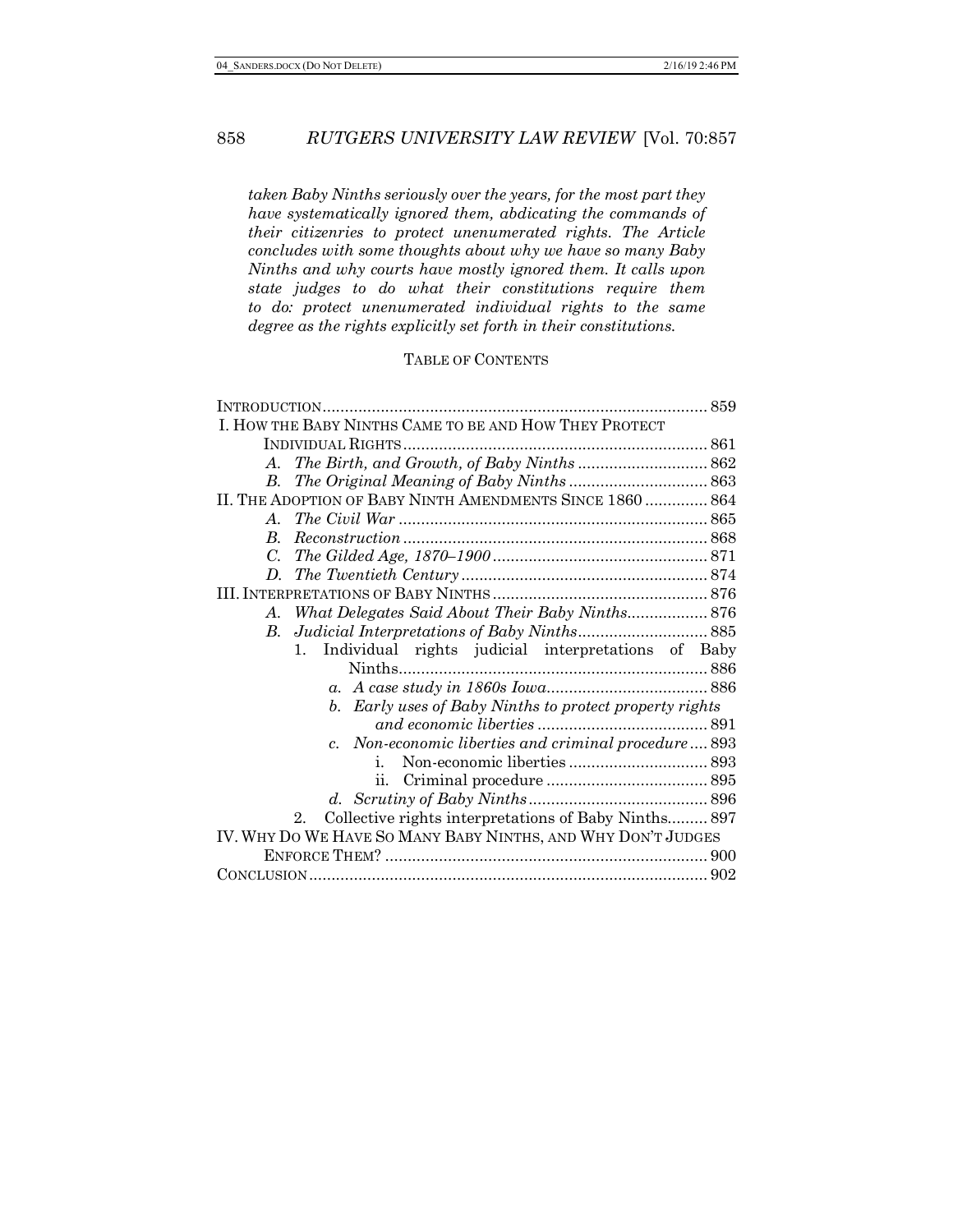*taken Baby Ninths seriously over the years, for the most part they have systematically ignored them, abdicating the commands of their citizenries to protect unenumerated rights. The Article concludes with some thoughts about why we have so many Baby Ninths and why courts have mostly ignored them. It calls upon state judges to do what their constitutions require them to do: protect unenumerated individual rights to the same degree as the rights explicitly set forth in their constitutions.*

TABLE OF CONTENTS

INTRODUCTION ..... 859
I. HOW THE BABY NINTHS CAME TO BE AND HOW THEY PROTECT INDIVIDUAL RIGHTS ..... 861
- A. *The Birth, and Growth, of Baby Ninths* ..... 862
- B. *The Original Meaning of Baby Ninths* ..... 863

II. THE ADOPTION OF BABY NINTH AMENDMENTS SINCE 1860 ..... 864
- A. *The Civil War* ..... 865
- B. *Reconstruction* ..... 868
- C. *The Gilded Age, 1870–1900* ..... 871
- D. *The Twentieth Century* ..... 874

III. INTERPRETATIONS OF BABY NINTHS ..... 876
- A. *What Delegates Said About Their Baby Ninths* ..... 876
- B. *Judicial Interpretations of Baby Ninths* ..... 885
  1. Individual rights judicial interpretations of Baby Ninths ..... 886
     - a. *A case study in 1860s Iowa* ..... 886
     - b. *Early uses of Baby Ninths to protect property rights and economic liberties* ..... 891
     - c. *Non-economic liberties and criminal procedure* ..... 893
       - i. Non-economic liberties ..... 893
       - ii. Criminal procedure ..... 895
     - d. *Scrutiny of Baby Ninths* ..... 896
  2. Collective rights interpretations of Baby Ninths ..... 897

IV. WHY DO WE HAVE SO MANY BABY NINTHS, AND WHY DON'T JUDGES ENFORCE THEM? ..... 900
CONCLUSION ..... 902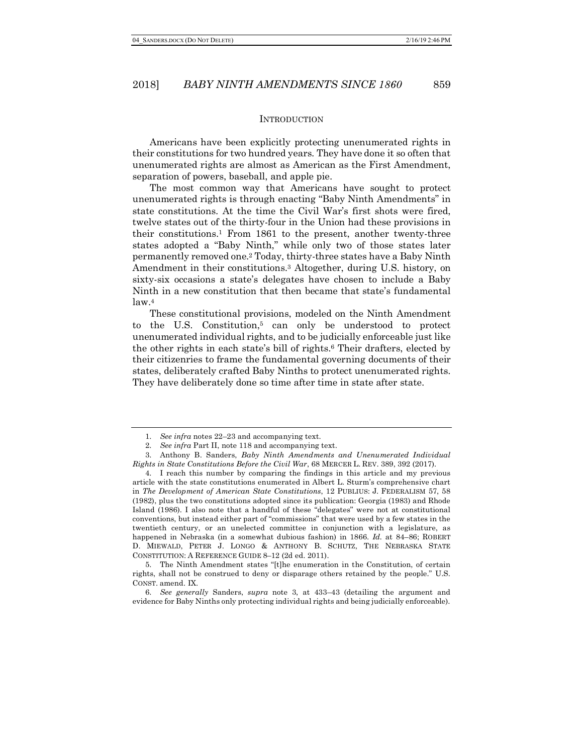## INTRODUCTION

Americans have been explicitly protecting unenumerated rights in their constitutions for two hundred years. They have done it so often that unenumerated rights are almost as American as the First Amendment, separation of powers, baseball, and apple pie.

The most common way that Americans have sought to protect unenumerated rights is through enacting "Baby Ninth Amendments" in state constitutions. At the time the Civil War's first shots were fired, twelve states out of the thirty-four in the Union had these provisions in their constitutions.[1] From 1861 to the present, another twenty-three states adopted a "Baby Ninth," while only two of those states later permanently removed one.[2] Today, thirty-three states have a Baby Ninth Amendment in their constitutions.[3] Altogether, during U.S. history, on sixty-six occasions a state's delegates have chosen to include a Baby Ninth in a new constitution that then became that state's fundamental law.[4]

These constitutional provisions, modeled on the Ninth Amendment to the U.S. Constitution,[5] can only be understood to protect unenumerated individual rights, and to be judicially enforceable just like the other rights in each state's bill of rights.[6] Their drafters, elected by their citizenries to frame the fundamental governing documents of their states, deliberately crafted Baby Ninths to protect unenumerated rights. They have deliberately done so time after time in state after state.

---

1. *See infra* notes 22–23 and accompanying text.

2. *See infra* Part II, note 118 and accompanying text.

3. Anthony B. Sanders, *Baby Ninth Amendments and Unenumerated Individual Rights in State Constitutions Before the Civil War*, 68 MERCER L. REV. 389, 392 (2017).

4. I reach this number by comparing the findings in this article and my previous article with the state constitutions enumerated in Albert L. Sturm's comprehensive chart in *The Development of American State Constitutions*, 12 PUBLIUS: J. FEDERALISM 57, 58 (1982), plus the two constitutions adopted since its publication: Georgia (1983) and Rhode Island (1986). I also note that a handful of these "delegates" were not at constitutional conventions, but instead either part of "commissions" that were used by a few states in the twentieth century, or an unelected committee in conjunction with a legislature, as happened in Nebraska (in a somewhat dubious fashion) in 1866. *Id.* at 84–86; ROBERT D. MIEWALD, PETER J. LONGO & ANTHONY B. SCHUTZ, THE NEBRASKA STATE CONSTITUTION: A REFERENCE GUIDE 8–12 (2d ed. 2011).

5. The Ninth Amendment states "[t]he enumeration in the Constitution, of certain rights, shall not be construed to deny or disparage others retained by the people." U.S. CONST. amend. IX.

6. *See generally* Sanders, *supra* note 3, at 433–43 (detailing the argument and evidence for Baby Ninths only protecting individual rights and being judicially enforceable).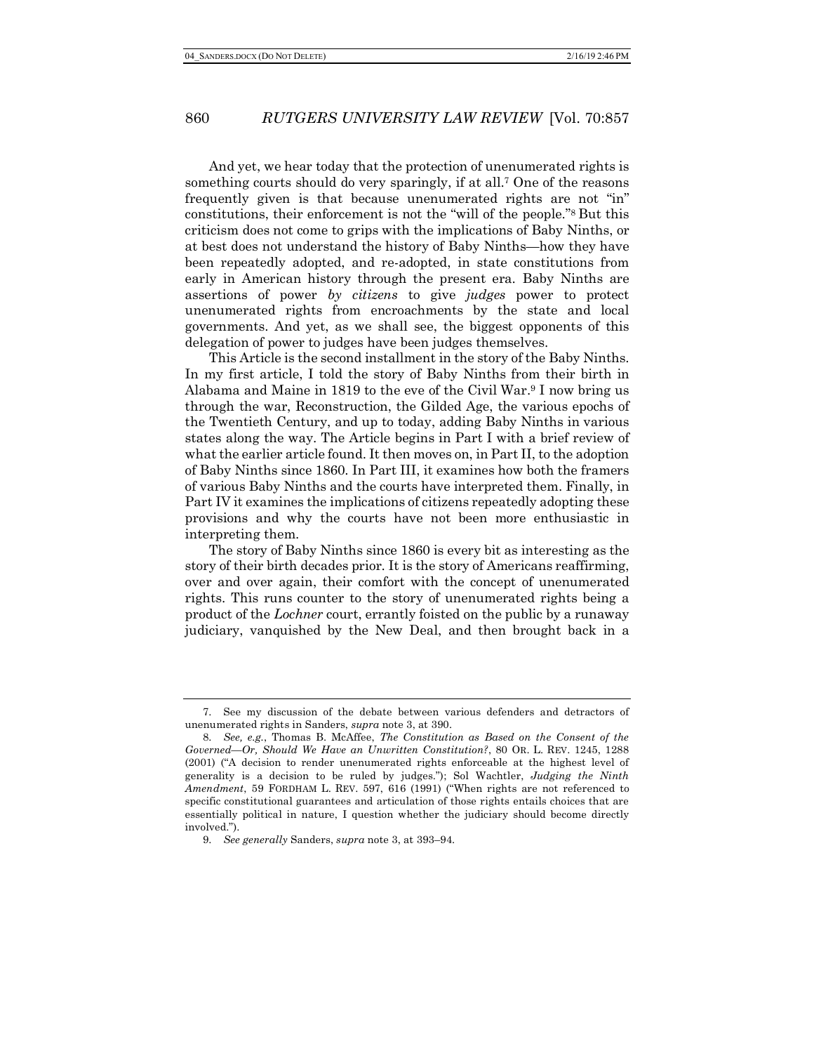And yet, we hear today that the protection of unenumerated rights is something courts should do very sparingly, if at all.[7] One of the reasons frequently given is that because unenumerated rights are not "in" constitutions, their enforcement is not the "will of the people."[8] But this criticism does not come to grips with the implications of Baby Ninths, or at best does not understand the history of Baby Ninths—how they have been repeatedly adopted, and re-adopted, in state constitutions from early in American history through the present era. Baby Ninths are assertions of power *by citizens* to give *judges* power to protect unenumerated rights from encroachments by the state and local governments. And yet, as we shall see, the biggest opponents of this delegation of power to judges have been judges themselves.

This Article is the second installment in the story of the Baby Ninths. In my first article, I told the story of Baby Ninths from their birth in Alabama and Maine in 1819 to the eve of the Civil War.[9] I now bring us through the war, Reconstruction, the Gilded Age, the various epochs of the Twentieth Century, and up to today, adding Baby Ninths in various states along the way. The Article begins in Part I with a brief review of what the earlier article found. It then moves on, in Part II, to the adoption of Baby Ninths since 1860. In Part III, it examines how both the framers of various Baby Ninths and the courts have interpreted them. Finally, in Part IV it examines the implications of citizens repeatedly adopting these provisions and why the courts have not been more enthusiastic in interpreting them.

The story of Baby Ninths since 1860 is every bit as interesting as the story of their birth decades prior. It is the story of Americans reaffirming, over and over again, their comfort with the concept of unenumerated rights. This runs counter to the story of unenumerated rights being a product of the *Lochner* court, errantly foisted on the public by a runaway judiciary, vanquished by the New Deal, and then brought back in a

---

7. See my discussion of the debate between various defenders and detractors of unenumerated rights in Sanders, *supra* note 3, at 390.

8. *See, e.g.*, Thomas B. McAffee, *The Constitution as Based on the Consent of the Governed—Or, Should We Have an Unwritten Constitution?*, 80 OR. L. REV. 1245, 1288 (2001) ("A decision to render unenumerated rights enforceable at the highest level of generality is a decision to be ruled by judges."); Sol Wachtler, *Judging the Ninth Amendment*, 59 FORDHAM L. REV. 597, 616 (1991) ("When rights are not referenced to specific constitutional guarantees and articulation of those rights entails choices that are essentially political in nature, I question whether the judiciary should become directly involved.").

9. *See generally* Sanders, *supra* note 3, at 393–94.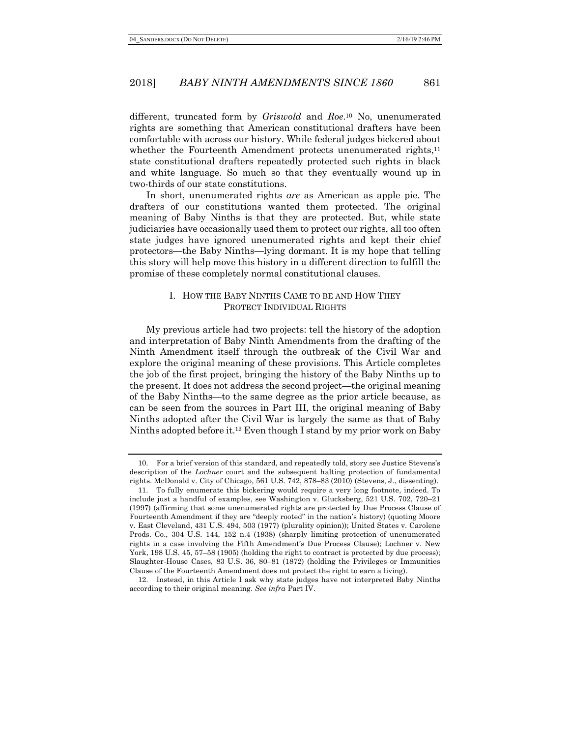different, truncated form by *Griswold* and *Roe*.[10] No, unenumerated rights are something that American constitutional drafters have been comfortable with across our history. While federal judges bickered about whether the Fourteenth Amendment protects unenumerated rights,[11] state constitutional drafters repeatedly protected such rights in black and white language. So much so that they eventually wound up in two-thirds of our state constitutions.

In short, unenumerated rights *are* as American as apple pie. The drafters of our constitutions wanted them protected. The original meaning of Baby Ninths is that they are protected. But, while state judiciaries have occasionally used them to protect our rights, all too often state judges have ignored unenumerated rights and kept their chief protectors—the Baby Ninths—lying dormant. It is my hope that telling this story will help move this history in a different direction to fulfill the promise of these completely normal constitutional clauses.

## I. How the Baby Ninths Came to be and How They Protect Individual Rights

My previous article had two projects: tell the history of the adoption and interpretation of Baby Ninth Amendments from the drafting of the Ninth Amendment itself through the outbreak of the Civil War and explore the original meaning of these provisions. This Article completes the job of the first project, bringing the history of the Baby Ninths up to the present. It does not address the second project—the original meaning of the Baby Ninths—to the same degree as the prior article because, as can be seen from the sources in Part III, the original meaning of Baby Ninths adopted after the Civil War is largely the same as that of Baby Ninths adopted before it.[12] Even though I stand by my prior work on Baby

---

10. For a brief version of this standard, and repeatedly told, story see Justice Stevens's description of the *Lochner* court and the subsequent halting protection of fundamental rights. McDonald v. City of Chicago, 561 U.S. 742, 878–83 (2010) (Stevens, J., dissenting).

11. To fully enumerate this bickering would require a very long footnote, indeed. To include just a handful of examples, see Washington v. Glucksberg, 521 U.S. 702, 720–21 (1997) (affirming that some unenumerated rights are protected by Due Process Clause of Fourteenth Amendment if they are "deeply rooted" in the nation's history) (quoting Moore v. East Cleveland, 431 U.S. 494, 503 (1977) (plurality opinion)); United States v. Carolene Prods. Co., 304 U.S. 144, 152 n.4 (1938) (sharply limiting protection of unenumerated rights in a case involving the Fifth Amendment's Due Process Clause); Lochner v. New York, 198 U.S. 45, 57–58 (1905) (holding the right to contract is protected by due process); Slaughter-House Cases, 83 U.S. 36, 80–81 (1872) (holding the Privileges or Immunities Clause of the Fourteenth Amendment does not protect the right to earn a living).

12. Instead, in this Article I ask why state judges have not interpreted Baby Ninths according to their original meaning. *See infra* Part IV.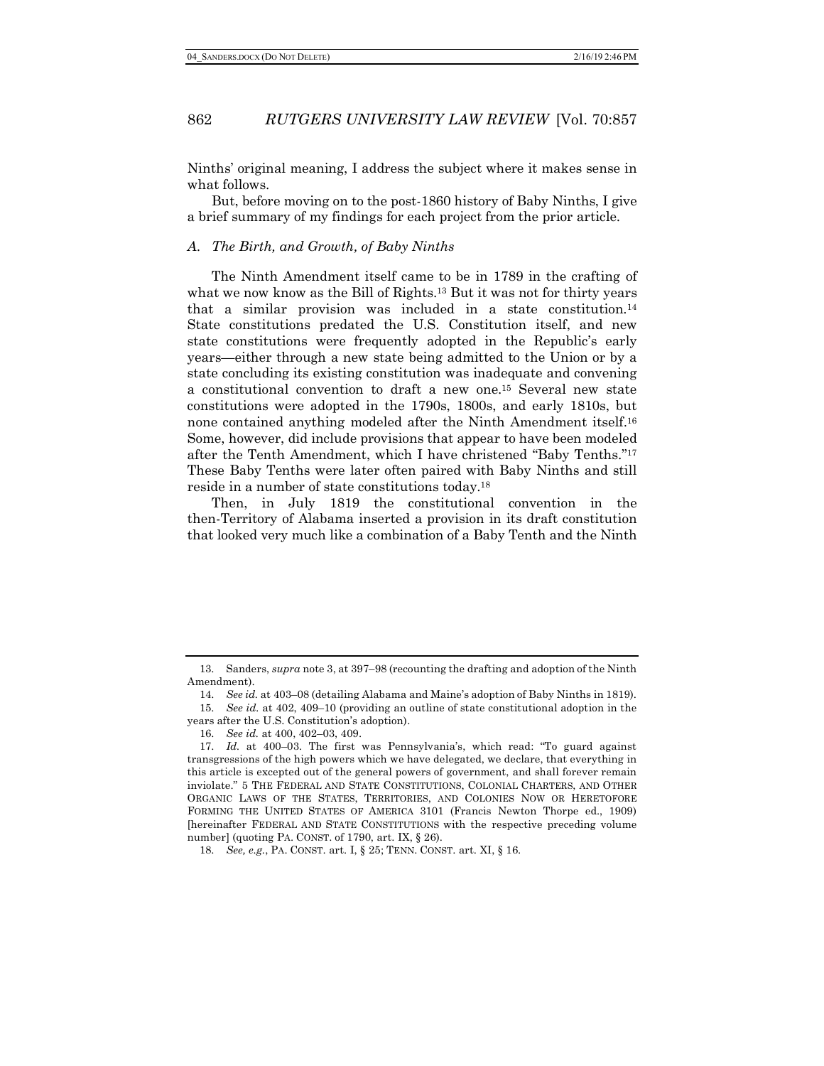Ninths' original meaning, I address the subject where it makes sense in what follows.

But, before moving on to the post-1860 history of Baby Ninths, I give a brief summary of my findings for each project from the prior article.

### *A. The Birth, and Growth, of Baby Ninths*

The Ninth Amendment itself came to be in 1789 in the crafting of what we now know as the Bill of Rights.[13] But it was not for thirty years that a similar provision was included in a state constitution.[14] State constitutions predated the U.S. Constitution itself, and new state constitutions were frequently adopted in the Republic's early years—either through a new state being admitted to the Union or by a state concluding its existing constitution was inadequate and convening a constitutional convention to draft a new one.[15] Several new state constitutions were adopted in the 1790s, 1800s, and early 1810s, but none contained anything modeled after the Ninth Amendment itself.[16] Some, however, did include provisions that appear to have been modeled after the Tenth Amendment, which I have christened "Baby Tenths."[17] These Baby Tenths were later often paired with Baby Ninths and still reside in a number of state constitutions today.[18]

Then, in July 1819 the constitutional convention in the then-Territory of Alabama inserted a provision in its draft constitution that looked very much like a combination of a Baby Tenth and the Ninth

---

13. Sanders, *supra* note 3, at 397–98 (recounting the drafting and adoption of the Ninth Amendment).

14. *See id.* at 403–08 (detailing Alabama and Maine's adoption of Baby Ninths in 1819).

15. *See id.* at 402, 409–10 (providing an outline of state constitutional adoption in the years after the U.S. Constitution's adoption).

16. *See id.* at 400, 402–03, 409.

17. *Id.* at 400–03. The first was Pennsylvania's, which read: "To guard against transgressions of the high powers which we have delegated, we declare, that everything in this article is excepted out of the general powers of government, and shall forever remain inviolate." 5 THE FEDERAL AND STATE CONSTITUTIONS, COLONIAL CHARTERS, AND OTHER ORGANIC LAWS OF THE STATES, TERRITORIES, AND COLONIES NOW OR HERETOFORE FORMING THE UNITED STATES OF AMERICA 3101 (Francis Newton Thorpe ed., 1909) [hereinafter FEDERAL AND STATE CONSTITUTIONS with the respective preceding volume number] (quoting PA. CONST. of 1790, art. IX, § 26).

18. *See, e.g.*, PA. CONST. art. I, § 25; TENN. CONST. art. XI, § 16.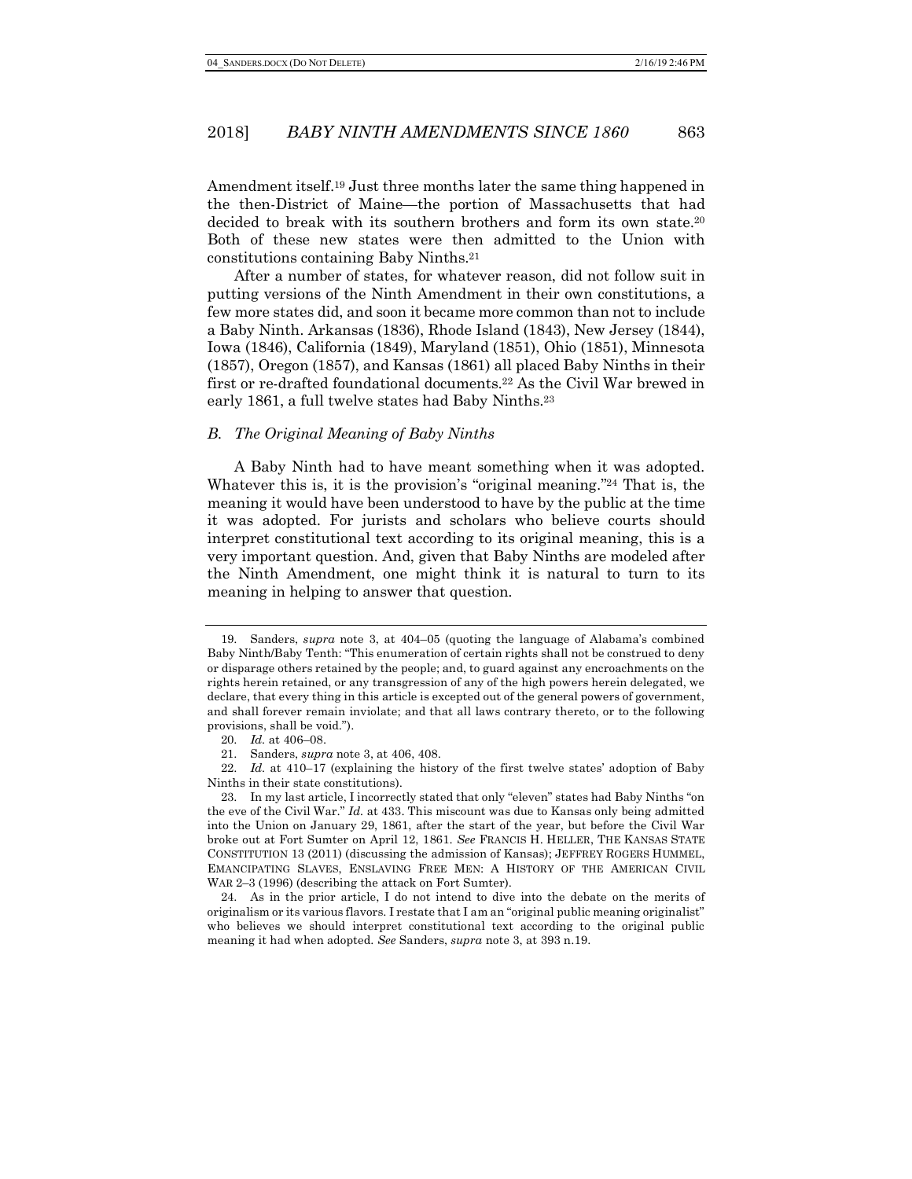Amendment itself.[19] Just three months later the same thing happened in the then-District of Maine—the portion of Massachusetts that had decided to break with its southern brothers and form its own state.[20] Both of these new states were then admitted to the Union with constitutions containing Baby Ninths.[21]

After a number of states, for whatever reason, did not follow suit in putting versions of the Ninth Amendment in their own constitutions, a few more states did, and soon it became more common than not to include a Baby Ninth. Arkansas (1836), Rhode Island (1843), New Jersey (1844), Iowa (1846), California (1849), Maryland (1851), Ohio (1851), Minnesota (1857), Oregon (1857), and Kansas (1861) all placed Baby Ninths in their first or re-drafted foundational documents.[22] As the Civil War brewed in early 1861, a full twelve states had Baby Ninths.[23]

### *B. The Original Meaning of Baby Ninths*

A Baby Ninth had to have meant something when it was adopted. Whatever this is, it is the provision's "original meaning."[24] That is, the meaning it would have been understood to have by the public at the time it was adopted. For jurists and scholars who believe courts should interpret constitutional text according to its original meaning, this is a very important question. And, given that Baby Ninths are modeled after the Ninth Amendment, one might think it is natural to turn to its meaning in helping to answer that question.

---

19. Sanders, *supra* note 3, at 404–05 (quoting the language of Alabama's combined Baby Ninth/Baby Tenth: "This enumeration of certain rights shall not be construed to deny or disparage others retained by the people; and, to guard against any encroachments on the rights herein retained, or any transgression of any of the high powers herein delegated, we declare, that every thing in this article is excepted out of the general powers of government, and shall forever remain inviolate; and that all laws contrary thereto, or to the following provisions, shall be void.").

20. *Id.* at 406–08.

21. Sanders, *supra* note 3, at 406, 408.

22. *Id.* at 410–17 (explaining the history of the first twelve states' adoption of Baby Ninths in their state constitutions).

23. In my last article, I incorrectly stated that only "eleven" states had Baby Ninths "on the eve of the Civil War." *Id.* at 433. This miscount was due to Kansas only being admitted into the Union on January 29, 1861, after the start of the year, but before the Civil War broke out at Fort Sumter on April 12, 1861. *See* FRANCIS H. HELLER, THE KANSAS STATE CONSTITUTION 13 (2011) (discussing the admission of Kansas); JEFFREY ROGERS HUMMEL, EMANCIPATING SLAVES, ENSLAVING FREE MEN: A HISTORY OF THE AMERICAN CIVIL WAR 2–3 (1996) (describing the attack on Fort Sumter).

24. As in the prior article, I do not intend to dive into the debate on the merits of originalism or its various flavors. I restate that I am an "original public meaning originalist" who believes we should interpret constitutional text according to the original public meaning it had when adopted. *See* Sanders, *supra* note 3, at 393 n.19.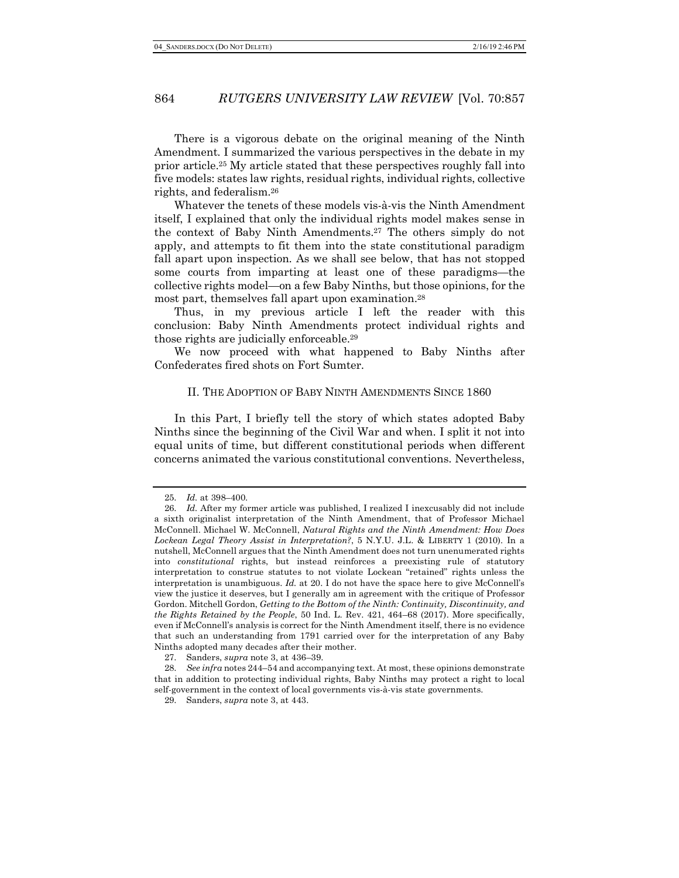There is a vigorous debate on the original meaning of the Ninth Amendment. I summarized the various perspectives in the debate in my prior article.[25] My article stated that these perspectives roughly fall into five models: states law rights, residual rights, individual rights, collective rights, and federalism.[26]

Whatever the tenets of these models vis-à-vis the Ninth Amendment itself, I explained that only the individual rights model makes sense in the context of Baby Ninth Amendments.[27] The others simply do not apply, and attempts to fit them into the state constitutional paradigm fall apart upon inspection. As we shall see below, that has not stopped some courts from imparting at least one of these paradigms—the collective rights model—on a few Baby Ninths, but those opinions, for the most part, themselves fall apart upon examination.[28]

Thus, in my previous article I left the reader with this conclusion: Baby Ninth Amendments protect individual rights and those rights are judicially enforceable.[29]

We now proceed with what happened to Baby Ninths after Confederates fired shots on Fort Sumter.

## II. THE ADOPTION OF BABY NINTH AMENDMENTS SINCE 1860

In this Part, I briefly tell the story of which states adopted Baby Ninths since the beginning of the Civil War and when. I split it not into equal units of time, but different constitutional periods when different concerns animated the various constitutional conventions. Nevertheless,

---

25. *Id.* at 398–400.

26. *Id.* After my former article was published, I realized I inexcusably did not include a sixth originalist interpretation of the Ninth Amendment, that of Professor Michael McConnell. Michael W. McConnell, *Natural Rights and the Ninth Amendment: How Does Lockean Legal Theory Assist in Interpretation?*, 5 N.Y.U. J.L. & LIBERTY 1 (2010). In a nutshell, McConnell argues that the Ninth Amendment does not turn unenumerated rights into *constitutional* rights, but instead reinforces a preexisting rule of statutory interpretation to construe statutes to not violate Lockean "retained" rights unless the interpretation is unambiguous. *Id.* at 20. I do not have the space here to give McConnell's view the justice it deserves, but I generally am in agreement with the critique of Professor Gordon. Mitchell Gordon, *Getting to the Bottom of the Ninth: Continuity, Discontinuity, and the Rights Retained by the People*, 50 Ind. L. Rev. 421, 464–68 (2017). More specifically, even if McConnell's analysis is correct for the Ninth Amendment itself, there is no evidence that such an understanding from 1791 carried over for the interpretation of any Baby Ninths adopted many decades after their mother.

27. Sanders, *supra* note 3, at 436–39.

28. *See infra* notes 244–54 and accompanying text. At most, these opinions demonstrate that in addition to protecting individual rights, Baby Ninths may protect a right to local self-government in the context of local governments vis-à-vis state governments.

29. Sanders, *supra* note 3, at 443.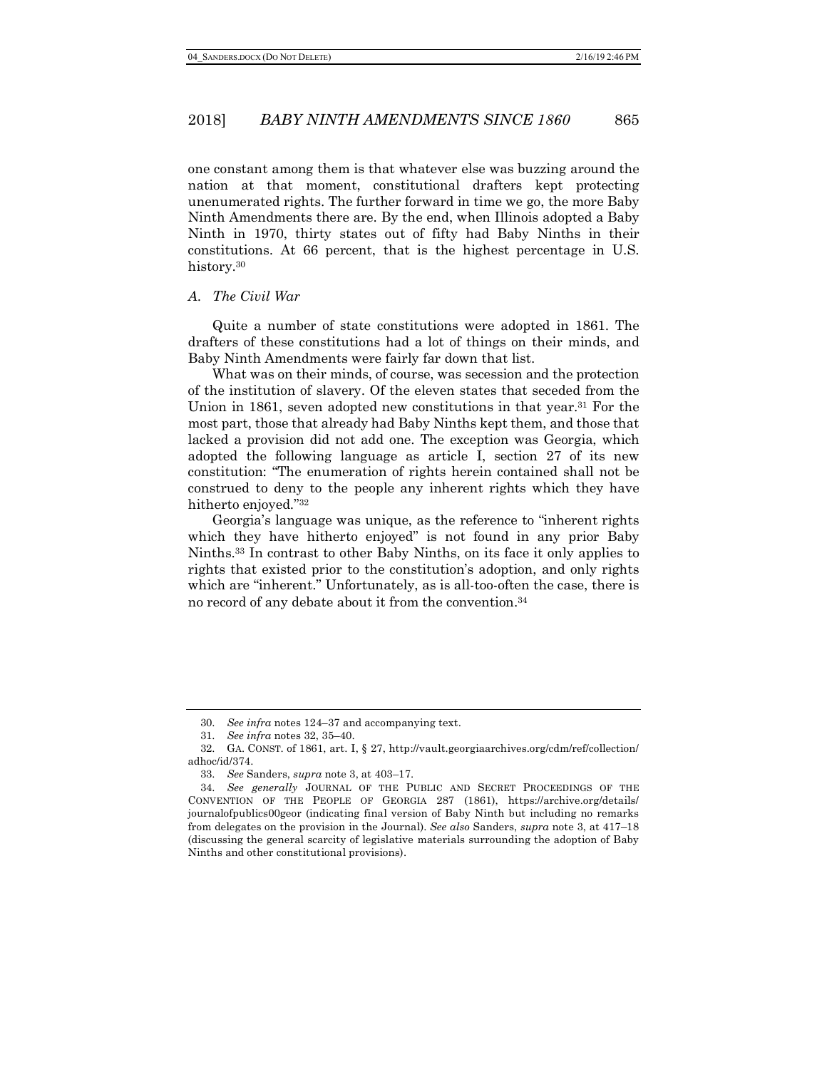one constant among them is that whatever else was buzzing around the nation at that moment, constitutional drafters kept protecting unenumerated rights. The further forward in time we go, the more Baby Ninth Amendments there are. By the end, when Illinois adopted a Baby Ninth in 1970, thirty states out of fifty had Baby Ninths in their constitutions. At 66 percent, that is the highest percentage in U.S. history.[30]

### *A. The Civil War*

Quite a number of state constitutions were adopted in 1861. The drafters of these constitutions had a lot of things on their minds, and Baby Ninth Amendments were fairly far down that list.

What was on their minds, of course, was secession and the protection of the institution of slavery. Of the eleven states that seceded from the Union in 1861, seven adopted new constitutions in that year.[31] For the most part, those that already had Baby Ninths kept them, and those that lacked a provision did not add one. The exception was Georgia, which adopted the following language as article I, section 27 of its new constitution: "The enumeration of rights herein contained shall not be construed to deny to the people any inherent rights which they have hitherto enjoyed."[32]

Georgia's language was unique, as the reference to "inherent rights which they have hitherto enjoyed" is not found in any prior Baby Ninths.[33] In contrast to other Baby Ninths, on its face it only applies to rights that existed prior to the constitution's adoption, and only rights which are "inherent." Unfortunately, as is all-too-often the case, there is no record of any debate about it from the convention.[34]

---

30. *See infra* notes 124–37 and accompanying text.

31. *See infra* notes 32, 35–40.

32. GA. CONST. of 1861, art. I, § 27, http://vault.georgiaarchives.org/cdm/ref/collection/adhoc/id/374.

33. *See* Sanders, *supra* note 3, at 403–17.

34. *See generally* JOURNAL OF THE PUBLIC AND SECRET PROCEEDINGS OF THE CONVENTION OF THE PEOPLE OF GEORGIA 287 (1861), https://archive.org/details/journalofpublics00geor (indicating final version of Baby Ninth but including no remarks from delegates on the provision in the Journal). *See also* Sanders, *supra* note 3, at 417–18 (discussing the general scarcity of legislative materials surrounding the adoption of Baby Ninths and other constitutional provisions).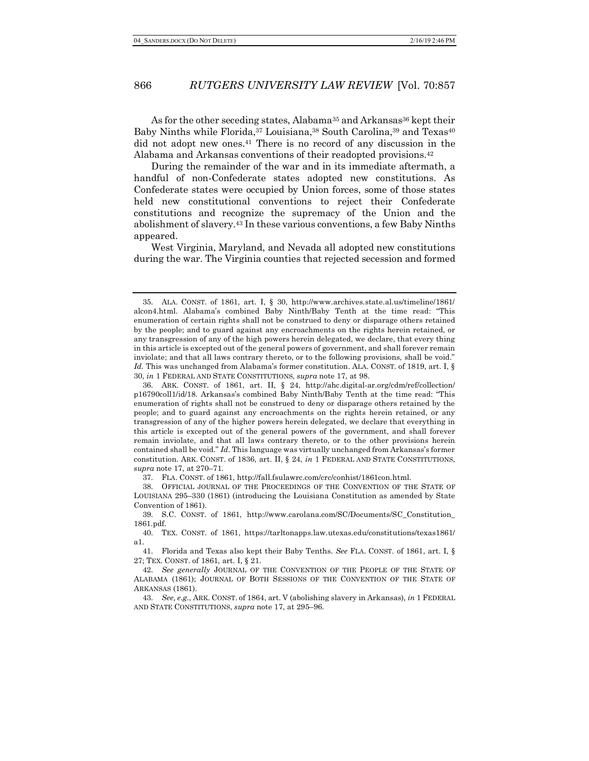As for the other seceding states, Alabama[35] and Arkansas[36] kept their Baby Ninths while Florida,[37] Louisiana,[38] South Carolina,[39] and Texas[40] did not adopt new ones.[41] There is no record of any discussion in the Alabama and Arkansas conventions of their readopted provisions.[42]

During the remainder of the war and in its immediate aftermath, a handful of non-Confederate states adopted new constitutions. As Confederate states were occupied by Union forces, some of those states held new constitutional conventions to reject their Confederate constitutions and recognize the supremacy of the Union and the abolishment of slavery.[43] In these various conventions, a few Baby Ninths appeared.

West Virginia, Maryland, and Nevada all adopted new constitutions during the war. The Virginia counties that rejected secession and formed

---

35. ALA. CONST. of 1861, art. I, § 30, http://www.archives.state.al.us/timeline/1861/alcon4.html. Alabama's combined Baby Ninth/Baby Tenth at the time read: "This enumeration of certain rights shall not be construed to deny or disparage others retained by the people; and to guard against any encroachments on the rights herein retained, or any transgression of any of the high powers herein delegated, we declare, that every thing in this article is excepted out of the general powers of government, and shall forever remain inviolate; and that all laws contrary thereto, or to the following provisions, shall be void." *Id.* This was unchanged from Alabama's former constitution. ALA. CONST. of 1819, art. I, § 30, *in* 1 FEDERAL AND STATE CONSTITUTIONS, *supra* note 17, at 98.

36. ARK. CONST. of 1861, art. II, § 24, http://ahc.digital-ar.org/cdm/ref/collection/p16790coll1/id/18. Arkansas's combined Baby Ninth/Baby Tenth at the time read: "This enumeration of rights shall not be construed to deny or disparage others retained by the people; and to guard against any encroachments on the rights herein retained, or any transgression of any of the higher powers herein delegated, we declare that everything in this article is excepted out of the general powers of the government, and shall forever remain inviolate, and that all laws contrary thereto, or to the other provisions herein contained shall be void." *Id.* This language was virtually unchanged from Arkansas's former constitution. ARK. CONST. of 1836, art. II, § 24, *in* 1 FEDERAL AND STATE CONSTITUTIONS, *supra* note 17, at 270–71.

37. FLA. CONST. of 1861, http://fall.fsulawrc.com/crc/conhist/1861con.html.

38. OFFICIAL JOURNAL OF THE PROCEEDINGS OF THE CONVENTION OF THE STATE OF LOUISIANA 295–330 (1861) (introducing the Louisiana Constitution as amended by State Convention of 1861).

39. S.C. CONST. of 1861, http://www.carolana.com/SC/Documents/SC_Constitution_1861.pdf.

40. TEX. CONST. of 1861, https://tarltonapps.law.utexas.edu/constitutions/texas1861/a1.

41. Florida and Texas also kept their Baby Tenths. *See* FLA. CONST. of 1861, art. I, § 27; TEX. CONST. of 1861, art. I, § 21.

42. *See generally* JOURNAL OF THE CONVENTION OF THE PEOPLE OF THE STATE OF ALABAMA (1861); JOURNAL OF BOTH SESSIONS OF THE CONVENTION OF THE STATE OF ARKANSAS (1861).

43. *See, e.g.*, ARK. CONST. of 1864, art. V (abolishing slavery in Arkansas), *in* 1 FEDERAL AND STATE CONSTITUTIONS, *supra* note 17, at 295–96.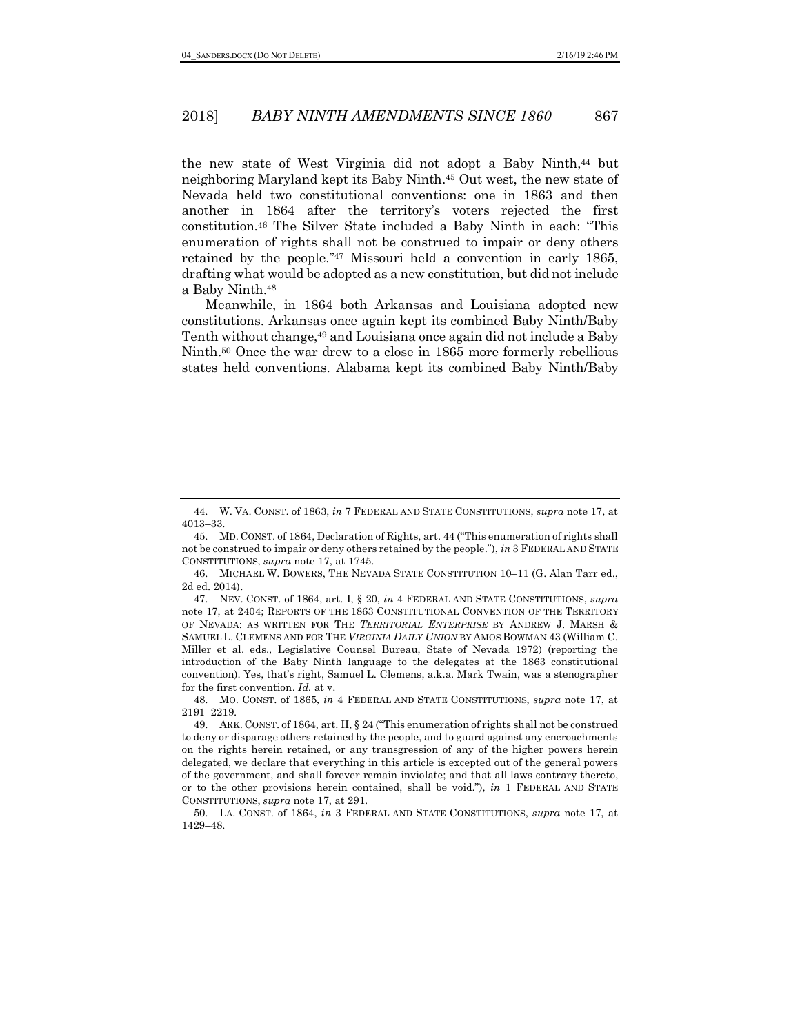the new state of West Virginia did not adopt a Baby Ninth,[44] but neighboring Maryland kept its Baby Ninth.[45] Out west, the new state of Nevada held two constitutional conventions: one in 1863 and then another in 1864 after the territory's voters rejected the first constitution.[46] The Silver State included a Baby Ninth in each: "This enumeration of rights shall not be construed to impair or deny others retained by the people."[47] Missouri held a convention in early 1865, drafting what would be adopted as a new constitution, but did not include a Baby Ninth.[48]

Meanwhile, in 1864 both Arkansas and Louisiana adopted new constitutions. Arkansas once again kept its combined Baby Ninth/Baby Tenth without change,[49] and Louisiana once again did not include a Baby Ninth.[50] Once the war drew to a close in 1865 more formerly rebellious states held conventions. Alabama kept its combined Baby Ninth/Baby

---

44. W. VA. CONST. of 1863, *in* 7 FEDERAL AND STATE CONSTITUTIONS, *supra* note 17, at 4013–33.

45. MD. CONST. of 1864, Declaration of Rights, art. 44 ("This enumeration of rights shall not be construed to impair or deny others retained by the people."), *in* 3 FEDERAL AND STATE CONSTITUTIONS, *supra* note 17, at 1745.

46. MICHAEL W. BOWERS, THE NEVADA STATE CONSTITUTION 10–11 (G. Alan Tarr ed., 2d ed. 2014).

47. NEV. CONST. of 1864, art. I, § 20, *in* 4 FEDERAL AND STATE CONSTITUTIONS, *supra* note 17, at 2404; REPORTS OF THE 1863 CONSTITUTIONAL CONVENTION OF THE TERRITORY OF NEVADA: AS WRITTEN FOR THE *TERRITORIAL ENTERPRISE* BY ANDREW J. MARSH & SAMUEL L. CLEMENS AND FOR THE *VIRGINIA DAILY UNION* BY AMOS BOWMAN 43 (William C. Miller et al. eds., Legislative Counsel Bureau, State of Nevada 1972) (reporting the introduction of the Baby Ninth language to the delegates at the 1863 constitutional convention). Yes, that's right, Samuel L. Clemens, a.k.a. Mark Twain, was a stenographer for the first convention. *Id.* at v.

48. MO. CONST. of 1865, *in* 4 FEDERAL AND STATE CONSTITUTIONS, *supra* note 17, at 2191–2219.

49. ARK. CONST. of 1864, art. II, § 24 ("This enumeration of rights shall not be construed to deny or disparage others retained by the people, and to guard against any encroachments on the rights herein retained, or any transgression of any of the higher powers herein delegated, we declare that everything in this article is excepted out of the general powers of the government, and shall forever remain inviolate; and that all laws contrary thereto, or to the other provisions herein contained, shall be void."), *in* 1 FEDERAL AND STATE CONSTITUTIONS, *supra* note 17, at 291.

50. LA. CONST. of 1864, *in* 3 FEDERAL AND STATE CONSTITUTIONS, *supra* note 17, at 1429–48.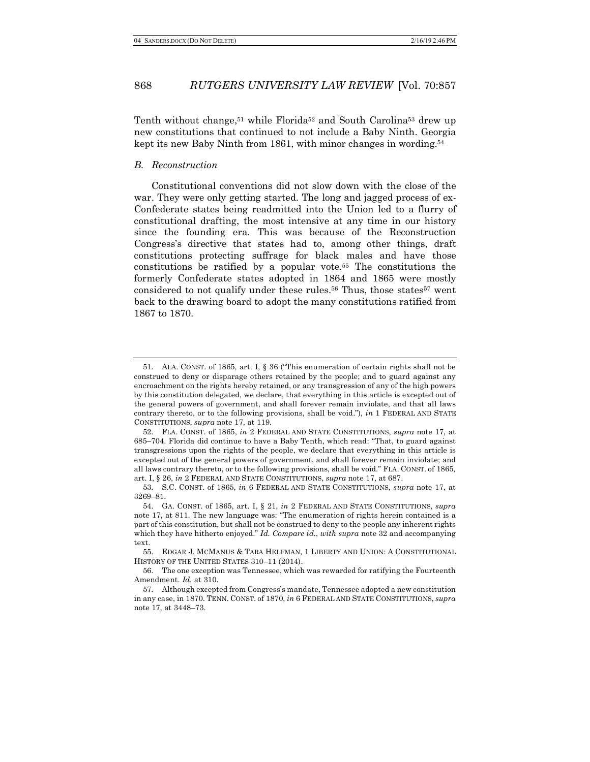Tenth without change,[51] while Florida[52] and South Carolina[53] drew up new constitutions that continued to not include a Baby Ninth. Georgia kept its new Baby Ninth from 1861, with minor changes in wording.[54]

### *B. Reconstruction*

Constitutional conventions did not slow down with the close of the war. They were only getting started. The long and jagged process of ex-Confederate states being readmitted into the Union led to a flurry of constitutional drafting, the most intensive at any time in our history since the founding era. This was because of the Reconstruction Congress's directive that states had to, among other things, draft constitutions protecting suffrage for black males and have those constitutions be ratified by a popular vote.[55] The constitutions the formerly Confederate states adopted in 1864 and 1865 were mostly considered to not qualify under these rules.[56] Thus, those states[57] went back to the drawing board to adopt the many constitutions ratified from 1867 to 1870.

---

51. ALA. CONST. of 1865, art. I, § 36 ("This enumeration of certain rights shall not be construed to deny or disparage others retained by the people; and to guard against any encroachment on the rights hereby retained, or any transgression of any of the high powers by this constitution delegated, we declare, that everything in this article is excepted out of the general powers of government, and shall forever remain inviolate, and that all laws contrary thereto, or to the following provisions, shall be void."), *in* 1 FEDERAL AND STATE CONSTITUTIONS, *supra* note 17, at 119.

52. FLA. CONST. of 1865, *in* 2 FEDERAL AND STATE CONSTITUTIONS, *supra* note 17, at 685–704. Florida did continue to have a Baby Tenth, which read: "That, to guard against transgressions upon the rights of the people, we declare that everything in this article is excepted out of the general powers of government, and shall forever remain inviolate; and all laws contrary thereto, or to the following provisions, shall be void." FLA. CONST. of 1865, art. I, § 26, *in* 2 FEDERAL AND STATE CONSTITUTIONS, *supra* note 17, at 687.

53. S.C. CONST. of 1865, *in* 6 FEDERAL AND STATE CONSTITUTIONS, *supra* note 17, at 3269–81.

54. GA. CONST. of 1865, art. I, § 21, *in* 2 FEDERAL AND STATE CONSTITUTIONS, *supra* note 17, at 811. The new language was: "The enumeration of rights herein contained is a part of this constitution, but shall not be construed to deny to the people any inherent rights which they have hitherto enjoyed." *Id. Compare id.*, *with supra* note 32 and accompanying text.

55. EDGAR J. MCMANUS & TARA HELFMAN, 1 LIBERTY AND UNION: A CONSTITUTIONAL HISTORY OF THE UNITED STATES 310–11 (2014).

56. The one exception was Tennessee, which was rewarded for ratifying the Fourteenth Amendment. *Id.* at 310.

57. Although excepted from Congress's mandate, Tennessee adopted a new constitution in any case, in 1870. TENN. CONST. of 1870, *in* 6 FEDERAL AND STATE CONSTITUTIONS, *supra* note 17, at 3448–73.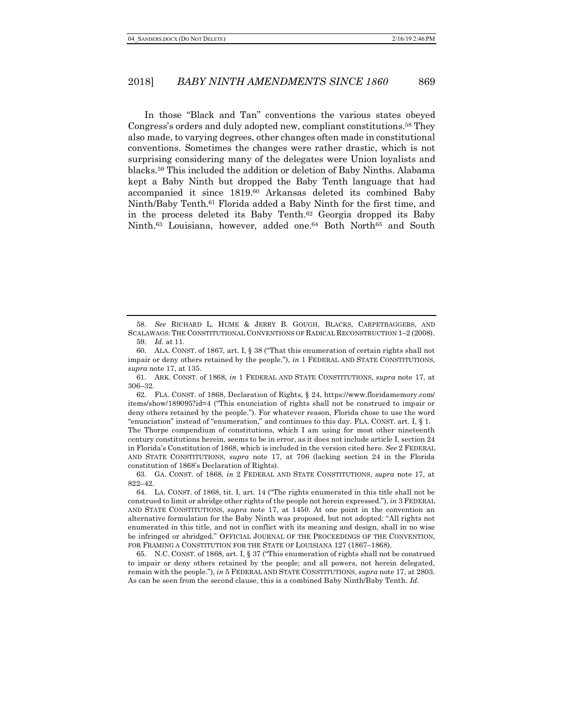In those "Black and Tan" conventions the various states obeyed Congress's orders and duly adopted new, compliant constitutions.[58] They also made, to varying degrees, other changes often made in constitutional conventions. Sometimes the changes were rather drastic, which is not surprising considering many of the delegates were Union loyalists and blacks.[59] This included the addition or deletion of Baby Ninths. Alabama kept a Baby Ninth but dropped the Baby Tenth language that had accompanied it since 1819.[60] Arkansas deleted its combined Baby Ninth/Baby Tenth.[61] Florida added a Baby Ninth for the first time, and in the process deleted its Baby Tenth.[62] Georgia dropped its Baby Ninth.[63] Louisiana, however, added one.[64] Both North[65] and South

---

58. *See* RICHARD L. HUME & JERRY B. GOUGH, BLACKS, CARPETBAGGERS, AND SCALAWAGS: THE CONSTITUTIONAL CONVENTIONS OF RADICAL RECONSTRUCTION 1–2 (2008).

59. *Id.* at 11.

60. ALA. CONST. of 1867, art. I, § 38 ("That this enumeration of certain rights shall not impair or deny others retained by the people."), *in* 1 FEDERAL AND STATE CONSTITUTIONS, *supra* note 17, at 135.

61. ARK. CONST. of 1868, *in* 1 FEDERAL AND STATE CONSTITUTIONS, *supra* note 17, at 306–32.

62. FLA. CONST. of 1868, Declaration of Rights, § 24, https://www.floridamemory.com/items/show/189095?id=4 ("This enunciation of rights shall not be construed to impair or deny others retained by the people."). For whatever reason, Florida chose to use the word "enunciation" instead of "enumeration," and continues to this day. FLA. CONST. art. I, § 1. The Thorpe compendium of constitutions, which I am using for most other nineteenth century constitutions herein, seems to be in error, as it does not include article I, section 24 in Florida's Constitution of 1868, which is included in the version cited here. *See* 2 FEDERAL AND STATE CONSTITUTIONS, *supra* note 17, at 706 (lacking section 24 in the Florida constitution of 1868's Declaration of Rights).

63. GA. CONST. of 1868, *in* 2 FEDERAL AND STATE CONSTITUTIONS, *supra* note 17, at 822–42.

64. LA. CONST. of 1868, tit. I, art. 14 ("The rights enumerated in this title shall not be construed to limit or abridge other rights of the people not herein expressed."), *in* 3 FEDERAL AND STATE CONSTITUTIONS, *supra* note 17, at 1450. At one point in the convention an alternative formulation for the Baby Ninth was proposed, but not adopted: "All rights not enumerated in this title, and not in conflict with its meaning and design, shall in no wise be infringed or abridged." OFFICIAL JOURNAL OF THE PROCEEDINGS OF THE CONVENTION, FOR FRAMING A CONSTITUTION FOR THE STATE OF LOUISIANA 127 (1867–1868).

65. N.C. CONST. of 1868, art. I, § 37 ("This enumeration of rights shall not be construed to impair or deny others retained by the people; and all powers, not herein delegated, remain with the people."), *in* 5 FEDERAL AND STATE CONSTITUTIONS, *supra* note 17, at 2803. As can be seen from the second clause, this is a combined Baby Ninth/Baby Tenth. *Id.*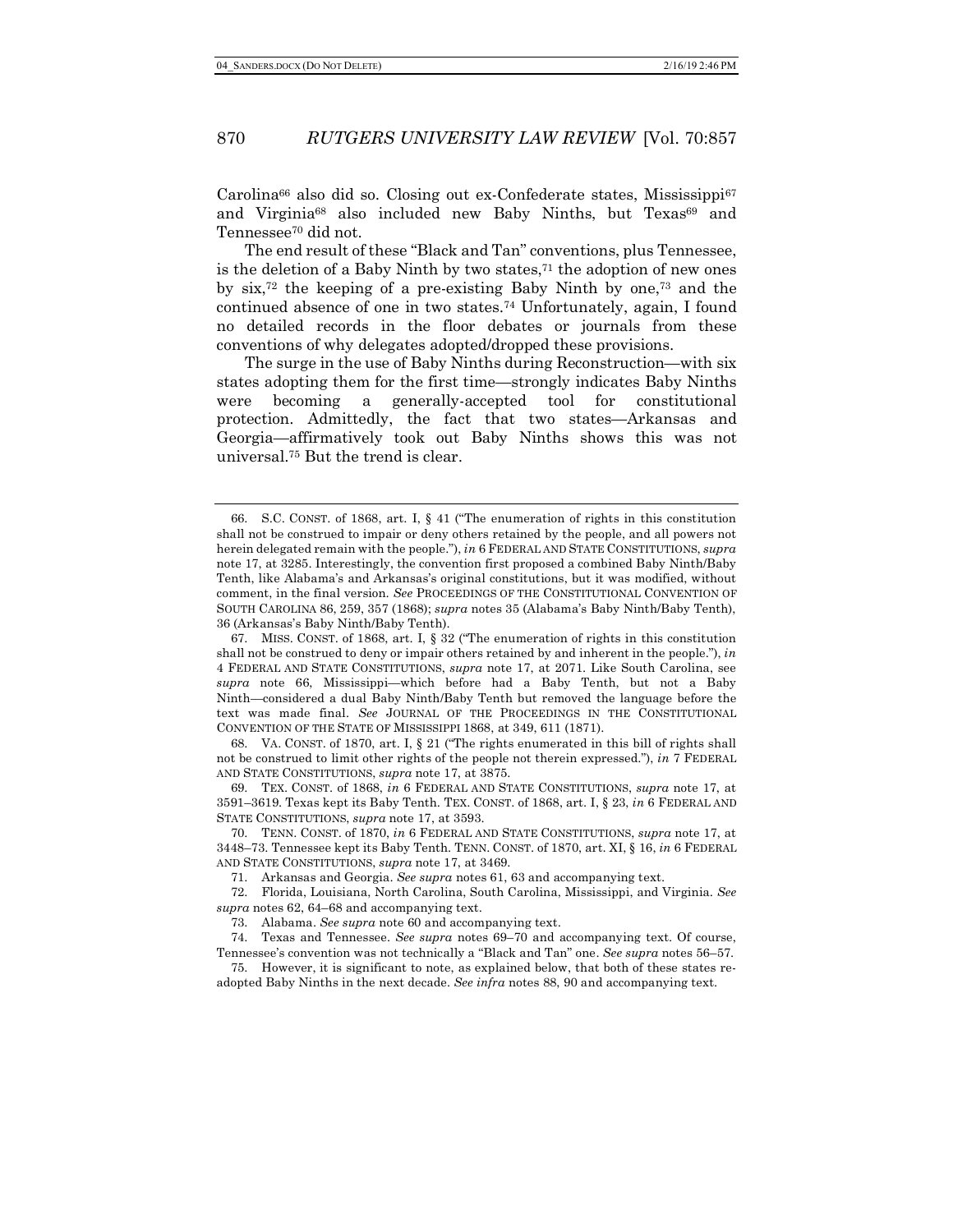Carolina[66] also did so. Closing out ex-Confederate states, Mississippi[67] and Virginia[68] also included new Baby Ninths, but Texas[69] and Tennessee[70] did not.

The end result of these "Black and Tan" conventions, plus Tennessee, is the deletion of a Baby Ninth by two states,[71] the adoption of new ones by six,[72] the keeping of a pre-existing Baby Ninth by one,[73] and the continued absence of one in two states.[74] Unfortunately, again, I found no detailed records in the floor debates or journals from these conventions of why delegates adopted/dropped these provisions.

The surge in the use of Baby Ninths during Reconstruction—with six states adopting them for the first time—strongly indicates Baby Ninths were becoming a generally-accepted tool for constitutional protection. Admittedly, the fact that two states—Arkansas and Georgia—affirmatively took out Baby Ninths shows this was not universal.[75] But the trend is clear.

---

66. S.C. CONST. of 1868, art. I, § 41 ("The enumeration of rights in this constitution shall not be construed to impair or deny others retained by the people, and all powers not herein delegated remain with the people."), *in* 6 FEDERAL AND STATE CONSTITUTIONS, *supra* note 17, at 3285. Interestingly, the convention first proposed a combined Baby Ninth/Baby Tenth, like Alabama's and Arkansas's original constitutions, but it was modified, without comment, in the final version. *See* PROCEEDINGS OF THE CONSTITUTIONAL CONVENTION OF SOUTH CAROLINA 86, 259, 357 (1868); *supra* notes 35 (Alabama's Baby Ninth/Baby Tenth), 36 (Arkansas's Baby Ninth/Baby Tenth).

67. MISS. CONST. of 1868, art. I, § 32 ("The enumeration of rights in this constitution shall not be construed to deny or impair others retained by and inherent in the people."), *in* 4 FEDERAL AND STATE CONSTITUTIONS, *supra* note 17, at 2071. Like South Carolina, see *supra* note 66, Mississippi—which before had a Baby Tenth, but not a Baby Ninth—considered a dual Baby Ninth/Baby Tenth but removed the language before the text was made final. *See* JOURNAL OF THE PROCEEDINGS IN THE CONSTITUTIONAL CONVENTION OF THE STATE OF MISSISSIPPI 1868, at 349, 611 (1871).

68. VA. CONST. of 1870, art. I, § 21 ("The rights enumerated in this bill of rights shall not be construed to limit other rights of the people not therein expressed."), *in* 7 FEDERAL AND STATE CONSTITUTIONS, *supra* note 17, at 3875.

69. TEX. CONST. of 1868, *in* 6 FEDERAL AND STATE CONSTITUTIONS, *supra* note 17, at 3591–3619. Texas kept its Baby Tenth. TEX. CONST. of 1868, art. I, § 23, *in* 6 FEDERAL AND STATE CONSTITUTIONS, *supra* note 17, at 3593.

70. TENN. CONST. of 1870, *in* 6 FEDERAL AND STATE CONSTITUTIONS, *supra* note 17, at 3448–73. Tennessee kept its Baby Tenth. TENN. CONST. of 1870, art. XI, § 16, *in* 6 FEDERAL AND STATE CONSTITUTIONS, *supra* note 17, at 3469.

71. Arkansas and Georgia. *See supra* notes 61, 63 and accompanying text.

72. Florida, Louisiana, North Carolina, South Carolina, Mississippi, and Virginia. *See supra* notes 62, 64–68 and accompanying text.

73. Alabama. *See supra* note 60 and accompanying text.

74. Texas and Tennessee. *See supra* notes 69–70 and accompanying text. Of course, Tennessee's convention was not technically a "Black and Tan" one. *See supra* notes 56–57.

75. However, it is significant to note, as explained below, that both of these states re-adopted Baby Ninths in the next decade. *See infra* notes 88, 90 and accompanying text.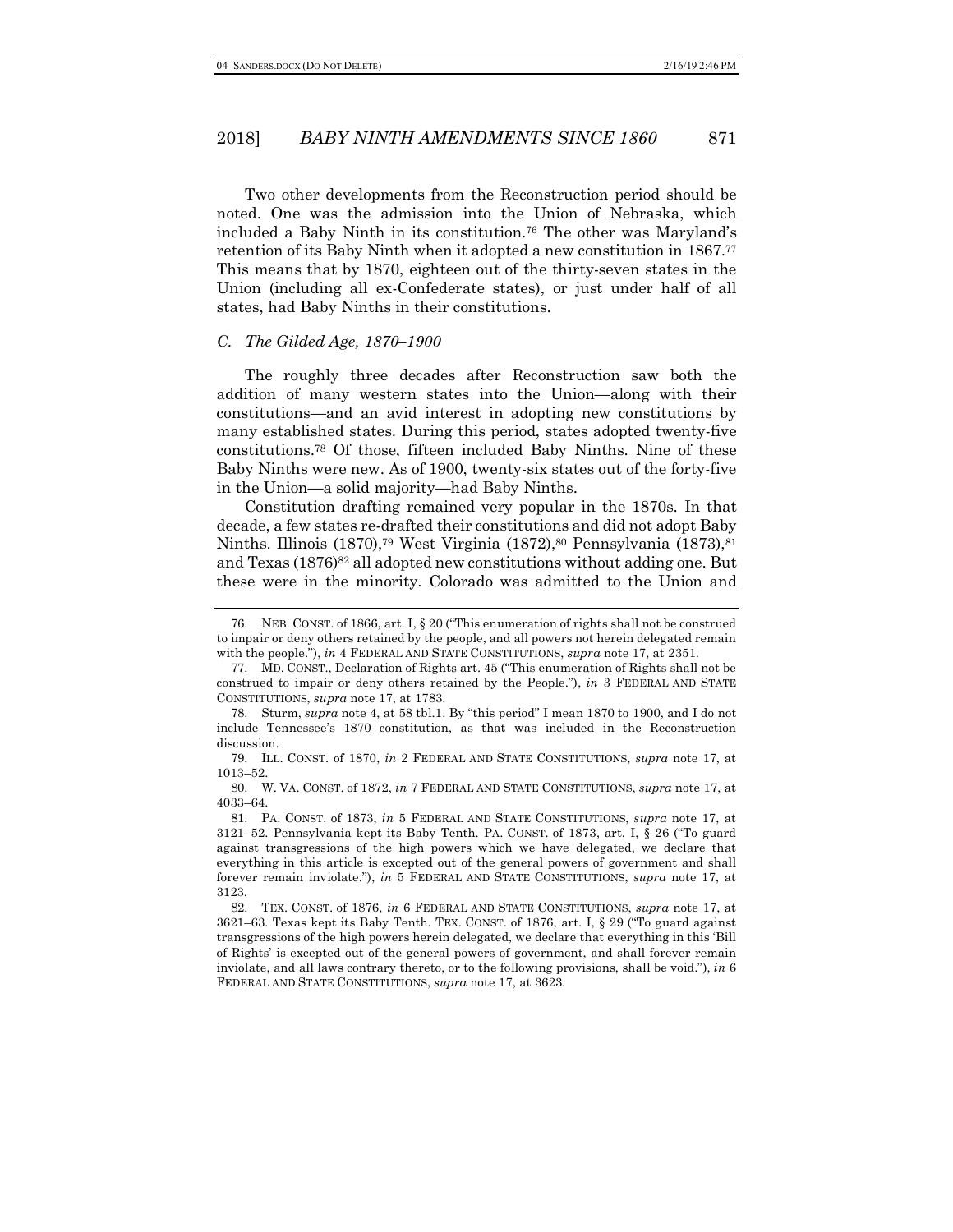Two other developments from the Reconstruction period should be noted. One was the admission into the Union of Nebraska, which included a Baby Ninth in its constitution.[76] The other was Maryland's retention of its Baby Ninth when it adopted a new constitution in 1867.[77] This means that by 1870, eighteen out of the thirty-seven states in the Union (including all ex-Confederate states), or just under half of all states, had Baby Ninths in their constitutions.

### *C. The Gilded Age, 1870–1900*

The roughly three decades after Reconstruction saw both the addition of many western states into the Union—along with their constitutions—and an avid interest in adopting new constitutions by many established states. During this period, states adopted twenty-five constitutions.[78] Of those, fifteen included Baby Ninths. Nine of these Baby Ninths were new. As of 1900, twenty-six states out of the forty-five in the Union—a solid majority—had Baby Ninths.

Constitution drafting remained very popular in the 1870s. In that decade, a few states re-drafted their constitutions and did not adopt Baby Ninths. Illinois (1870),[79] West Virginia (1872),[80] Pennsylvania (1873),[81] and Texas (1876)[82] all adopted new constitutions without adding one. But these were in the minority. Colorado was admitted to the Union and

---

76. NEB. CONST. of 1866, art. I, § 20 ("This enumeration of rights shall not be construed to impair or deny others retained by the people, and all powers not herein delegated remain with the people."), *in* 4 FEDERAL AND STATE CONSTITUTIONS, *supra* note 17, at 2351.

77. MD. CONST., Declaration of Rights art. 45 ("This enumeration of Rights shall not be construed to impair or deny others retained by the People."), *in* 3 FEDERAL AND STATE CONSTITUTIONS, *supra* note 17, at 1783.

78. Sturm, *supra* note 4, at 58 tbl.1. By "this period" I mean 1870 to 1900, and I do not include Tennessee's 1870 constitution, as that was included in the Reconstruction discussion.

79. ILL. CONST. of 1870, *in* 2 FEDERAL AND STATE CONSTITUTIONS, *supra* note 17, at 1013–52.

80. W. VA. CONST. of 1872, *in* 7 FEDERAL AND STATE CONSTITUTIONS, *supra* note 17, at 4033–64.

81. PA. CONST. of 1873, *in* 5 FEDERAL AND STATE CONSTITUTIONS, *supra* note 17, at 3121–52. Pennsylvania kept its Baby Tenth. PA. CONST. of 1873, art. I, § 26 ("To guard against transgressions of the high powers which we have delegated, we declare that everything in this article is excepted out of the general powers of government and shall forever remain inviolate."), *in* 5 FEDERAL AND STATE CONSTITUTIONS, *supra* note 17, at 3123.

82. TEX. CONST. of 1876, *in* 6 FEDERAL AND STATE CONSTITUTIONS, *supra* note 17, at 3621–63. Texas kept its Baby Tenth. TEX. CONST. of 1876, art. I, § 29 ("To guard against transgressions of the high powers herein delegated, we declare that everything in this 'Bill of Rights' is excepted out of the general powers of government, and shall forever remain inviolate, and all laws contrary thereto, or to the following provisions, shall be void."), *in* 6 FEDERAL AND STATE CONSTITUTIONS, *supra* note 17, at 3623.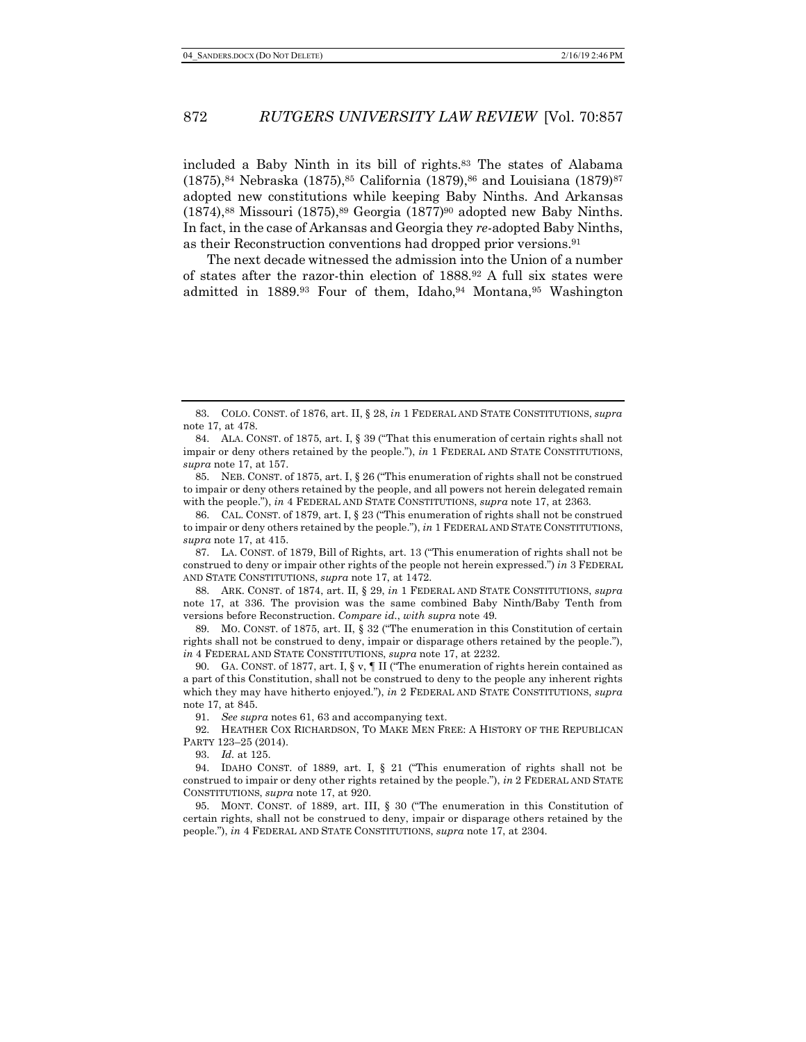included a Baby Ninth in its bill of rights.[83] The states of Alabama (1875),[84] Nebraska (1875),[85] California (1879),[86] and Louisiana (1879)[87] adopted new constitutions while keeping Baby Ninths. And Arkansas (1874),[88] Missouri (1875),[89] Georgia (1877)[90] adopted new Baby Ninths. In fact, in the case of Arkansas and Georgia they *re*-adopted Baby Ninths, as their Reconstruction conventions had dropped prior versions.[91]

The next decade witnessed the admission into the Union of a number of states after the razor-thin election of 1888.[92] A full six states were admitted in 1889.[93] Four of them, Idaho,[94] Montana,[95] Washington

---

83. COLO. CONST. of 1876, art. II, § 28, *in* 1 FEDERAL AND STATE CONSTITUTIONS, *supra* note 17, at 478.

84. ALA. CONST. of 1875, art. I, § 39 ("That this enumeration of certain rights shall not impair or deny others retained by the people."), *in* 1 FEDERAL AND STATE CONSTITUTIONS, *supra* note 17, at 157.

85. NEB. CONST. of 1875, art. I, § 26 ("This enumeration of rights shall not be construed to impair or deny others retained by the people, and all powers not herein delegated remain with the people."), *in* 4 FEDERAL AND STATE CONSTITUTIONS, *supra* note 17, at 2363.

86. CAL. CONST. of 1879, art. I, § 23 ("This enumeration of rights shall not be construed to impair or deny others retained by the people."), *in* 1 FEDERAL AND STATE CONSTITUTIONS, *supra* note 17, at 415.

87. LA. CONST. of 1879, Bill of Rights, art. 13 ("This enumeration of rights shall not be construed to deny or impair other rights of the people not herein expressed.") *in* 3 FEDERAL AND STATE CONSTITUTIONS, *supra* note 17, at 1472.

88. ARK. CONST. of 1874, art. II, § 29, *in* 1 FEDERAL AND STATE CONSTITUTIONS, *supra* note 17, at 336. The provision was the same combined Baby Ninth/Baby Tenth from versions before Reconstruction. *Compare id.*, *with supra* note 49.

89. MO. CONST. of 1875, art. II, § 32 ("The enumeration in this Constitution of certain rights shall not be construed to deny, impair or disparage others retained by the people."), *in* 4 FEDERAL AND STATE CONSTITUTIONS, *supra* note 17, at 2232.

90. GA. CONST. of 1877, art. I, § v, ¶ II ("The enumeration of rights herein contained as a part of this Constitution, shall not be construed to deny to the people any inherent rights which they may have hitherto enjoyed."), *in* 2 FEDERAL AND STATE CONSTITUTIONS, *supra* note 17, at 845.

91. *See supra* notes 61, 63 and accompanying text.

92. HEATHER COX RICHARDSON, TO MAKE MEN FREE: A HISTORY OF THE REPUBLICAN PARTY 123–25 (2014).

93. *Id.* at 125.

94. IDAHO CONST. of 1889, art. I, § 21 ("This enumeration of rights shall not be construed to impair or deny other rights retained by the people."), *in* 2 FEDERAL AND STATE CONSTITUTIONS, *supra* note 17, at 920.

95. MONT. CONST. of 1889, art. III, § 30 ("The enumeration in this Constitution of certain rights, shall not be construed to deny, impair or disparage others retained by the people."), *in* 4 FEDERAL AND STATE CONSTITUTIONS, *supra* note 17, at 2304.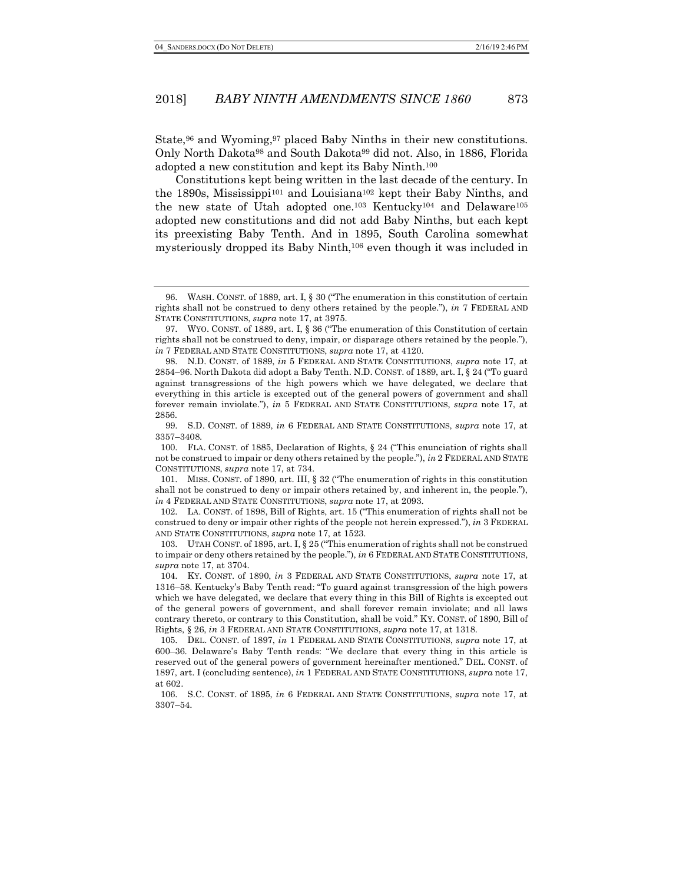State,[96] and Wyoming,[97] placed Baby Ninths in their new constitutions. Only North Dakota[98] and South Dakota[99] did not. Also, in 1886, Florida adopted a new constitution and kept its Baby Ninth.[100]

Constitutions kept being written in the last decade of the century. In the 1890s, Mississippi[101] and Louisiana[102] kept their Baby Ninths, and the new state of Utah adopted one.[103] Kentucky[104] and Delaware[105] adopted new constitutions and did not add Baby Ninths, but each kept its preexisting Baby Tenth. And in 1895, South Carolina somewhat mysteriously dropped its Baby Ninth,[106] even though it was included in

---

96. WASH. CONST. of 1889, art. I, § 30 ("The enumeration in this constitution of certain rights shall not be construed to deny others retained by the people."), *in* 7 FEDERAL AND STATE CONSTITUTIONS, *supra* note 17, at 3975.

97. WYO. CONST. of 1889, art. I, § 36 ("The enumeration of this Constitution of certain rights shall not be construed to deny, impair, or disparage others retained by the people."), *in* 7 FEDERAL AND STATE CONSTITUTIONS, *supra* note 17, at 4120.

98. N.D. CONST. of 1889, *in* 5 FEDERAL AND STATE CONSTITUTIONS, *supra* note 17, at 2854–96. North Dakota did adopt a Baby Tenth. N.D. CONST. of 1889, art. I, § 24 ("To guard against transgressions of the high powers which we have delegated, we declare that everything in this article is excepted out of the general powers of government and shall forever remain inviolate."), *in* 5 FEDERAL AND STATE CONSTITUTIONS, *supra* note 17, at 2856.

99. S.D. CONST. of 1889, *in* 6 FEDERAL AND STATE CONSTITUTIONS, *supra* note 17, at 3357–3408.

100. FLA. CONST. of 1885, Declaration of Rights, § 24 ("This enunciation of rights shall not be construed to impair or deny others retained by the people."), *in* 2 FEDERAL AND STATE CONSTITUTIONS, *supra* note 17, at 734.

101. MISS. CONST. of 1890, art. III, § 32 ("The enumeration of rights in this constitution shall not be construed to deny or impair others retained by, and inherent in, the people."), *in* 4 FEDERAL AND STATE CONSTITUTIONS, *supra* note 17, at 2093.

102. LA. CONST. of 1898, Bill of Rights, art. 15 ("This enumeration of rights shall not be construed to deny or impair other rights of the people not herein expressed."), *in* 3 FEDERAL AND STATE CONSTITUTIONS, *supra* note 17, at 1523.

103. UTAH CONST. of 1895, art. I, § 25 ("This enumeration of rights shall not be construed to impair or deny others retained by the people."), *in* 6 FEDERAL AND STATE CONSTITUTIONS, *supra* note 17, at 3704.

104. KY. CONST. of 1890, *in* 3 FEDERAL AND STATE CONSTITUTIONS, *supra* note 17, at 1316–58. Kentucky's Baby Tenth read: "To guard against transgression of the high powers which we have delegated, we declare that every thing in this Bill of Rights is excepted out of the general powers of government, and shall forever remain inviolate; and all laws contrary thereto, or contrary to this Constitution, shall be void." KY. CONST. of 1890, Bill of Rights, § 26, *in* 3 FEDERAL AND STATE CONSTITUTIONS, *supra* note 17, at 1318.

105. DEL. CONST. of 1897, *in* 1 FEDERAL AND STATE CONSTITUTIONS, *supra* note 17, at 600–36. Delaware's Baby Tenth reads: "We declare that every thing in this article is reserved out of the general powers of government hereinafter mentioned." DEL. CONST. of 1897, art. I (concluding sentence), *in* 1 FEDERAL AND STATE CONSTITUTIONS, *supra* note 17, at 602.

106. S.C. CONST. of 1895, *in* 6 FEDERAL AND STATE CONSTITUTIONS, *supra* note 17, at 3307–54.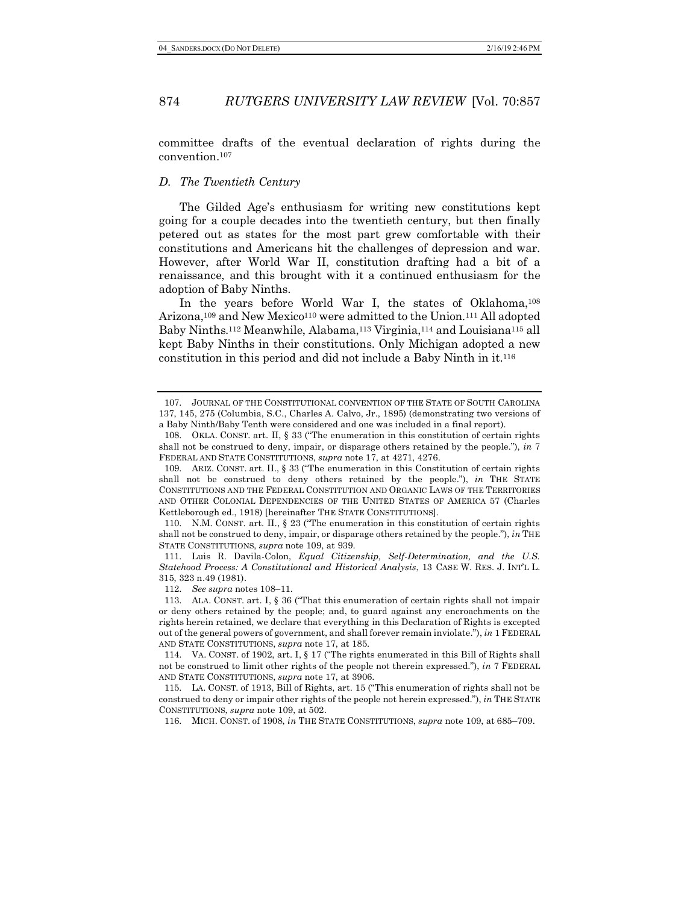committee drafts of the eventual declaration of rights during the convention.[107]

### *D. The Twentieth Century*

The Gilded Age's enthusiasm for writing new constitutions kept going for a couple decades into the twentieth century, but then finally petered out as states for the most part grew comfortable with their constitutions and Americans hit the challenges of depression and war. However, after World War II, constitution drafting had a bit of a renaissance, and this brought with it a continued enthusiasm for the adoption of Baby Ninths.

In the years before World War I, the states of Oklahoma,[108] Arizona,[109] and New Mexico[110] were admitted to the Union.[111] All adopted Baby Ninths.[112] Meanwhile, Alabama,[113] Virginia,[114] and Louisiana[115] all kept Baby Ninths in their constitutions. Only Michigan adopted a new constitution in this period and did not include a Baby Ninth in it.[116]

---

107. JOURNAL OF THE CONSTITUTIONAL CONVENTION OF THE STATE OF SOUTH CAROLINA 137, 145, 275 (Columbia, S.C., Charles A. Calvo, Jr., 1895) (demonstrating two versions of a Baby Ninth/Baby Tenth were considered and one was included in a final report).

108. OKLA. CONST. art. II, § 33 ("The enumeration in this constitution of certain rights shall not be construed to deny, impair, or disparage others retained by the people."), *in* 7 FEDERAL AND STATE CONSTITUTIONS, *supra* note 17, at 4271, 4276.

109. ARIZ. CONST. art. II., § 33 ("The enumeration in this Constitution of certain rights shall not be construed to deny others retained by the people."), *in* THE STATE CONSTITUTIONS AND THE FEDERAL CONSTITUTION AND ORGANIC LAWS OF THE TERRITORIES AND OTHER COLONIAL DEPENDENCIES OF THE UNITED STATES OF AMERICA 57 (Charles Kettleborough ed., 1918) [hereinafter THE STATE CONSTITUTIONS].

110. N.M. CONST. art. II., § 23 ("The enumeration in this constitution of certain rights shall not be construed to deny, impair, or disparage others retained by the people."), *in* THE STATE CONSTITUTIONS, *supra* note 109, at 939.

111. Luis R. Davila-Colon, *Equal Citizenship, Self-Determination, and the U.S. Statehood Process: A Constitutional and Historical Analysis*, 13 CASE W. RES. J. INT'L L. 315, 323 n.49 (1981).

112. *See supra* notes 108–11.

113. ALA. CONST. art. I, § 36 ("That this enumeration of certain rights shall not impair or deny others retained by the people; and, to guard against any encroachments on the rights herein retained, we declare that everything in this Declaration of Rights is excepted out of the general powers of government, and shall forever remain inviolate."), *in* 1 FEDERAL AND STATE CONSTITUTIONS, *supra* note 17, at 185.

114. VA. CONST. of 1902, art. I, § 17 ("The rights enumerated in this Bill of Rights shall not be construed to limit other rights of the people not therein expressed."), *in* 7 FEDERAL AND STATE CONSTITUTIONS, *supra* note 17, at 3906.

115. LA. CONST. of 1913, Bill of Rights, art. 15 ("This enumeration of rights shall not be construed to deny or impair other rights of the people not herein expressed."), *in* THE STATE CONSTITUTIONS, *supra* note 109, at 502.

116. MICH. CONST. of 1908, *in* THE STATE CONSTITUTIONS, *supra* note 109, at 685–709.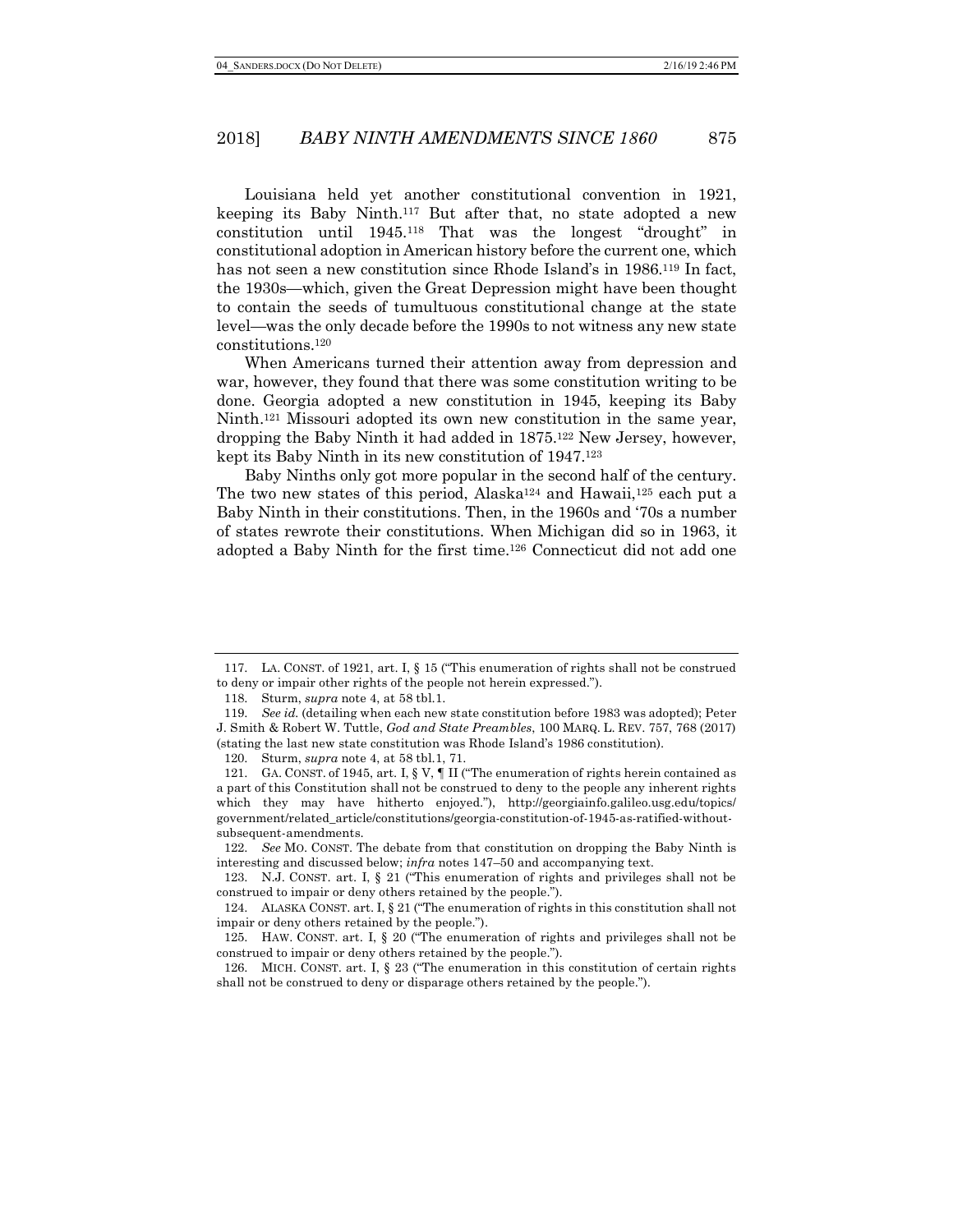Louisiana held yet another constitutional convention in 1921, keeping its Baby Ninth.[117] But after that, no state adopted a new constitution until 1945.[118] That was the longest "drought" in constitutional adoption in American history before the current one, which has not seen a new constitution since Rhode Island's in 1986.[119] In fact, the 1930s—which, given the Great Depression might have been thought to contain the seeds of tumultuous constitutional change at the state level—was the only decade before the 1990s to not witness any new state constitutions.[120]

When Americans turned their attention away from depression and war, however, they found that there was some constitution writing to be done. Georgia adopted a new constitution in 1945, keeping its Baby Ninth.[121] Missouri adopted its own new constitution in the same year, dropping the Baby Ninth it had added in 1875.[122] New Jersey, however, kept its Baby Ninth in its new constitution of 1947.[123]

Baby Ninths only got more popular in the second half of the century. The two new states of this period, Alaska[124] and Hawaii,[125] each put a Baby Ninth in their constitutions. Then, in the 1960s and '70s a number of states rewrote their constitutions. When Michigan did so in 1963, it adopted a Baby Ninth for the first time.[126] Connecticut did not add one

---

117. LA. CONST. of 1921, art. I, § 15 ("This enumeration of rights shall not be construed to deny or impair other rights of the people not herein expressed.").

118. Sturm, *supra* note 4, at 58 tbl.1.

119. *See id.* (detailing when each new state constitution before 1983 was adopted); Peter J. Smith & Robert W. Tuttle, *God and State Preambles*, 100 MARQ. L. REV. 757, 768 (2017) (stating the last new state constitution was Rhode Island's 1986 constitution).

120. Sturm, *supra* note 4, at 58 tbl.1, 71.

121. GA. CONST. of 1945, art. I, § V, ¶ II ("The enumeration of rights herein contained as a part of this Constitution shall not be construed to deny to the people any inherent rights which they may have hitherto enjoyed."), http://georgiainfo.galileo.usg.edu/topics/government/related_article/constitutions/georgia-constitution-of-1945-as-ratified-without-subsequent-amendments.

122. *See* MO. CONST. The debate from that constitution on dropping the Baby Ninth is interesting and discussed below; *infra* notes 147–50 and accompanying text.

123. N.J. CONST. art. I, § 21 ("This enumeration of rights and privileges shall not be construed to impair or deny others retained by the people.").

124. ALASKA CONST. art. I, § 21 ("The enumeration of rights in this constitution shall not impair or deny others retained by the people.").

125. HAW. CONST. art. I, § 20 ("The enumeration of rights and privileges shall not be construed to impair or deny others retained by the people.").

126. MICH. CONST. art. I, § 23 ("The enumeration in this constitution of certain rights shall not be construed to deny or disparage others retained by the people.").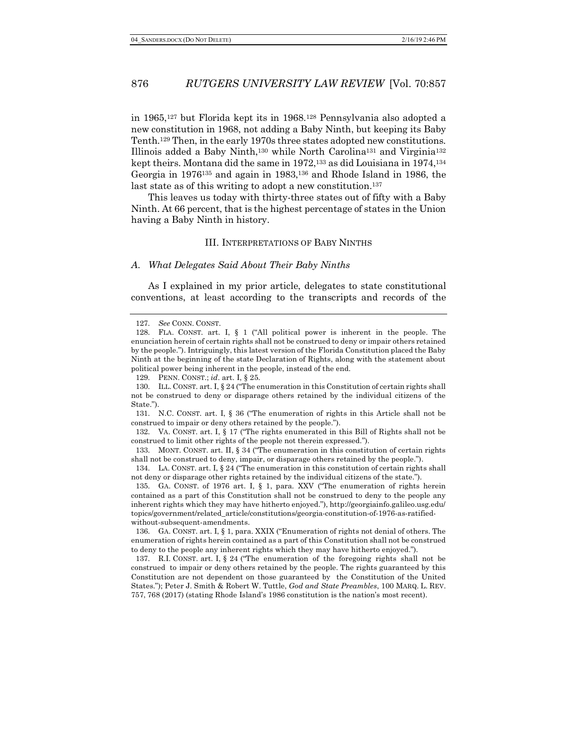in 1965,[127] but Florida kept its in 1968.[128] Pennsylvania also adopted a new constitution in 1968, not adding a Baby Ninth, but keeping its Baby Tenth.[129] Then, in the early 1970s three states adopted new constitutions. Illinois added a Baby Ninth,[130] while North Carolina[131] and Virginia[132] kept theirs. Montana did the same in 1972,[133] as did Louisiana in 1974,[134] Georgia in 1976[135] and again in 1983,[136] and Rhode Island in 1986, the last state as of this writing to adopt a new constitution.[137]

This leaves us today with thirty-three states out of fifty with a Baby Ninth. At 66 percent, that is the highest percentage of states in the Union having a Baby Ninth in history.

## III. Interpretations of Baby Ninths

### A. *What Delegates Said About Their Baby Ninths*

As I explained in my prior article, delegates to state constitutional conventions, at least according to the transcripts and records of the

---

127. *See* CONN. CONST.

128. FLA. CONST. art. I, § 1 ("All political power is inherent in the people. The enunciation herein of certain rights shall not be construed to deny or impair others retained by the people."). Intriguingly, this latest version of the Florida Constitution placed the Baby Ninth at the beginning of the state Declaration of Rights, along with the statement about political power being inherent in the people, instead of the end.

129. PENN. CONST.; *id*. art. I, § 25.

130. ILL. CONST. art. I, § 24 ("The enumeration in this Constitution of certain rights shall not be construed to deny or disparage others retained by the individual citizens of the State.").

131. N.C. CONST. art. I, § 36 ("The enumeration of rights in this Article shall not be construed to impair or deny others retained by the people.").

132. VA. CONST. art. I, § 17 ("The rights enumerated in this Bill of Rights shall not be construed to limit other rights of the people not therein expressed.").

133. MONT. CONST. art. II, § 34 ("The enumeration in this constitution of certain rights shall not be construed to deny, impair, or disparage others retained by the people.").

134. LA. CONST. art. I, § 24 ("The enumeration in this constitution of certain rights shall not deny or disparage other rights retained by the individual citizens of the state.").

135. GA. CONST. of 1976 art. I, § 1, para. XXV ("The enumeration of rights herein contained as a part of this Constitution shall not be construed to deny to the people any inherent rights which they may have hitherto enjoyed."), http://georgiainfo.galileo.usg.edu/topics/government/related_article/constitutions/georgia-constitution-of-1976-as-ratified-without-subsequent-amendments.

136. GA. CONST. art. I, § 1, para. XXIX ("Enumeration of rights not denial of others. The enumeration of rights herein contained as a part of this Constitution shall not be construed to deny to the people any inherent rights which they may have hitherto enjoyed.").

137. R.I. CONST. art. I, § 24 ("The enumeration of the foregoing rights shall not be construed to impair or deny others retained by the people. The rights guaranteed by this Constitution are not dependent on those guaranteed by the Constitution of the United States."); Peter J. Smith & Robert W. Tuttle, *God and State Preambles*, 100 MARQ. L. REV. 757, 768 (2017) (stating Rhode Island's 1986 constitution is the nation's most recent).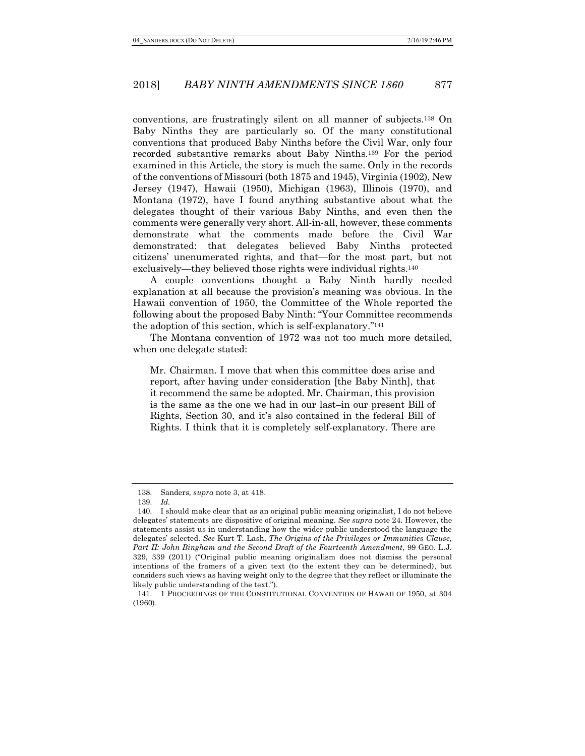conventions, are frustratingly silent on all manner of subjects.[138] On Baby Ninths they are particularly so. Of the many constitutional conventions that produced Baby Ninths before the Civil War, only four recorded substantive remarks about Baby Ninths.[139] For the period examined in this Article, the story is much the same. Only in the records of the conventions of Missouri (both 1875 and 1945), Virginia (1902), New Jersey (1947), Hawaii (1950), Michigan (1963), Illinois (1970), and Montana (1972), have I found anything substantive about what the delegates thought of their various Baby Ninths, and even then the comments were generally very short. All-in-all, however, these comments demonstrate what the comments made before the Civil War demonstrated: that delegates believed Baby Ninths protected citizens' unenumerated rights, and that—for the most part, but not exclusively—they believed those rights were individual rights.[140]

A couple conventions thought a Baby Ninth hardly needed explanation at all because the provision's meaning was obvious. In the Hawaii convention of 1950, the Committee of the Whole reported the following about the proposed Baby Ninth: "Your Committee recommends the adoption of this section, which is self-explanatory."[141]

The Montana convention of 1972 was not too much more detailed, when one delegate stated:

> Mr. Chairman. I move that when this committee does arise and report, after having under consideration [the Baby Ninth], that it recommend the same be adopted. Mr. Chairman, this provision is the same as the one we had in our last–in our present Bill of Rights, Section 30, and it's also contained in the federal Bill of Rights. I think that it is completely self-explanatory. There are

---

138. Sanders, *supra* note 3, at 418.

139. *Id.*

140. I should make clear that as an original public meaning originalist, I do not believe delegates' statements are dispositive of original meaning. *See supra* note 24. However, the statements assist us in understanding how the wider public understood the language the delegates' selected. *See* Kurt T. Lash, *The Origins of the Privileges or Immunities Clause, Part II: John Bingham and the Second Draft of the Fourteenth Amendment*, 99 GEO. L.J. 329, 339 (2011) ("Original public meaning originalism does not dismiss the personal intentions of the framers of a given text (to the extent they can be determined), but considers such views as having weight only to the degree that they reflect or illuminate the likely public understanding of the text.").

141. 1 PROCEEDINGS OF THE CONSTITUTIONAL CONVENTION OF HAWAII OF 1950, at 304 (1960).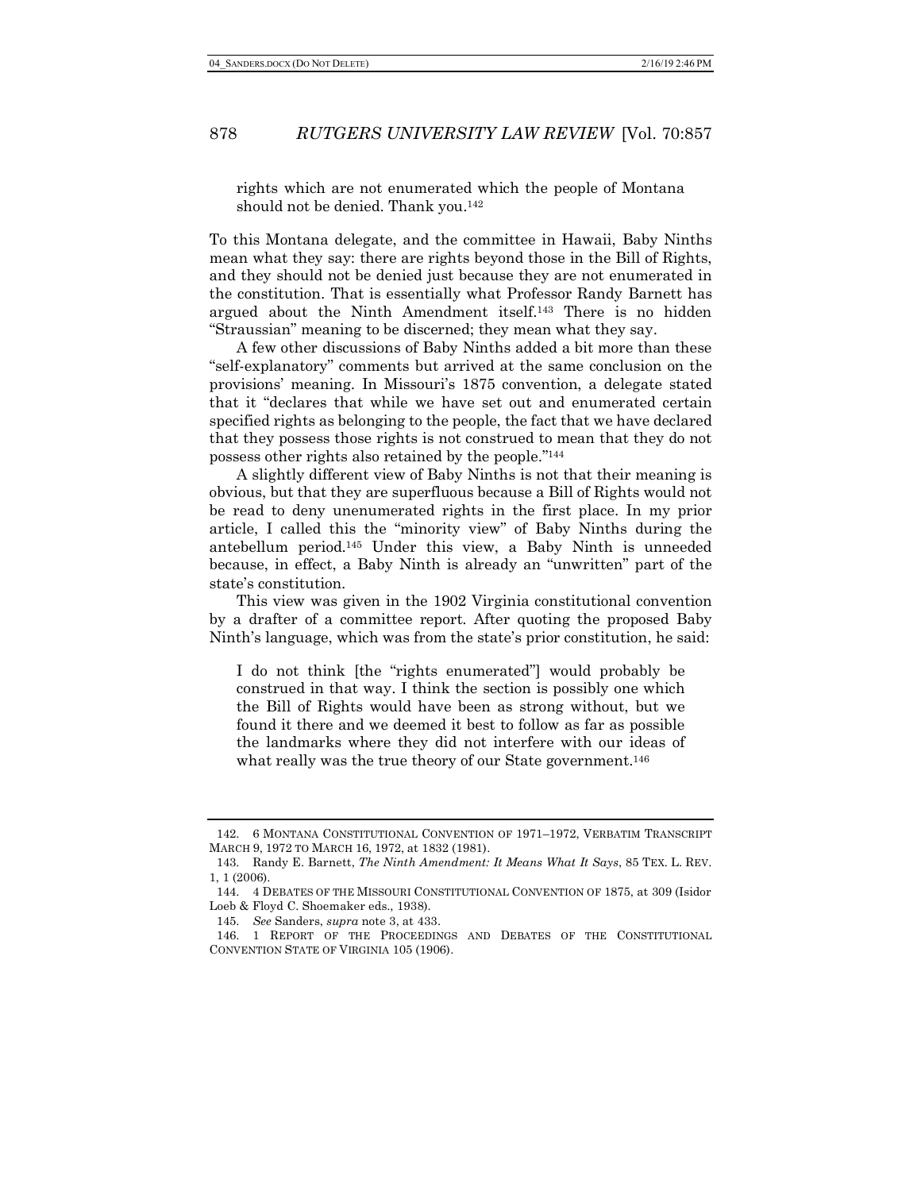> rights which are not enumerated which the people of Montana should not be denied. Thank you.[142]

To this Montana delegate, and the committee in Hawaii, Baby Ninths mean what they say: there are rights beyond those in the Bill of Rights, and they should not be denied just because they are not enumerated in the constitution. That is essentially what Professor Randy Barnett has argued about the Ninth Amendment itself.[143] There is no hidden "Straussian" meaning to be discerned; they mean what they say.

A few other discussions of Baby Ninths added a bit more than these "self-explanatory" comments but arrived at the same conclusion on the provisions' meaning. In Missouri's 1875 convention, a delegate stated that it "declares that while we have set out and enumerated certain specified rights as belonging to the people, the fact that we have declared that they possess those rights is not construed to mean that they do not possess other rights also retained by the people."[144]

A slightly different view of Baby Ninths is not that their meaning is obvious, but that they are superfluous because a Bill of Rights would not be read to deny unenumerated rights in the first place. In my prior article, I called this the "minority view" of Baby Ninths during the antebellum period.[145] Under this view, a Baby Ninth is unneeded because, in effect, a Baby Ninth is already an "unwritten" part of the state's constitution.

This view was given in the 1902 Virginia constitutional convention by a drafter of a committee report. After quoting the proposed Baby Ninth's language, which was from the state's prior constitution, he said:

> I do not think [the "rights enumerated"] would probably be construed in that way. I think the section is possibly one which the Bill of Rights would have been as strong without, but we found it there and we deemed it best to follow as far as possible the landmarks where they did not interfere with our ideas of what really was the true theory of our State government.[146]

---

142. 6 MONTANA CONSTITUTIONAL CONVENTION OF 1971–1972, VERBATIM TRANSCRIPT MARCH 9, 1972 TO MARCH 16, 1972, at 1832 (1981).

143. Randy E. Barnett, *The Ninth Amendment: It Means What It Says*, 85 TEX. L. REV. 1, 1 (2006).

144. 4 DEBATES OF THE MISSOURI CONSTITUTIONAL CONVENTION OF 1875, at 309 (Isidor Loeb & Floyd C. Shoemaker eds., 1938).

145. *See* Sanders, *supra* note 3, at 433.

146. 1 REPORT OF THE PROCEEDINGS AND DEBATES OF THE CONSTITUTIONAL CONVENTION STATE OF VIRGINIA 105 (1906).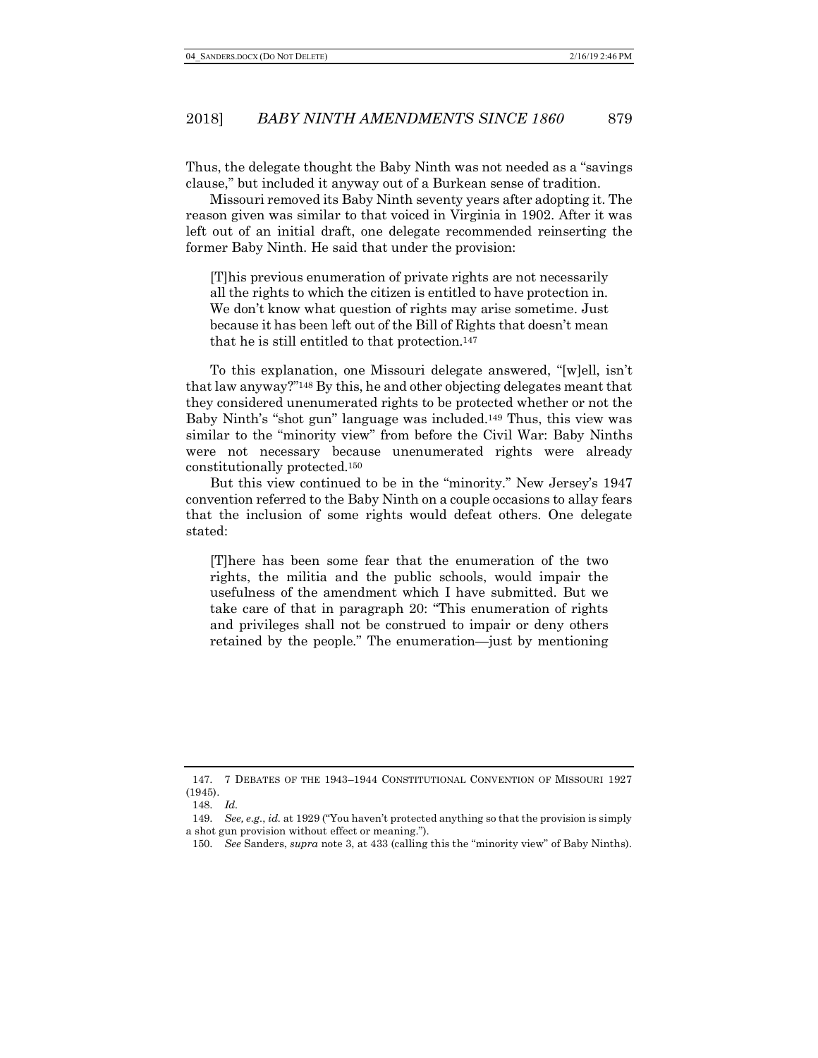Thus, the delegate thought the Baby Ninth was not needed as a "savings clause," but included it anyway out of a Burkean sense of tradition.

Missouri removed its Baby Ninth seventy years after adopting it. The reason given was similar to that voiced in Virginia in 1902. After it was left out of an initial draft, one delegate recommended reinserting the former Baby Ninth. He said that under the provision:

> [T]his previous enumeration of private rights are not necessarily all the rights to which the citizen is entitled to have protection in. We don't know what question of rights may arise sometime. Just because it has been left out of the Bill of Rights that doesn't mean that he is still entitled to that protection.[147]

To this explanation, one Missouri delegate answered, "[w]ell, isn't that law anyway?"[148] By this, he and other objecting delegates meant that they considered unenumerated rights to be protected whether or not the Baby Ninth's "shot gun" language was included.[149] Thus, this view was similar to the "minority view" from before the Civil War: Baby Ninths were not necessary because unenumerated rights were already constitutionally protected.[150]

But this view continued to be in the "minority." New Jersey's 1947 convention referred to the Baby Ninth on a couple occasions to allay fears that the inclusion of some rights would defeat others. One delegate stated:

> [T]here has been some fear that the enumeration of the two rights, the militia and the public schools, would impair the usefulness of the amendment which I have submitted. But we take care of that in paragraph 20: "This enumeration of rights and privileges shall not be construed to impair or deny others retained by the people." The enumeration—just by mentioning

---

147. 7 DEBATES OF THE 1943–1944 CONSTITUTIONAL CONVENTION OF MISSOURI 1927 (1945).

148. *Id.*

149. *See, e.g.*, *id.* at 1929 ("You haven't protected anything so that the provision is simply a shot gun provision without effect or meaning.").

150. *See* Sanders, *supra* note 3, at 433 (calling this the "minority view" of Baby Ninths).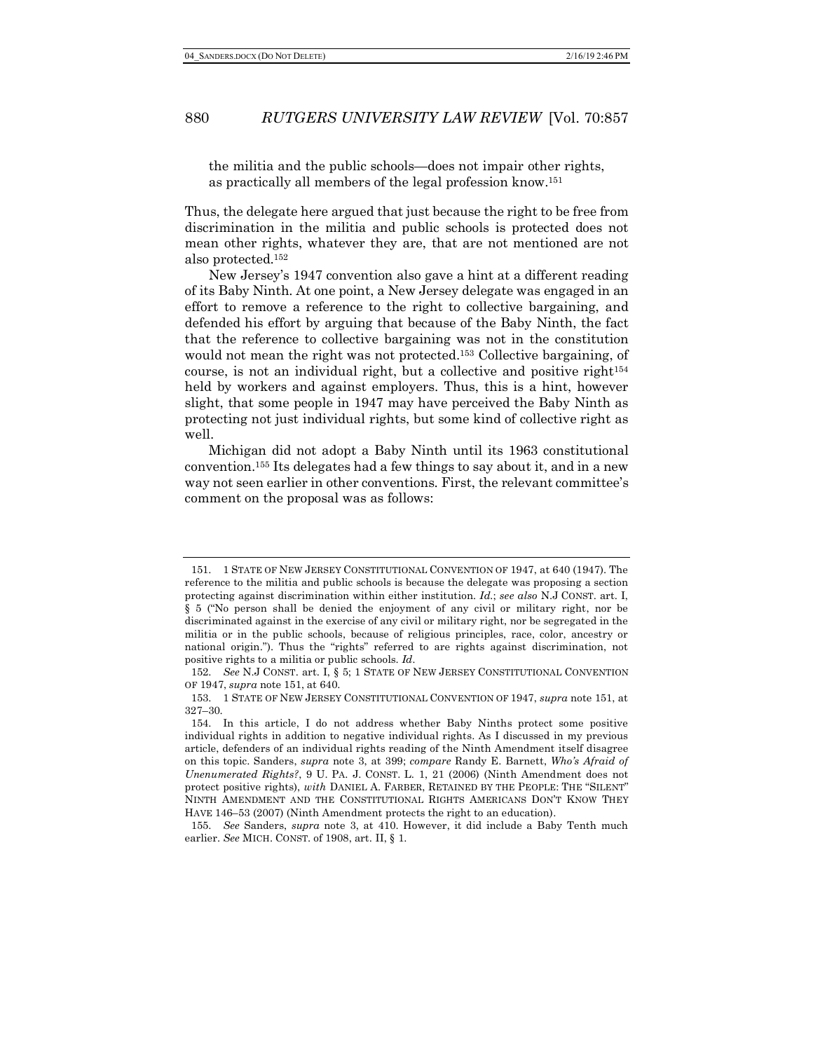the militia and the public schools—does not impair other rights, as practically all members of the legal profession know.[151]

Thus, the delegate here argued that just because the right to be free from discrimination in the militia and public schools is protected does not mean other rights, whatever they are, that are not mentioned are not also protected.[152]

New Jersey's 1947 convention also gave a hint at a different reading of its Baby Ninth. At one point, a New Jersey delegate was engaged in an effort to remove a reference to the right to collective bargaining, and defended his effort by arguing that because of the Baby Ninth, the fact that the reference to collective bargaining was not in the constitution would not mean the right was not protected.[153] Collective bargaining, of course, is not an individual right, but a collective and positive right[154] held by workers and against employers. Thus, this is a hint, however slight, that some people in 1947 may have perceived the Baby Ninth as protecting not just individual rights, but some kind of collective right as well.

Michigan did not adopt a Baby Ninth until its 1963 constitutional convention.[155] Its delegates had a few things to say about it, and in a new way not seen earlier in other conventions. First, the relevant committee's comment on the proposal was as follows:

---

151. 1 STATE OF NEW JERSEY CONSTITUTIONAL CONVENTION OF 1947, at 640 (1947). The reference to the militia and public schools is because the delegate was proposing a section protecting against discrimination within either institution. *Id.*; *see also* N.J CONST. art. I, § 5 ("No person shall be denied the enjoyment of any civil or military right, nor be discriminated against in the exercise of any civil or military right, nor be segregated in the militia or in the public schools, because of religious principles, race, color, ancestry or national origin."). Thus the "rights" referred to are rights against discrimination, not positive rights to a militia or public schools. *Id.*

152. *See* N.J CONST. art. I, § 5; 1 STATE OF NEW JERSEY CONSTITUTIONAL CONVENTION OF 1947, *supra* note 151, at 640.

153. 1 STATE OF NEW JERSEY CONSTITUTIONAL CONVENTION OF 1947, *supra* note 151, at 327–30.

154. In this article, I do not address whether Baby Ninths protect some positive individual rights in addition to negative individual rights. As I discussed in my previous article, defenders of an individual rights reading of the Ninth Amendment itself disagree on this topic. Sanders, *supra* note 3, at 399; *compare* Randy E. Barnett, *Who's Afraid of Unenumerated Rights?*, 9 U. PA. J. CONST. L. 1, 21 (2006) (Ninth Amendment does not protect positive rights), *with* DANIEL A. FARBER, RETAINED BY THE PEOPLE: THE "SILENT" NINTH AMENDMENT AND THE CONSTITUTIONAL RIGHTS AMERICANS DON'T KNOW THEY HAVE 146–53 (2007) (Ninth Amendment protects the right to an education).

155. *See* Sanders, *supra* note 3, at 410. However, it did include a Baby Tenth much earlier. *See* MICH. CONST. of 1908, art. II, § 1.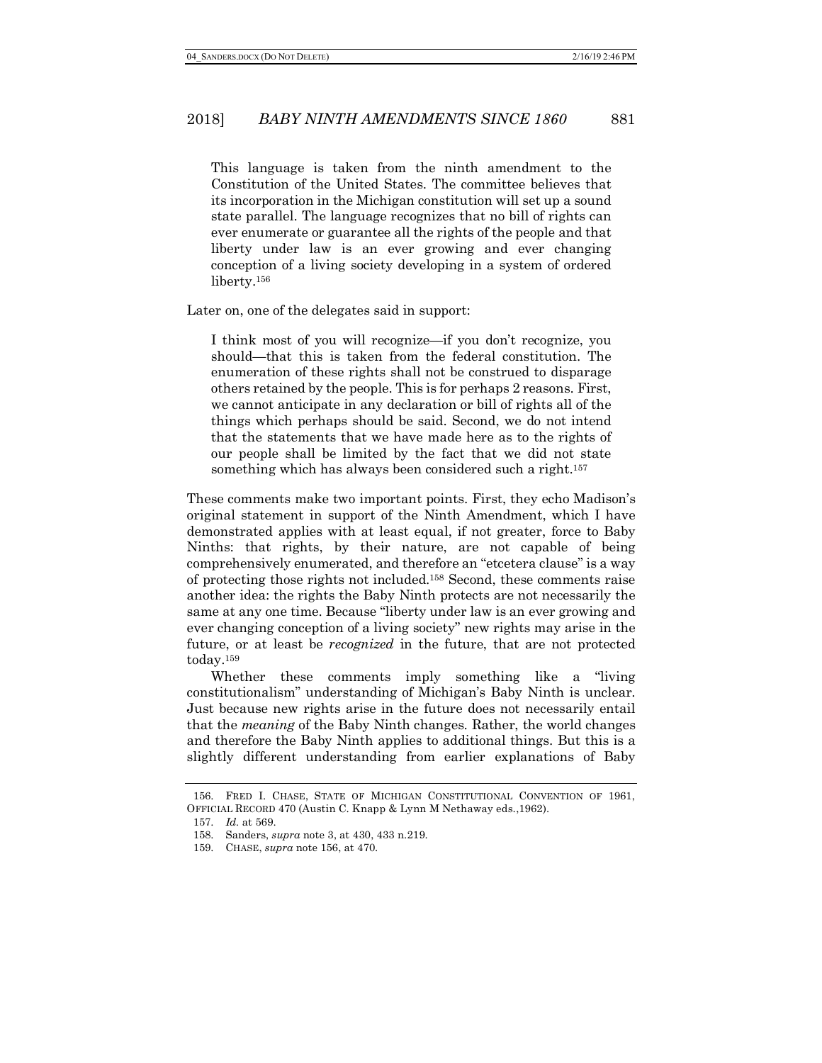> This language is taken from the ninth amendment to the Constitution of the United States. The committee believes that its incorporation in the Michigan constitution will set up a sound state parallel. The language recognizes that no bill of rights can ever enumerate or guarantee all the rights of the people and that liberty under law is an ever growing and ever changing conception of a living society developing in a system of ordered liberty.[156]

Later on, one of the delegates said in support:

> I think most of you will recognize—if you don't recognize, you should—that this is taken from the federal constitution. The enumeration of these rights shall not be construed to disparage others retained by the people. This is for perhaps 2 reasons. First, we cannot anticipate in any declaration or bill of rights all of the things which perhaps should be said. Second, we do not intend that the statements that we have made here as to the rights of our people shall be limited by the fact that we did not state something which has always been considered such a right.[157]

These comments make two important points. First, they echo Madison's original statement in support of the Ninth Amendment, which I have demonstrated applies with at least equal, if not greater, force to Baby Ninths: that rights, by their nature, are not capable of being comprehensively enumerated, and therefore an "etcetera clause" is a way of protecting those rights not included.[158] Second, these comments raise another idea: the rights the Baby Ninth protects are not necessarily the same at any one time. Because "liberty under law is an ever growing and ever changing conception of a living society" new rights may arise in the future, or at least be *recognized* in the future, that are not protected today.[159]

Whether these comments imply something like a "living constitutionalism" understanding of Michigan's Baby Ninth is unclear. Just because new rights arise in the future does not necessarily entail that the *meaning* of the Baby Ninth changes. Rather, the world changes and therefore the Baby Ninth applies to additional things. But this is a slightly different understanding from earlier explanations of Baby

---

156. FRED I. CHASE, STATE OF MICHIGAN CONSTITUTIONAL CONVENTION OF 1961, OFFICIAL RECORD 470 (Austin C. Knapp & Lynn M Nethaway eds.,1962).

157. *Id.* at 569.

158. Sanders, *supra* note 3, at 430, 433 n.219.

159. CHASE, *supra* note 156, at 470.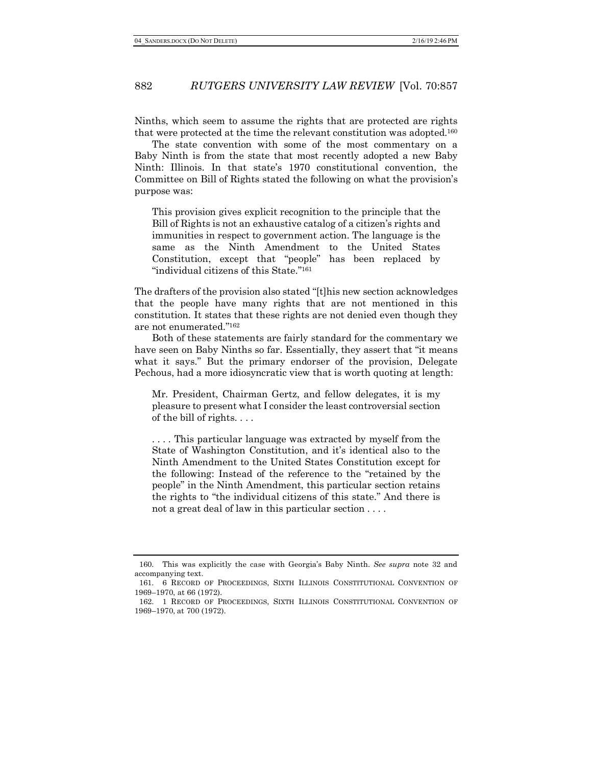Ninths, which seem to assume the rights that are protected are rights that were protected at the time the relevant constitution was adopted.[160]

The state convention with some of the most commentary on a Baby Ninth is from the state that most recently adopted a new Baby Ninth: Illinois. In that state's 1970 constitutional convention, the Committee on Bill of Rights stated the following on what the provision's purpose was:

> This provision gives explicit recognition to the principle that the Bill of Rights is not an exhaustive catalog of a citizen's rights and immunities in respect to government action. The language is the same as the Ninth Amendment to the United States Constitution, except that "people" has been replaced by "individual citizens of this State."[161]

The drafters of the provision also stated "[t]his new section acknowledges that the people have many rights that are not mentioned in this constitution. It states that these rights are not denied even though they are not enumerated."[162]

Both of these statements are fairly standard for the commentary we have seen on Baby Ninths so far. Essentially, they assert that "it means what it says." But the primary endorser of the provision, Delegate Pechous, had a more idiosyncratic view that is worth quoting at length:

> Mr. President, Chairman Gertz, and fellow delegates, it is my pleasure to present what I consider the least controversial section of the bill of rights. . . .
>
> . . . . This particular language was extracted by myself from the State of Washington Constitution, and it's identical also to the Ninth Amendment to the United States Constitution except for the following: Instead of the reference to the "retained by the people" in the Ninth Amendment, this particular section retains the rights to "the individual citizens of this state." And there is not a great deal of law in this particular section . . . .

---

160. This was explicitly the case with Georgia's Baby Ninth. *See supra* note 32 and accompanying text.

161. 6 RECORD OF PROCEEDINGS, SIXTH ILLINOIS CONSTITUTIONAL CONVENTION OF 1969–1970, at 66 (1972).

162. 1 RECORD OF PROCEEDINGS, SIXTH ILLINOIS CONSTITUTIONAL CONVENTION OF 1969–1970, at 700 (1972).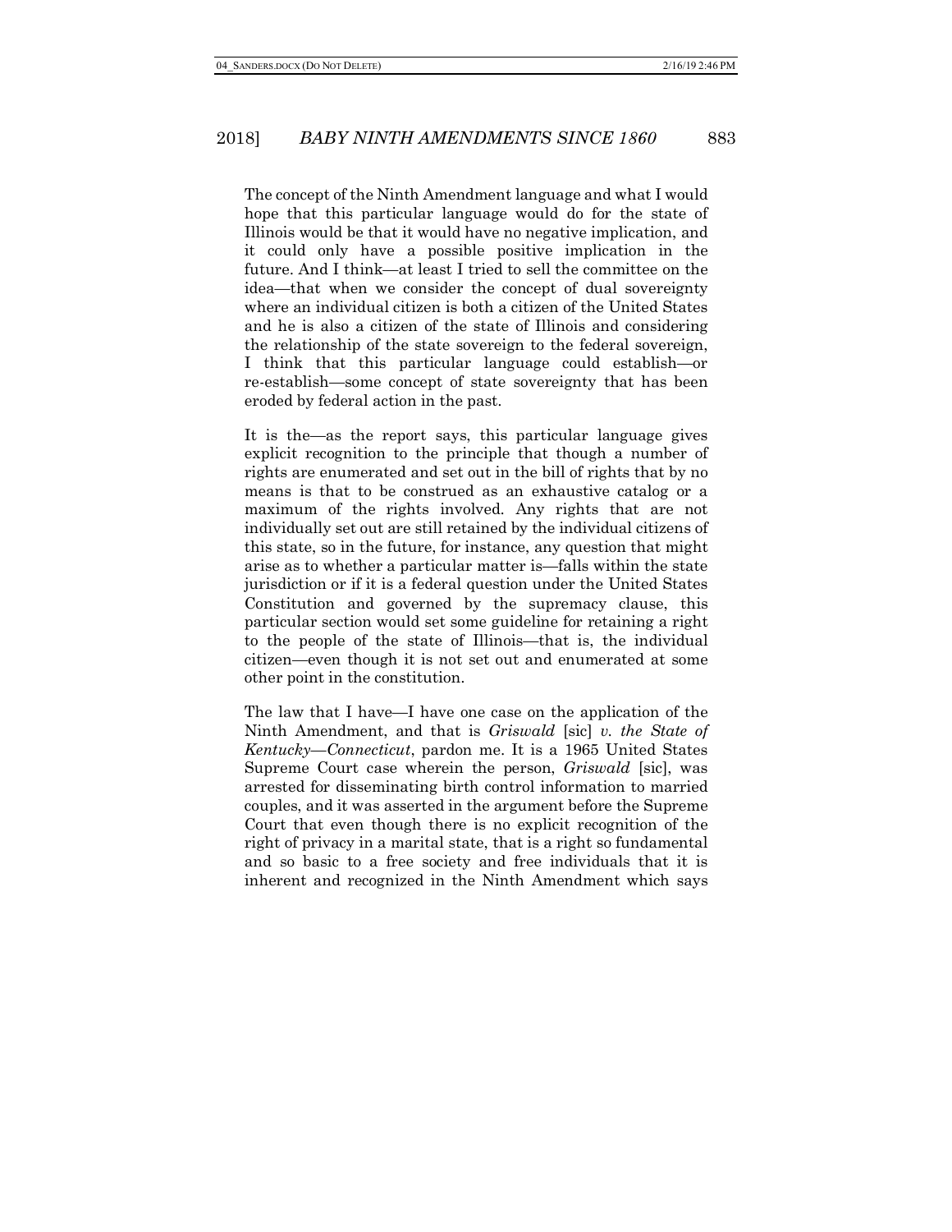The concept of the Ninth Amendment language and what I would hope that this particular language would do for the state of Illinois would be that it would have no negative implication, and it could only have a possible positive implication in the future. And I think—at least I tried to sell the committee on the idea—that when we consider the concept of dual sovereignty where an individual citizen is both a citizen of the United States and he is also a citizen of the state of Illinois and considering the relationship of the state sovereign to the federal sovereign, I think that this particular language could establish—or re-establish—some concept of state sovereignty that has been eroded by federal action in the past.

It is the—as the report says, this particular language gives explicit recognition to the principle that though a number of rights are enumerated and set out in the bill of rights that by no means is that to be construed as an exhaustive catalog or a maximum of the rights involved. Any rights that are not individually set out are still retained by the individual citizens of this state, so in the future, for instance, any question that might arise as to whether a particular matter is—falls within the state jurisdiction or if it is a federal question under the United States Constitution and governed by the supremacy clause, this particular section would set some guideline for retaining a right to the people of the state of Illinois—that is, the individual citizen—even though it is not set out and enumerated at some other point in the constitution.

The law that I have—I have one case on the application of the Ninth Amendment, and that is *Griswald* [sic] *v. the State of Kentucky—Connecticut*, pardon me. It is a 1965 United States Supreme Court case wherein the person, *Griswald* [sic], was arrested for disseminating birth control information to married couples, and it was asserted in the argument before the Supreme Court that even though there is no explicit recognition of the right of privacy in a marital state, that is a right so fundamental and so basic to a free society and free individuals that it is inherent and recognized in the Ninth Amendment which says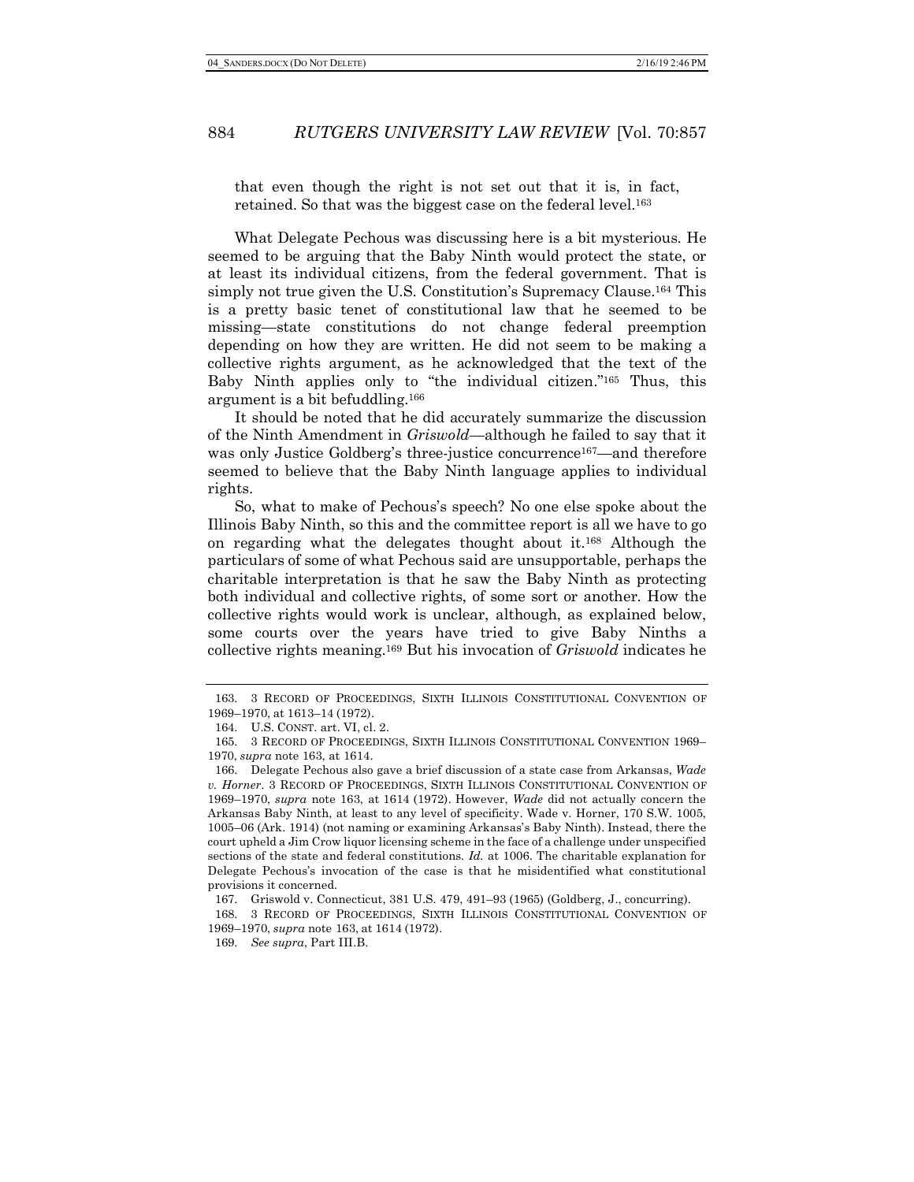> that even though the right is not set out that it is, in fact, retained. So that was the biggest case on the federal level.[163]

What Delegate Pechous was discussing here is a bit mysterious. He seemed to be arguing that the Baby Ninth would protect the state, or at least its individual citizens, from the federal government. That is simply not true given the U.S. Constitution's Supremacy Clause.[164] This is a pretty basic tenet of constitutional law that he seemed to be missing—state constitutions do not change federal preemption depending on how they are written. He did not seem to be making a collective rights argument, as he acknowledged that the text of the Baby Ninth applies only to "the individual citizen."[165] Thus, this argument is a bit befuddling.[166]

It should be noted that he did accurately summarize the discussion of the Ninth Amendment in *Griswold*—although he failed to say that it was only Justice Goldberg's three-justice concurrence[167]—and therefore seemed to believe that the Baby Ninth language applies to individual rights.

So, what to make of Pechous's speech? No one else spoke about the Illinois Baby Ninth, so this and the committee report is all we have to go on regarding what the delegates thought about it.[168] Although the particulars of some of what Pechous said are unsupportable, perhaps the charitable interpretation is that he saw the Baby Ninth as protecting both individual and collective rights, of some sort or another. How the collective rights would work is unclear, although, as explained below, some courts over the years have tried to give Baby Ninths a collective rights meaning.[169] But his invocation of *Griswold* indicates he

---

163. 3 RECORD OF PROCEEDINGS, SIXTH ILLINOIS CONSTITUTIONAL CONVENTION OF 1969–1970, at 1613–14 (1972).

164. U.S. CONST. art. VI, cl. 2.

165. 3 RECORD OF PROCEEDINGS, SIXTH ILLINOIS CONSTITUTIONAL CONVENTION 1969–1970, *supra* note 163, at 1614.

166. Delegate Pechous also gave a brief discussion of a state case from Arkansas, *Wade v. Horner*. 3 RECORD OF PROCEEDINGS, SIXTH ILLINOIS CONSTITUTIONAL CONVENTION OF 1969–1970, *supra* note 163, at 1614 (1972). However, *Wade* did not actually concern the Arkansas Baby Ninth, at least to any level of specificity. Wade v. Horner, 170 S.W. 1005, 1005–06 (Ark. 1914) (not naming or examining Arkansas's Baby Ninth). Instead, there the court upheld a Jim Crow liquor licensing scheme in the face of a challenge under unspecified sections of the state and federal constitutions. *Id.* at 1006. The charitable explanation for Delegate Pechous's invocation of the case is that he misidentified what constitutional provisions it concerned.

167. Griswold v. Connecticut, 381 U.S. 479, 491–93 (1965) (Goldberg, J., concurring).

168. 3 RECORD OF PROCEEDINGS, SIXTH ILLINOIS CONSTITUTIONAL CONVENTION OF 1969–1970, *supra* note 163, at 1614 (1972).

169. *See supra*, Part III.B.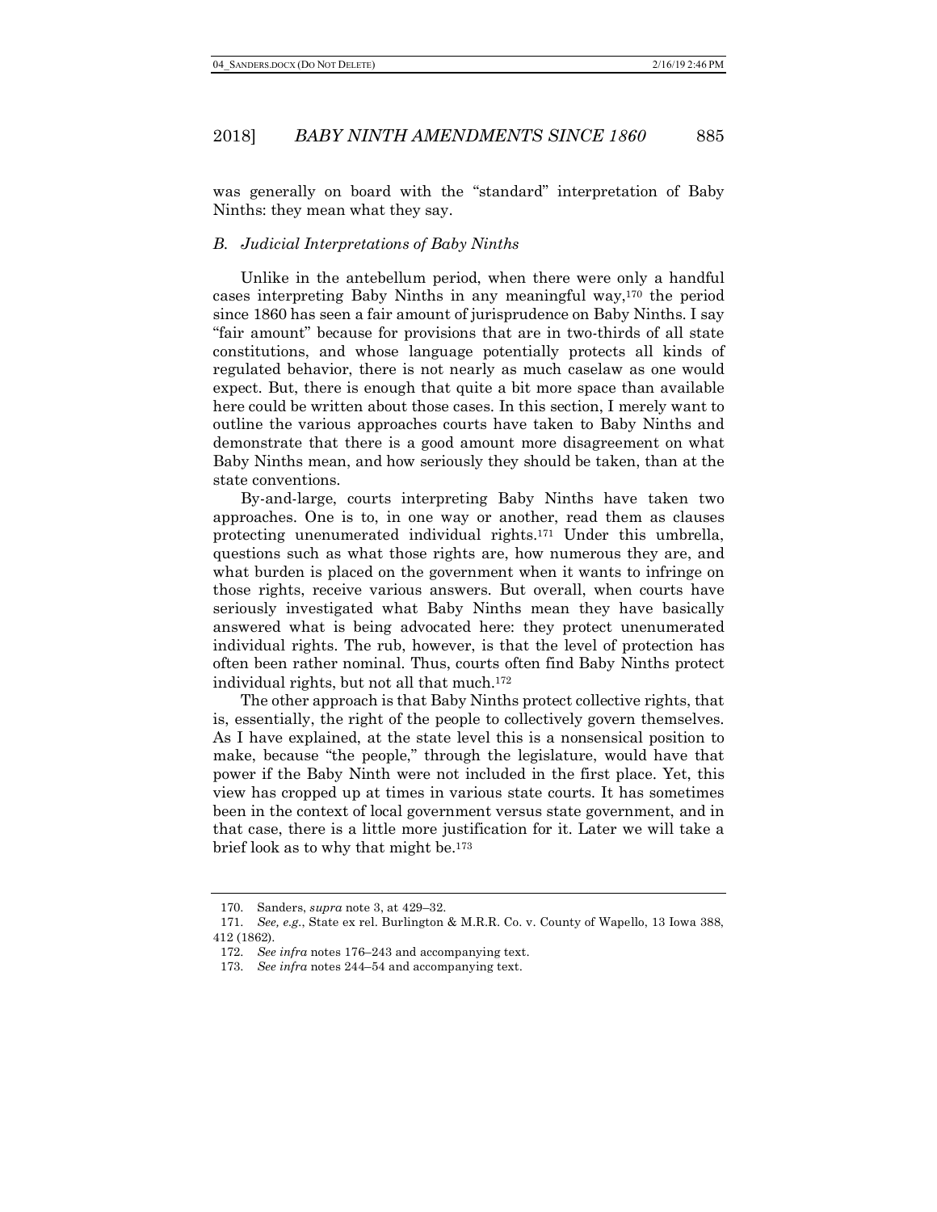was generally on board with the "standard" interpretation of Baby Ninths: they mean what they say.

### *B. Judicial Interpretations of Baby Ninths*

Unlike in the antebellum period, when there were only a handful cases interpreting Baby Ninths in any meaningful way,[170] the period since 1860 has seen a fair amount of jurisprudence on Baby Ninths. I say "fair amount" because for provisions that are in two-thirds of all state constitutions, and whose language potentially protects all kinds of regulated behavior, there is not nearly as much caselaw as one would expect. But, there is enough that quite a bit more space than available here could be written about those cases. In this section, I merely want to outline the various approaches courts have taken to Baby Ninths and demonstrate that there is a good amount more disagreement on what Baby Ninths mean, and how seriously they should be taken, than at the state conventions.

By-and-large, courts interpreting Baby Ninths have taken two approaches. One is to, in one way or another, read them as clauses protecting unenumerated individual rights.[171] Under this umbrella, questions such as what those rights are, how numerous they are, and what burden is placed on the government when it wants to infringe on those rights, receive various answers. But overall, when courts have seriously investigated what Baby Ninths mean they have basically answered what is being advocated here: they protect unenumerated individual rights. The rub, however, is that the level of protection has often been rather nominal. Thus, courts often find Baby Ninths protect individual rights, but not all that much.[172]

The other approach is that Baby Ninths protect collective rights, that is, essentially, the right of the people to collectively govern themselves. As I have explained, at the state level this is a nonsensical position to make, because "the people," through the legislature, would have that power if the Baby Ninth were not included in the first place. Yet, this view has cropped up at times in various state courts. It has sometimes been in the context of local government versus state government, and in that case, there is a little more justification for it. Later we will take a brief look as to why that might be.[173]

---

170. Sanders, *supra* note 3, at 429–32.

171. *See, e.g.*, State ex rel. Burlington & M.R.R. Co. v. County of Wapello, 13 Iowa 388, 412 (1862).

172. *See infra* notes 176–243 and accompanying text.

173. *See infra* notes 244–54 and accompanying text.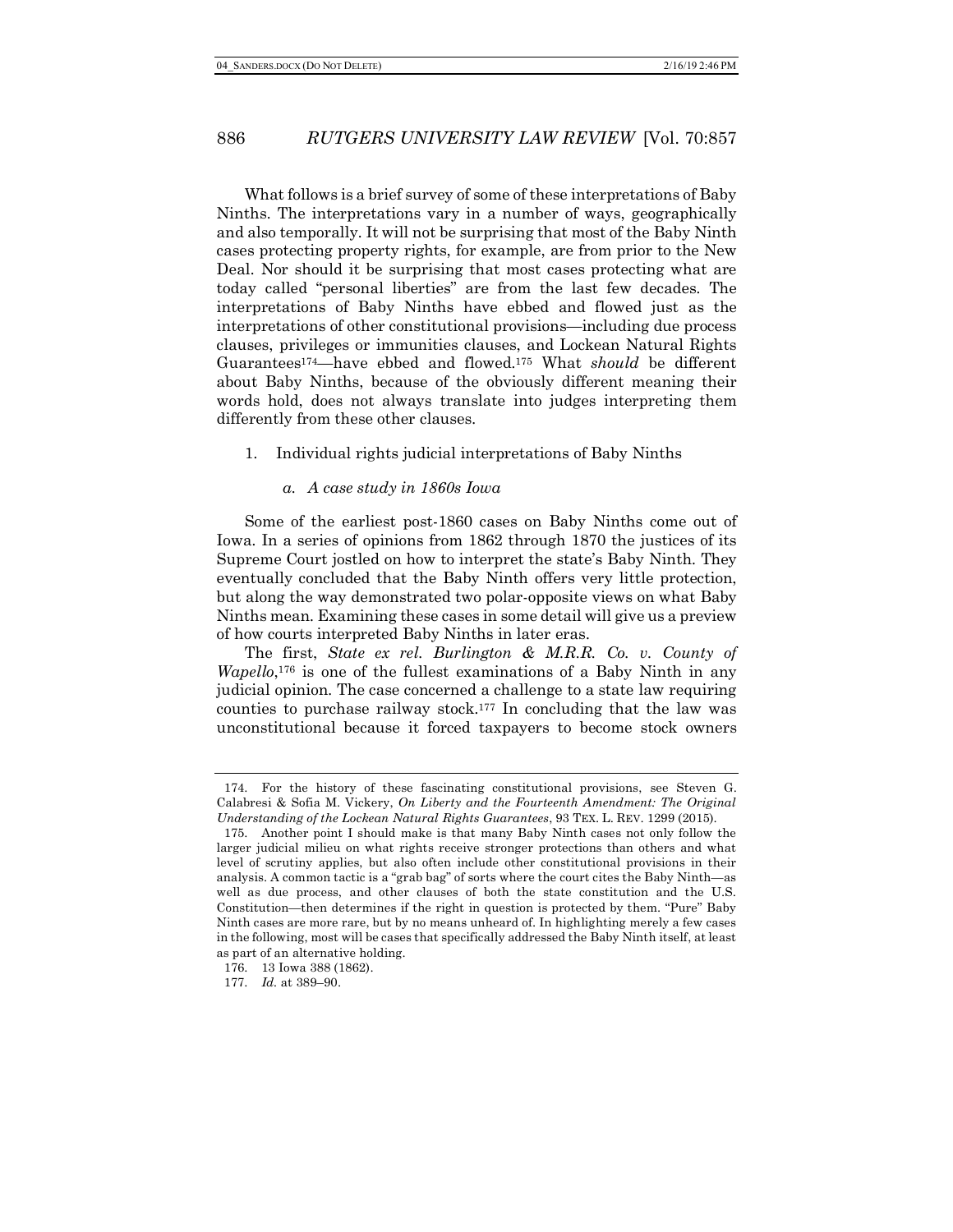What follows is a brief survey of some of these interpretations of Baby Ninths. The interpretations vary in a number of ways, geographically and also temporally. It will not be surprising that most of the Baby Ninth cases protecting property rights, for example, are from prior to the New Deal. Nor should it be surprising that most cases protecting what are today called "personal liberties" are from the last few decades. The interpretations of Baby Ninths have ebbed and flowed just as the interpretations of other constitutional provisions—including due process clauses, privileges or immunities clauses, and Lockean Natural Rights Guarantees[174]—have ebbed and flowed.[175] What *should* be different about Baby Ninths, because of the obviously different meaning their words hold, does not always translate into judges interpreting them differently from these other clauses.

1. Individual rights judicial interpretations of Baby Ninths

*a. A case study in 1860s Iowa*

Some of the earliest post-1860 cases on Baby Ninths come out of Iowa. In a series of opinions from 1862 through 1870 the justices of its Supreme Court jostled on how to interpret the state's Baby Ninth. They eventually concluded that the Baby Ninth offers very little protection, but along the way demonstrated two polar-opposite views on what Baby Ninths mean. Examining these cases in some detail will give us a preview of how courts interpreted Baby Ninths in later eras.

The first, *State ex rel. Burlington & M.R.R. Co. v. County of Wapello*,[176] is one of the fullest examinations of a Baby Ninth in any judicial opinion. The case concerned a challenge to a state law requiring counties to purchase railway stock.[177] In concluding that the law was unconstitutional because it forced taxpayers to become stock owners

---

174. For the history of these fascinating constitutional provisions, see Steven G. Calabresi & Sofia M. Vickery, *On Liberty and the Fourteenth Amendment: The Original Understanding of the Lockean Natural Rights Guarantees*, 93 TEX. L. REV. 1299 (2015).

175. Another point I should make is that many Baby Ninth cases not only follow the larger judicial milieu on what rights receive stronger protections than others and what level of scrutiny applies, but also often include other constitutional provisions in their analysis. A common tactic is a "grab bag" of sorts where the court cites the Baby Ninth—as well as due process, and other clauses of both the state constitution and the U.S. Constitution—then determines if the right in question is protected by them. "Pure" Baby Ninth cases are more rare, but by no means unheard of. In highlighting merely a few cases in the following, most will be cases that specifically addressed the Baby Ninth itself, at least as part of an alternative holding.

176. 13 Iowa 388 (1862).

177. *Id.* at 389–90.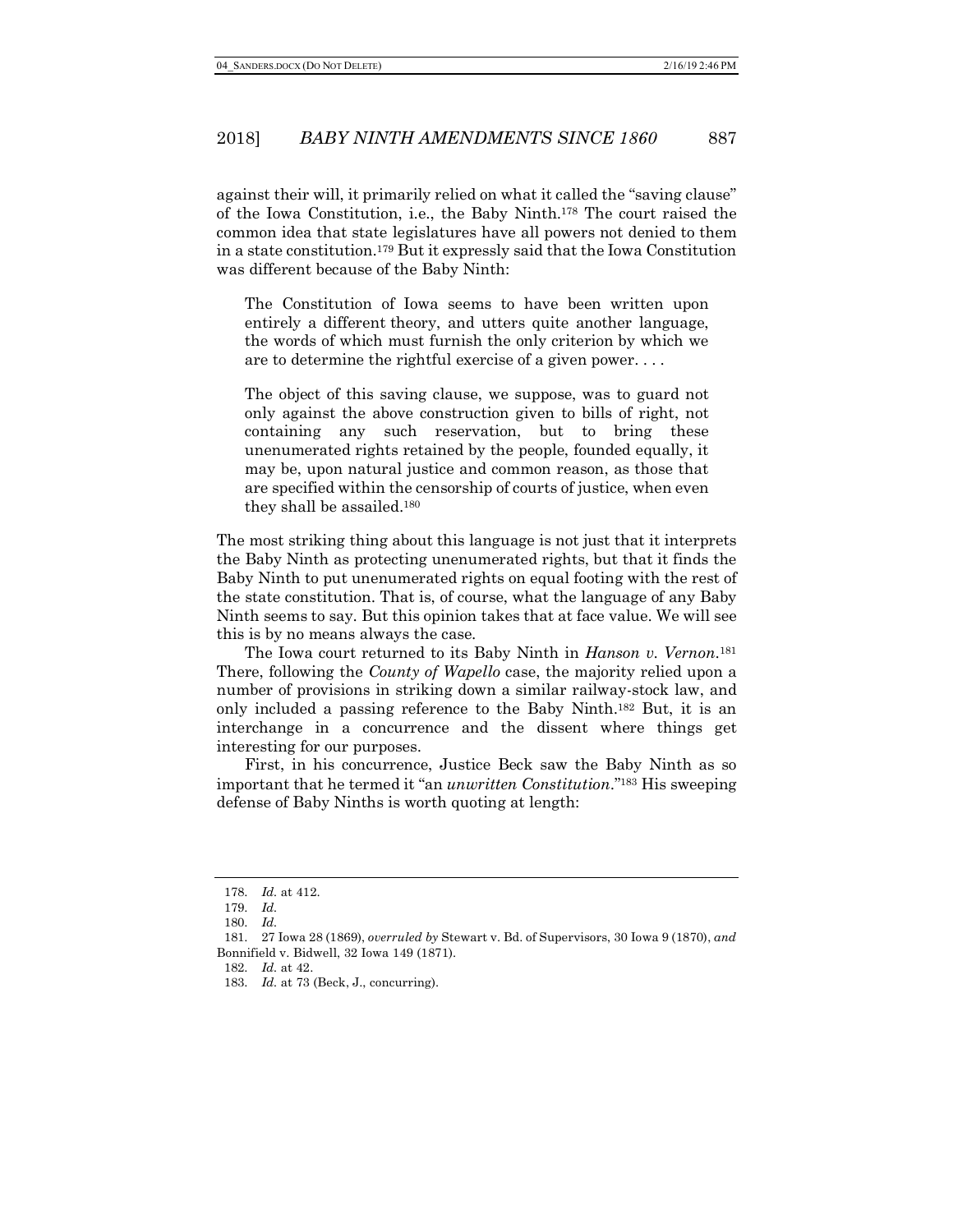against their will, it primarily relied on what it called the "saving clause" of the Iowa Constitution, i.e., the Baby Ninth.[178] The court raised the common idea that state legislatures have all powers not denied to them in a state constitution.[179] But it expressly said that the Iowa Constitution was different because of the Baby Ninth:

> The Constitution of Iowa seems to have been written upon entirely a different theory, and utters quite another language, the words of which must furnish the only criterion by which we are to determine the rightful exercise of a given power. . . .
>
> The object of this saving clause, we suppose, was to guard not only against the above construction given to bills of right, not containing any such reservation, but to bring these unenumerated rights retained by the people, founded equally, it may be, upon natural justice and common reason, as those that are specified within the censorship of courts of justice, when even they shall be assailed.[180]

The most striking thing about this language is not just that it interprets the Baby Ninth as protecting unenumerated rights, but that it finds the Baby Ninth to put unenumerated rights on equal footing with the rest of the state constitution. That is, of course, what the language of any Baby Ninth seems to say. But this opinion takes that at face value. We will see this is by no means always the case.

The Iowa court returned to its Baby Ninth in *Hanson v. Vernon*.[181] There, following the *County of Wapello* case, the majority relied upon a number of provisions in striking down a similar railway-stock law, and only included a passing reference to the Baby Ninth.[182] But, it is an interchange in a concurrence and the dissent where things get interesting for our purposes.

First, in his concurrence, Justice Beck saw the Baby Ninth as so important that he termed it "an *unwritten Constitution*."[183] His sweeping defense of Baby Ninths is worth quoting at length:

---

178. *Id.* at 412.

179. *Id.*

180. *Id.*

181. 27 Iowa 28 (1869), *overruled by* Stewart v. Bd. of Supervisors, 30 Iowa 9 (1870), *and* Bonnifield v. Bidwell, 32 Iowa 149 (1871).

182. *Id.* at 42.

183. *Id.* at 73 (Beck, J., concurring).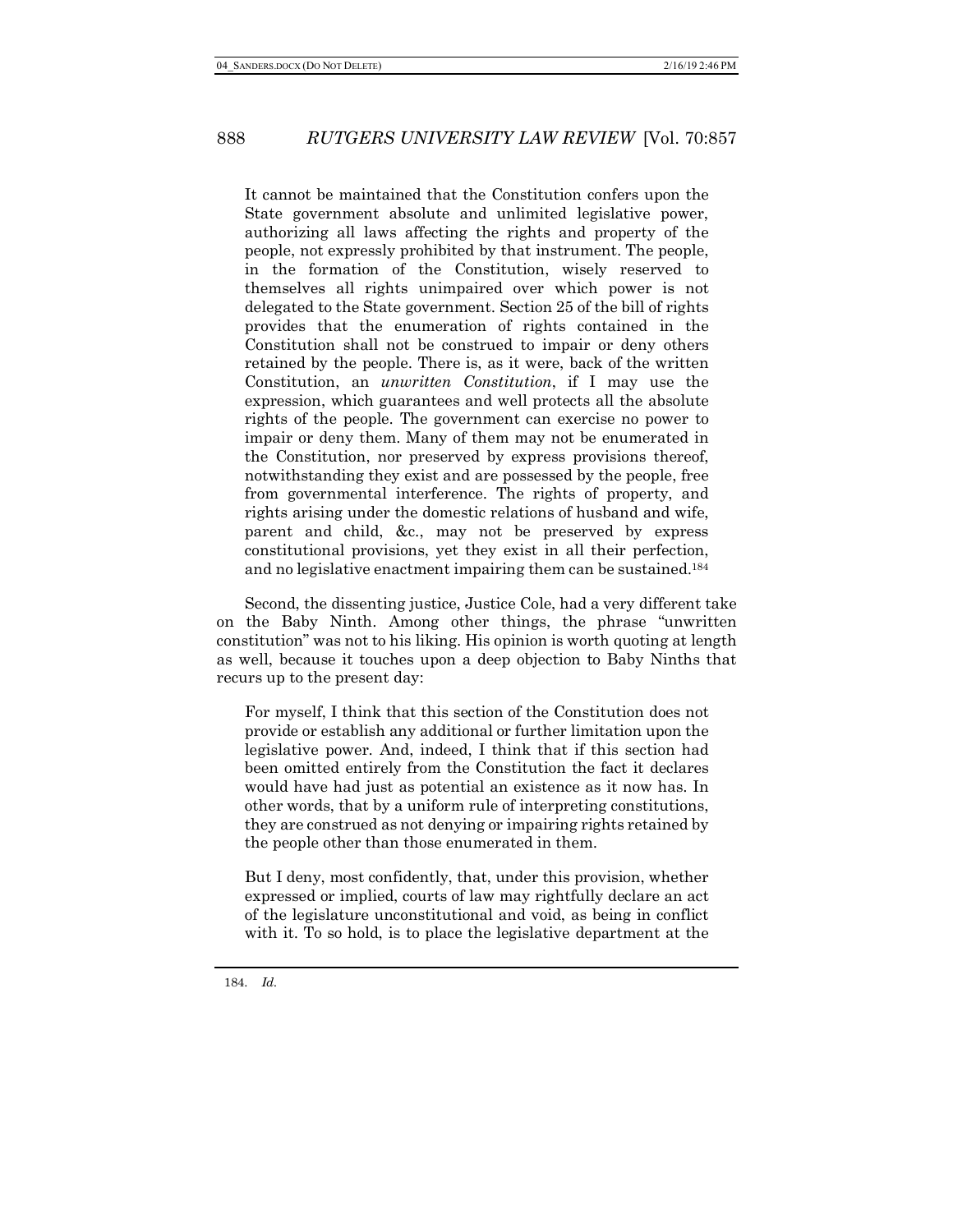> It cannot be maintained that the Constitution confers upon the State government absolute and unlimited legislative power, authorizing all laws affecting the rights and property of the people, not expressly prohibited by that instrument. The people, in the formation of the Constitution, wisely reserved to themselves all rights unimpaired over which power is not delegated to the State government. Section 25 of the bill of rights provides that the enumeration of rights contained in the Constitution shall not be construed to impair or deny others retained by the people. There is, as it were, back of the written Constitution, an *unwritten Constitution*, if I may use the expression, which guarantees and well protects all the absolute rights of the people. The government can exercise no power to impair or deny them. Many of them may not be enumerated in the Constitution, nor preserved by express provisions thereof, notwithstanding they exist and are possessed by the people, free from governmental interference. The rights of property, and rights arising under the domestic relations of husband and wife, parent and child, &c., may not be preserved by express constitutional provisions, yet they exist in all their perfection, and no legislative enactment impairing them can be sustained.[184]

Second, the dissenting justice, Justice Cole, had a very different take on the Baby Ninth. Among other things, the phrase "unwritten constitution" was not to his liking. His opinion is worth quoting at length as well, because it touches upon a deep objection to Baby Ninths that recurs up to the present day:

> For myself, I think that this section of the Constitution does not provide or establish any additional or further limitation upon the legislative power. And, indeed, I think that if this section had been omitted entirely from the Constitution the fact it declares would have had just as potential an existence as it now has. In other words, that by a uniform rule of interpreting constitutions, they are construed as not denying or impairing rights retained by the people other than those enumerated in them.
>
> But I deny, most confidently, that, under this provision, whether expressed or implied, courts of law may rightfully declare an act of the legislature unconstitutional and void, as being in conflict with it. To so hold, is to place the legislative department at the

184. *Id.*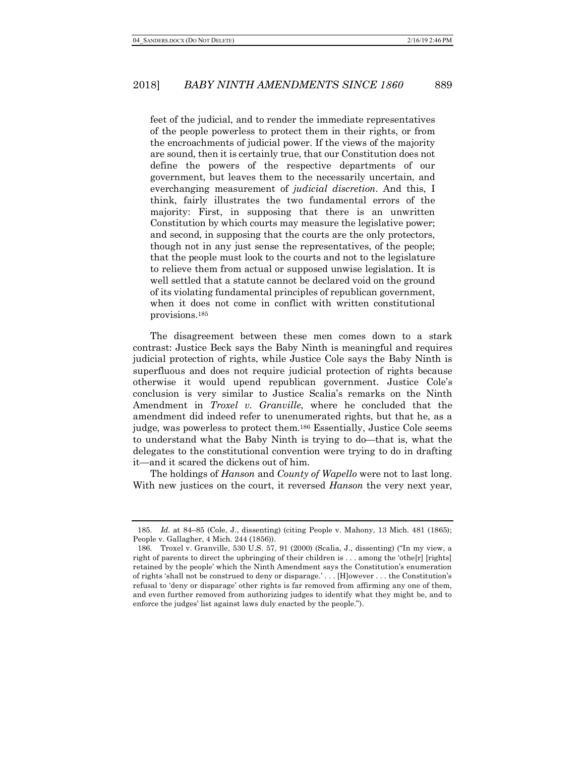> feet of the judicial, and to render the immediate representatives of the people powerless to protect them in their rights, or from the encroachments of judicial power. If the views of the majority are sound, then it is certainly true, that our Constitution does not define the powers of the respective departments of our government, but leaves them to the necessarily uncertain, and everchanging measurement of *judicial discretion*. And this, I think, fairly illustrates the two fundamental errors of the majority: First, in supposing that there is an unwritten Constitution by which courts may measure the legislative power; and second, in supposing that the courts are the only protectors, though not in any just sense the representatives, of the people; that the people must look to the courts and not to the legislature to relieve them from actual or supposed unwise legislation. It is well settled that a statute cannot be declared void on the ground of its violating fundamental principles of republican government, when it does not come in conflict with written constitutional provisions.[185]

The disagreement between these men comes down to a stark contrast: Justice Beck says the Baby Ninth is meaningful and requires judicial protection of rights, while Justice Cole says the Baby Ninth is superfluous and does not require judicial protection of rights because otherwise it would upend republican government. Justice Cole's conclusion is very similar to Justice Scalia's remarks on the Ninth Amendment in *Troxel v. Granville*, where he concluded that the amendment did indeed refer to unenumerated rights, but that he, as a judge, was powerless to protect them.[186] Essentially, Justice Cole seems to understand what the Baby Ninth is trying to do—that is, what the delegates to the constitutional convention were trying to do in drafting it—and it scared the dickens out of him.

The holdings of *Hanson* and *County of Wapello* were not to last long. With new justices on the court, it reversed *Hanson* the very next year,

---

185. *Id.* at 84–85 (Cole, J., dissenting) (citing People v. Mahony, 13 Mich. 481 (1865); People v. Gallagher, 4 Mich. 244 (1856)).

186. Troxel v. Granville, 530 U.S. 57, 91 (2000) (Scalia, J., dissenting) ("In my view, a right of parents to direct the upbringing of their children is . . . among the 'othe[r] [rights] retained by the people' which the Ninth Amendment says the Constitution's enumeration of rights 'shall not be construed to deny or disparage.' . . . [H]owever . . . the Constitution's refusal to 'deny or disparage' other rights is far removed from affirming any one of them, and even further removed from authorizing judges to identify what they might be, and to enforce the judges' list against laws duly enacted by the people.").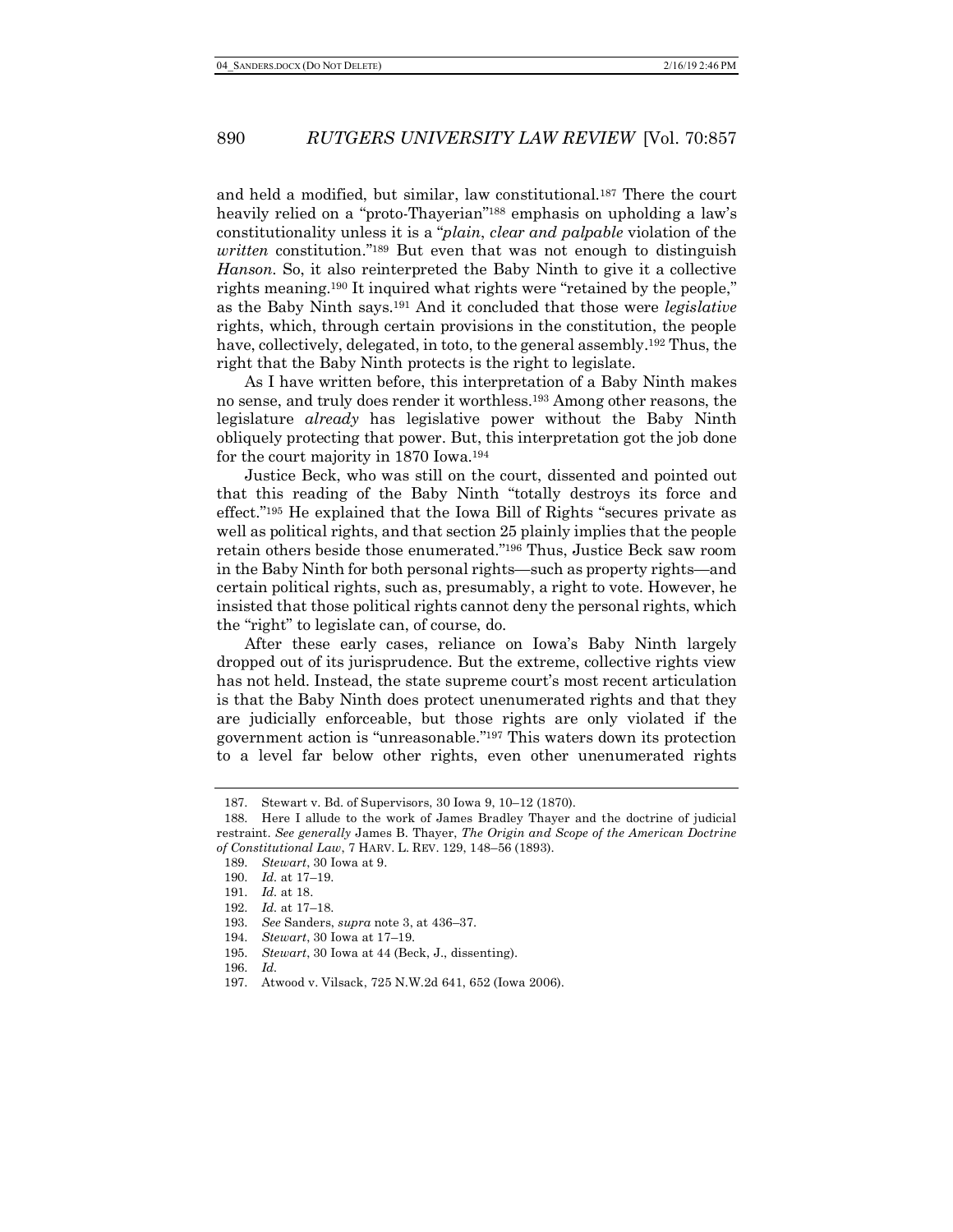and held a modified, but similar, law constitutional.[187] There the court heavily relied on a "proto-Thayerian"[188] emphasis on upholding a law's constitutionality unless it is a "*plain, clear and palpable* violation of the *written* constitution."[189] But even that was not enough to distinguish *Hanson*. So, it also reinterpreted the Baby Ninth to give it a collective rights meaning.[190] It inquired what rights were "retained by the people," as the Baby Ninth says.[191] And it concluded that those were *legislative* rights, which, through certain provisions in the constitution, the people have, collectively, delegated, in toto, to the general assembly.[192] Thus, the right that the Baby Ninth protects is the right to legislate.

As I have written before, this interpretation of a Baby Ninth makes no sense, and truly does render it worthless.[193] Among other reasons, the legislature *already* has legislative power without the Baby Ninth obliquely protecting that power. But, this interpretation got the job done for the court majority in 1870 Iowa.[194]

Justice Beck, who was still on the court, dissented and pointed out that this reading of the Baby Ninth "totally destroys its force and effect."[195] He explained that the Iowa Bill of Rights "secures private as well as political rights, and that section 25 plainly implies that the people retain others beside those enumerated."[196] Thus, Justice Beck saw room in the Baby Ninth for both personal rights—such as property rights—and certain political rights, such as, presumably, a right to vote. However, he insisted that those political rights cannot deny the personal rights, which the "right" to legislate can, of course, do.

After these early cases, reliance on Iowa's Baby Ninth largely dropped out of its jurisprudence. But the extreme, collective rights view has not held. Instead, the state supreme court's most recent articulation is that the Baby Ninth does protect unenumerated rights and that they are judicially enforceable, but those rights are only violated if the government action is "unreasonable."[197] This waters down its protection to a level far below other rights, even other unenumerated rights

---

187. Stewart v. Bd. of Supervisors, 30 Iowa 9, 10–12 (1870).

188. Here I allude to the work of James Bradley Thayer and the doctrine of judicial restraint. *See generally* James B. Thayer, *The Origin and Scope of the American Doctrine of Constitutional Law*, 7 HARV. L. REV. 129, 148–56 (1893).

189. *Stewart*, 30 Iowa at 9.

190. *Id.* at 17–19.

191. *Id.* at 18.

192. *Id.* at 17–18.

193. *See* Sanders, *supra* note 3, at 436–37.

194. *Stewart*, 30 Iowa at 17–19.

195. *Stewart*, 30 Iowa at 44 (Beck, J., dissenting).

196. *Id.*

197. Atwood v. Vilsack, 725 N.W.2d 641, 652 (Iowa 2006).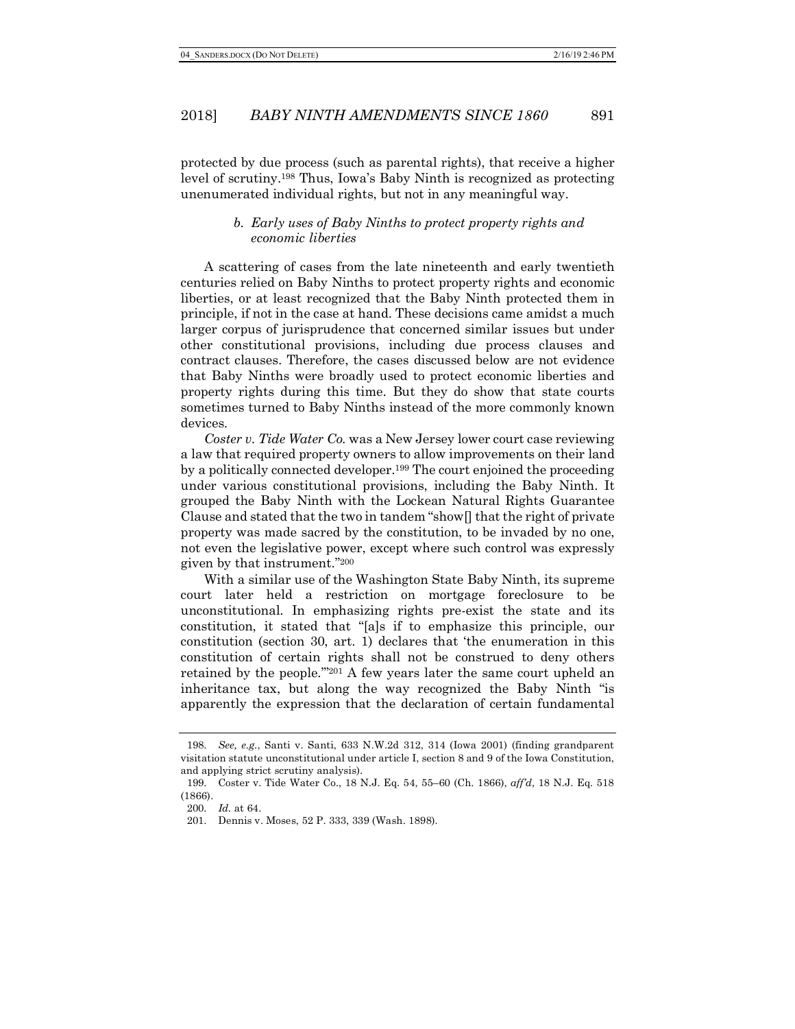protected by due process (such as parental rights), that receive a higher level of scrutiny.[198] Thus, Iowa's Baby Ninth is recognized as protecting unenumerated individual rights, but not in any meaningful way.

#### *b. Early uses of Baby Ninths to protect property rights and economic liberties*

A scattering of cases from the late nineteenth and early twentieth centuries relied on Baby Ninths to protect property rights and economic liberties, or at least recognized that the Baby Ninth protected them in principle, if not in the case at hand. These decisions came amidst a much larger corpus of jurisprudence that concerned similar issues but under other constitutional provisions, including due process clauses and contract clauses. Therefore, the cases discussed below are not evidence that Baby Ninths were broadly used to protect economic liberties and property rights during this time. But they do show that state courts sometimes turned to Baby Ninths instead of the more commonly known devices.

*Coster v. Tide Water Co.* was a New Jersey lower court case reviewing a law that required property owners to allow improvements on their land by a politically connected developer.[199] The court enjoined the proceeding under various constitutional provisions, including the Baby Ninth. It grouped the Baby Ninth with the Lockean Natural Rights Guarantee Clause and stated that the two in tandem "show[] that the right of private property was made sacred by the constitution, to be invaded by no one, not even the legislative power, except where such control was expressly given by that instrument."[200]

With a similar use of the Washington State Baby Ninth, its supreme court later held a restriction on mortgage foreclosure to be unconstitutional. In emphasizing rights pre-exist the state and its constitution, it stated that "[a]s if to emphasize this principle, our constitution (section 30, art. 1) declares that 'the enumeration in this constitution of certain rights shall not be construed to deny others retained by the people.'"[201] A few years later the same court upheld an inheritance tax, but along the way recognized the Baby Ninth "is apparently the expression that the declaration of certain fundamental

---

198. *See, e.g.*, Santi v. Santi, 633 N.W.2d 312, 314 (Iowa 2001) (finding grandparent visitation statute unconstitutional under article I, section 8 and 9 of the Iowa Constitution, and applying strict scrutiny analysis).

199. Coster v. Tide Water Co., 18 N.J. Eq. 54, 55–60 (Ch. 1866), *aff'd*, 18 N.J. Eq. 518 (1866).

200. *Id.* at 64.

201. Dennis v. Moses, 52 P. 333, 339 (Wash. 1898).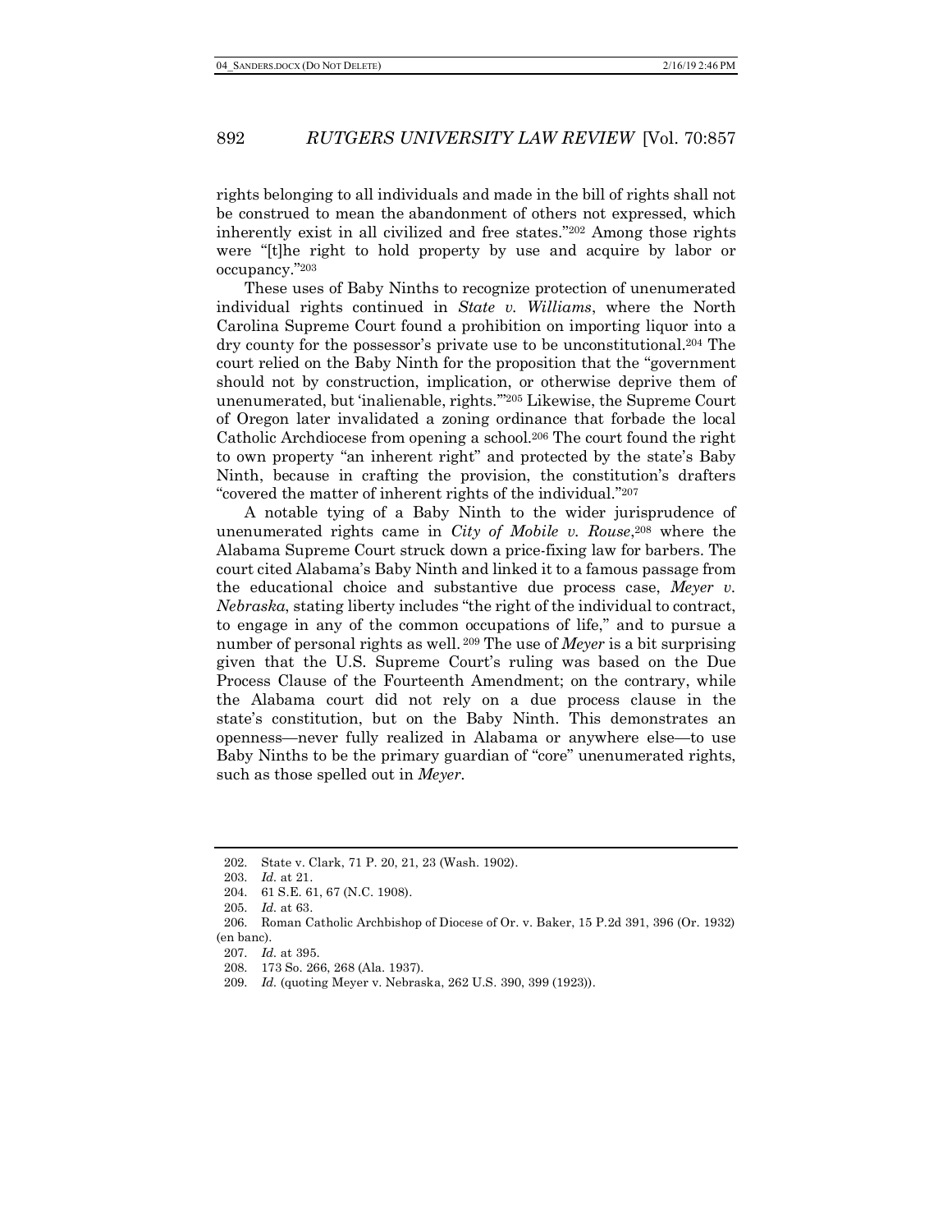rights belonging to all individuals and made in the bill of rights shall not be construed to mean the abandonment of others not expressed, which inherently exist in all civilized and free states."[202] Among those rights were "[t]he right to hold property by use and acquire by labor or occupancy."[203]

These uses of Baby Ninths to recognize protection of unenumerated individual rights continued in *State v. Williams*, where the North Carolina Supreme Court found a prohibition on importing liquor into a dry county for the possessor's private use to be unconstitutional.[204] The court relied on the Baby Ninth for the proposition that the "government should not by construction, implication, or otherwise deprive them of unenumerated, but 'inalienable, rights.'"[205] Likewise, the Supreme Court of Oregon later invalidated a zoning ordinance that forbade the local Catholic Archdiocese from opening a school.[206] The court found the right to own property "an inherent right" and protected by the state's Baby Ninth, because in crafting the provision, the constitution's drafters "covered the matter of inherent rights of the individual."[207]

A notable tying of a Baby Ninth to the wider jurisprudence of unenumerated rights came in *City of Mobile v. Rouse*,[208] where the Alabama Supreme Court struck down a price-fixing law for barbers. The court cited Alabama's Baby Ninth and linked it to a famous passage from the educational choice and substantive due process case, *Meyer v. Nebraska*, stating liberty includes "the right of the individual to contract, to engage in any of the common occupations of life," and to pursue a number of personal rights as well.[209] The use of *Meyer* is a bit surprising given that the U.S. Supreme Court's ruling was based on the Due Process Clause of the Fourteenth Amendment; on the contrary, while the Alabama court did not rely on a due process clause in the state's constitution, but on the Baby Ninth. This demonstrates an openness—never fully realized in Alabama or anywhere else—to use Baby Ninths to be the primary guardian of "core" unenumerated rights, such as those spelled out in *Meyer*.

---

202. State v. Clark, 71 P. 20, 21, 23 (Wash. 1902).

203. *Id.* at 21.

204. 61 S.E. 61, 67 (N.C. 1908).

205. *Id.* at 63.

206. Roman Catholic Archbishop of Diocese of Or. v. Baker, 15 P.2d 391, 396 (Or. 1932) (en banc).

207. *Id.* at 395.

208. 173 So. 266, 268 (Ala. 1937).

209. *Id.* (quoting Meyer v. Nebraska, 262 U.S. 390, 399 (1923)).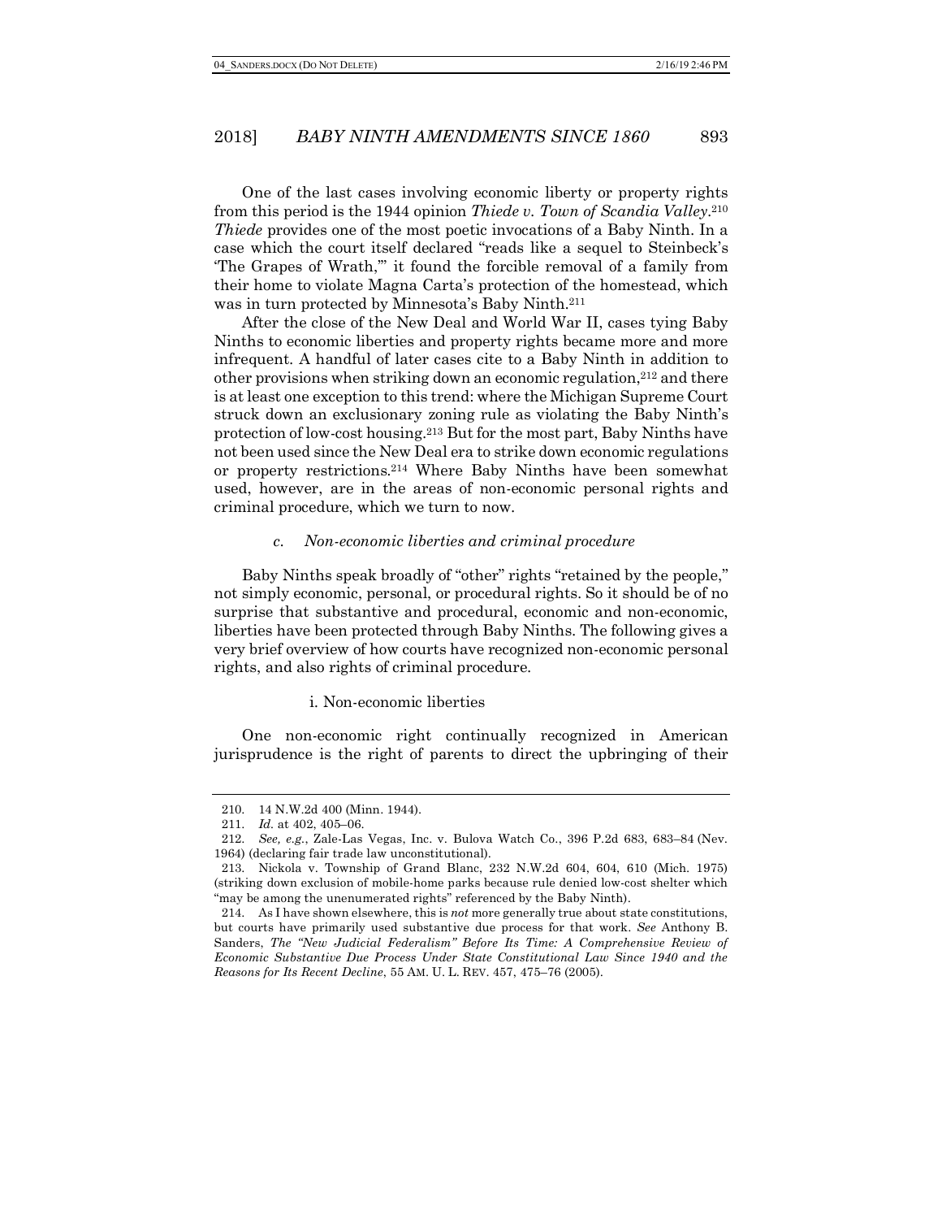One of the last cases involving economic liberty or property rights from this period is the 1944 opinion *Thiede v. Town of Scandia Valley*.[210] *Thiede* provides one of the most poetic invocations of a Baby Ninth. In a case which the court itself declared "reads like a sequel to Steinbeck's 'The Grapes of Wrath,'" it found the forcible removal of a family from their home to violate Magna Carta's protection of the homestead, which was in turn protected by Minnesota's Baby Ninth.[211]

After the close of the New Deal and World War II, cases tying Baby Ninths to economic liberties and property rights became more and more infrequent. A handful of later cases cite to a Baby Ninth in addition to other provisions when striking down an economic regulation,[212] and there is at least one exception to this trend: where the Michigan Supreme Court struck down an exclusionary zoning rule as violating the Baby Ninth's protection of low-cost housing.[213] But for the most part, Baby Ninths have not been used since the New Deal era to strike down economic regulations or property restrictions.[214] Where Baby Ninths have been somewhat used, however, are in the areas of non-economic personal rights and criminal procedure, which we turn to now.

#### *c. Non-economic liberties and criminal procedure*

Baby Ninths speak broadly of "other" rights "retained by the people," not simply economic, personal, or procedural rights. So it should be of no surprise that substantive and procedural, economic and non-economic, liberties have been protected through Baby Ninths. The following gives a very brief overview of how courts have recognized non-economic personal rights, and also rights of criminal procedure.

##### i. Non-economic liberties

One non-economic right continually recognized in American jurisprudence is the right of parents to direct the upbringing of their

---

210. 14 N.W.2d 400 (Minn. 1944).

211. *Id.* at 402, 405–06.

212. *See, e.g.*, Zale-Las Vegas, Inc. v. Bulova Watch Co., 396 P.2d 683, 683–84 (Nev. 1964) (declaring fair trade law unconstitutional).

213. Nickola v. Township of Grand Blanc, 232 N.W.2d 604, 604, 610 (Mich. 1975) (striking down exclusion of mobile-home parks because rule denied low-cost shelter which "may be among the unenumerated rights" referenced by the Baby Ninth).

214. As I have shown elsewhere, this is *not* more generally true about state constitutions, but courts have primarily used substantive due process for that work. *See* Anthony B. Sanders, *The "New Judicial Federalism" Before Its Time: A Comprehensive Review of Economic Substantive Due Process Under State Constitutional Law Since 1940 and the Reasons for Its Recent Decline*, 55 AM. U. L. REV. 457, 475–76 (2005).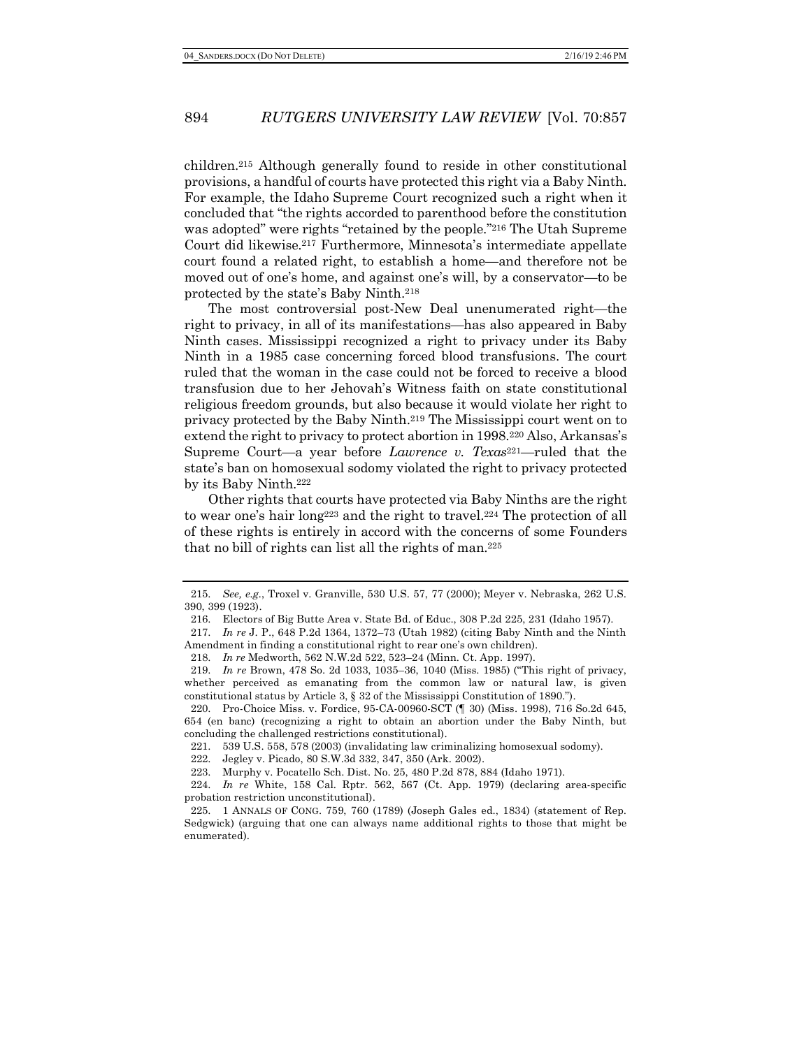children.[215] Although generally found to reside in other constitutional provisions, a handful of courts have protected this right via a Baby Ninth. For example, the Idaho Supreme Court recognized such a right when it concluded that "the rights accorded to parenthood before the constitution was adopted" were rights "retained by the people."[216] The Utah Supreme Court did likewise.[217] Furthermore, Minnesota's intermediate appellate court found a related right, to establish a home—and therefore not be moved out of one's home, and against one's will, by a conservator—to be protected by the state's Baby Ninth.[218]

The most controversial post-New Deal unenumerated right—the right to privacy, in all of its manifestations—has also appeared in Baby Ninth cases. Mississippi recognized a right to privacy under its Baby Ninth in a 1985 case concerning forced blood transfusions. The court ruled that the woman in the case could not be forced to receive a blood transfusion due to her Jehovah's Witness faith on state constitutional religious freedom grounds, but also because it would violate her right to privacy protected by the Baby Ninth.[219] The Mississippi court went on to extend the right to privacy to protect abortion in 1998.[220] Also, Arkansas's Supreme Court—a year before *Lawrence v. Texas*[221]—ruled that the state's ban on homosexual sodomy violated the right to privacy protected by its Baby Ninth.[222]

Other rights that courts have protected via Baby Ninths are the right to wear one's hair long[223] and the right to travel.[224] The protection of all of these rights is entirely in accord with the concerns of some Founders that no bill of rights can list all the rights of man.[225]

---

215. *See, e.g.*, Troxel v. Granville, 530 U.S. 57, 77 (2000); Meyer v. Nebraska, 262 U.S. 390, 399 (1923).

216. Electors of Big Butte Area v. State Bd. of Educ., 308 P.2d 225, 231 (Idaho 1957).

217. *In re* J. P., 648 P.2d 1364, 1372–73 (Utah 1982) (citing Baby Ninth and the Ninth Amendment in finding a constitutional right to rear one's own children).

218. *In re* Medworth, 562 N.W.2d 522, 523–24 (Minn. Ct. App. 1997).

219. *In re* Brown, 478 So. 2d 1033, 1035–36, 1040 (Miss. 1985) ("This right of privacy, whether perceived as emanating from the common law or natural law, is given constitutional status by Article 3, § 32 of the Mississippi Constitution of 1890.").

220. Pro-Choice Miss. v. Fordice, 95-CA-00960-SCT (¶ 30) (Miss. 1998), 716 So.2d 645, 654 (en banc) (recognizing a right to obtain an abortion under the Baby Ninth, but concluding the challenged restrictions constitutional).

221. 539 U.S. 558, 578 (2003) (invalidating law criminalizing homosexual sodomy).

222. Jegley v. Picado, 80 S.W.3d 332, 347, 350 (Ark. 2002).

223. Murphy v. Pocatello Sch. Dist. No. 25, 480 P.2d 878, 884 (Idaho 1971).

224. *In re* White, 158 Cal. Rptr. 562, 567 (Ct. App. 1979) (declaring area-specific probation restriction unconstitutional).

225. 1 ANNALS OF CONG. 759, 760 (1789) (Joseph Gales ed., 1834) (statement of Rep. Sedgwick) (arguing that one can always name additional rights to those that might be enumerated).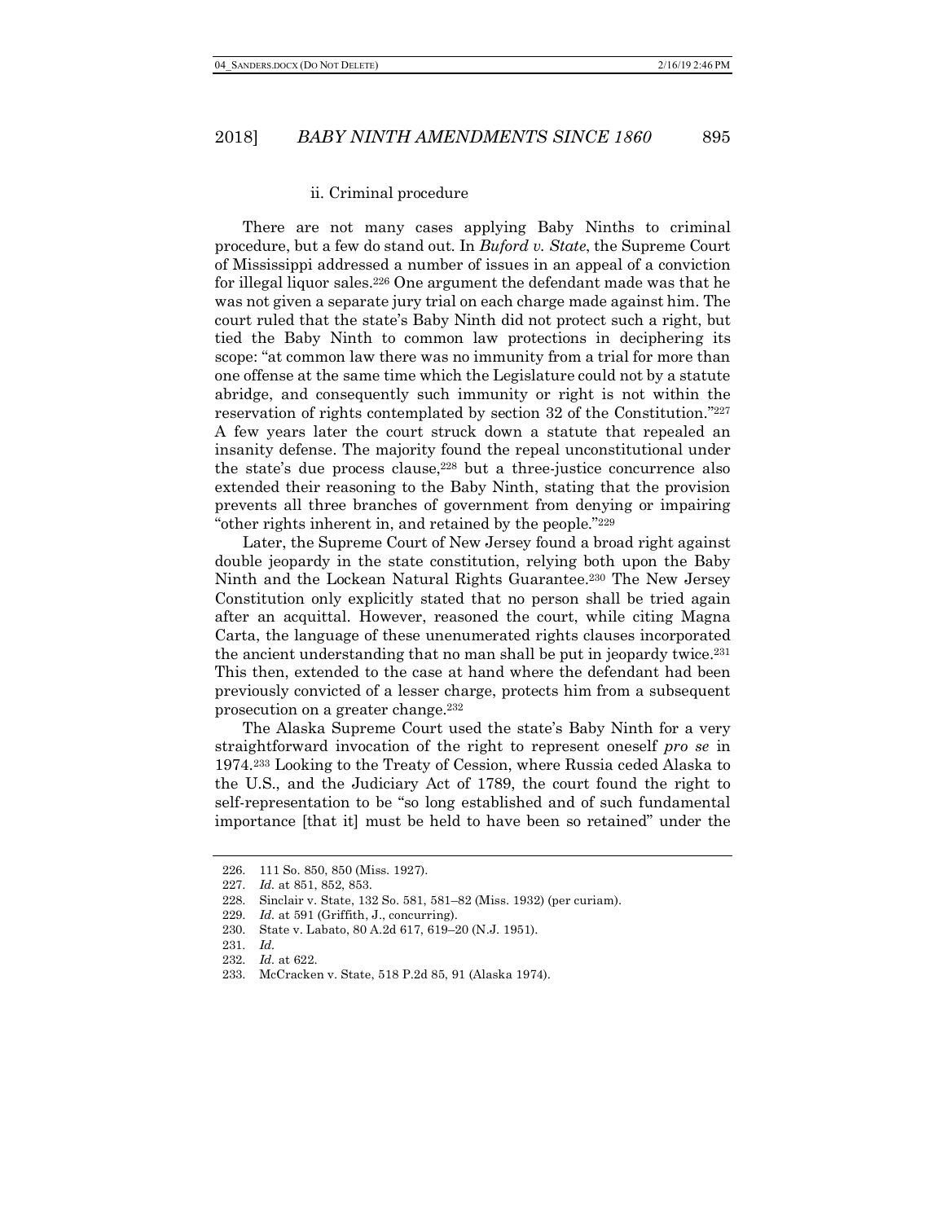#### ii. Criminal procedure

There are not many cases applying Baby Ninths to criminal procedure, but a few do stand out. In *Buford v. State*, the Supreme Court of Mississippi addressed a number of issues in an appeal of a conviction for illegal liquor sales.[226] One argument the defendant made was that he was not given a separate jury trial on each charge made against him. The court ruled that the state's Baby Ninth did not protect such a right, but tied the Baby Ninth to common law protections in deciphering its scope: "at common law there was no immunity from a trial for more than one offense at the same time which the Legislature could not by a statute abridge, and consequently such immunity or right is not within the reservation of rights contemplated by section 32 of the Constitution."[227] A few years later the court struck down a statute that repealed an insanity defense. The majority found the repeal unconstitutional under the state's due process clause,[228] but a three-justice concurrence also extended their reasoning to the Baby Ninth, stating that the provision prevents all three branches of government from denying or impairing "other rights inherent in, and retained by the people."[229]

Later, the Supreme Court of New Jersey found a broad right against double jeopardy in the state constitution, relying both upon the Baby Ninth and the Lockean Natural Rights Guarantee.[230] The New Jersey Constitution only explicitly stated that no person shall be tried again after an acquittal. However, reasoned the court, while citing Magna Carta, the language of these unenumerated rights clauses incorporated the ancient understanding that no man shall be put in jeopardy twice.[231] This then, extended to the case at hand where the defendant had been previously convicted of a lesser charge, protects him from a subsequent prosecution on a greater change.[232]

The Alaska Supreme Court used the state's Baby Ninth for a very straightforward invocation of the right to represent oneself *pro se* in 1974.[233] Looking to the Treaty of Cession, where Russia ceded Alaska to the U.S., and the Judiciary Act of 1789, the court found the right to self-representation to be "so long established and of such fundamental importance [that it] must be held to have been so retained" under the

---

226. 111 So. 850, 850 (Miss. 1927).

227. *Id.* at 851, 852, 853.

228. Sinclair v. State, 132 So. 581, 581–82 (Miss. 1932) (per curiam).

229. *Id.* at 591 (Griffith, J., concurring).

230. State v. Labato, 80 A.2d 617, 619–20 (N.J. 1951).

231. *Id.*

232. *Id.* at 622.

233. McCracken v. State, 518 P.2d 85, 91 (Alaska 1974).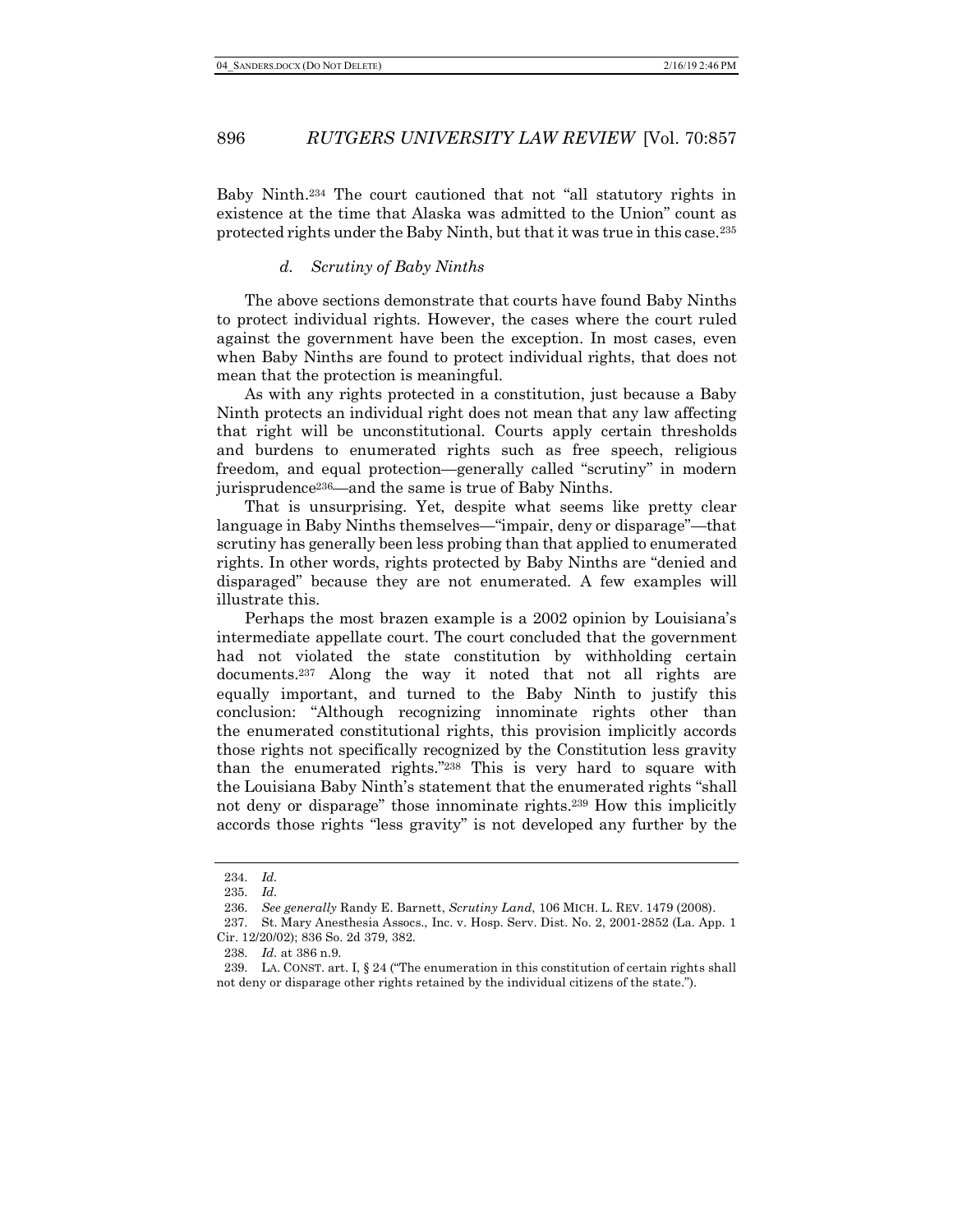Baby Ninth.[234] The court cautioned that not "all statutory rights in existence at the time that Alaska was admitted to the Union" count as protected rights under the Baby Ninth, but that it was true in this case.[235]

#### *d. Scrutiny of Baby Ninths*

The above sections demonstrate that courts have found Baby Ninths to protect individual rights. However, the cases where the court ruled against the government have been the exception. In most cases, even when Baby Ninths are found to protect individual rights, that does not mean that the protection is meaningful.

As with any rights protected in a constitution, just because a Baby Ninth protects an individual right does not mean that any law affecting that right will be unconstitutional. Courts apply certain thresholds and burdens to enumerated rights such as free speech, religious freedom, and equal protection—generally called "scrutiny" in modern jurisprudence[236]—and the same is true of Baby Ninths.

That is unsurprising. Yet, despite what seems like pretty clear language in Baby Ninths themselves—"impair, deny or disparage"—that scrutiny has generally been less probing than that applied to enumerated rights. In other words, rights protected by Baby Ninths are "denied and disparaged" because they are not enumerated. A few examples will illustrate this.

Perhaps the most brazen example is a 2002 opinion by Louisiana's intermediate appellate court. The court concluded that the government had not violated the state constitution by withholding certain documents.[237] Along the way it noted that not all rights are equally important, and turned to the Baby Ninth to justify this conclusion: "Although recognizing innominate rights other than the enumerated constitutional rights, this provision implicitly accords those rights not specifically recognized by the Constitution less gravity than the enumerated rights."[238] This is very hard to square with the Louisiana Baby Ninth's statement that the enumerated rights "shall not deny or disparage" those innominate rights.[239] How this implicitly accords those rights "less gravity" is not developed any further by the

---

234. *Id.*

235. *Id.*

236. *See generally* Randy E. Barnett, *Scrutiny Land*, 106 MICH. L. REV. 1479 (2008).

237. St. Mary Anesthesia Assocs., Inc. v. Hosp. Serv. Dist. No. 2, 2001-2852 (La. App. 1 Cir. 12/20/02); 836 So. 2d 379, 382.

238. *Id.* at 386 n.9.

239. LA. CONST. art. I, § 24 ("The enumeration in this constitution of certain rights shall not deny or disparage other rights retained by the individual citizens of the state.").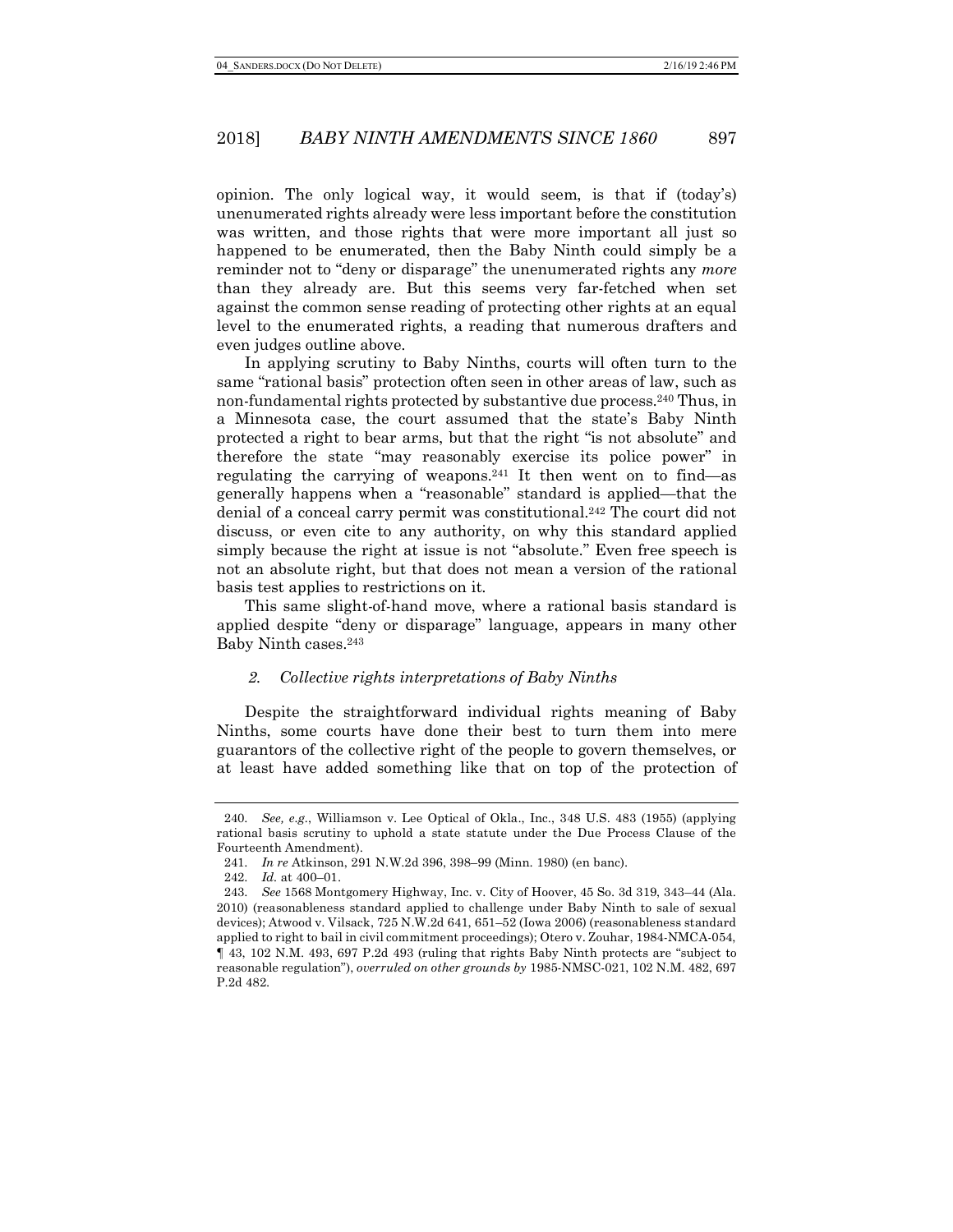opinion. The only logical way, it would seem, is that if (today's) unenumerated rights already were less important before the constitution was written, and those rights that were more important all just so happened to be enumerated, then the Baby Ninth could simply be a reminder not to "deny or disparage" the unenumerated rights any *more* than they already are. But this seems very far-fetched when set against the common sense reading of protecting other rights at an equal level to the enumerated rights, a reading that numerous drafters and even judges outline above.

In applying scrutiny to Baby Ninths, courts will often turn to the same "rational basis" protection often seen in other areas of law, such as non-fundamental rights protected by substantive due process.[240] Thus, in a Minnesota case, the court assumed that the state's Baby Ninth protected a right to bear arms, but that the right "is not absolute" and therefore the state "may reasonably exercise its police power" in regulating the carrying of weapons.[241] It then went on to find—as generally happens when a "reasonable" standard is applied—that the denial of a conceal carry permit was constitutional.[242] The court did not discuss, or even cite to any authority, on why this standard applied simply because the right at issue is not "absolute." Even free speech is not an absolute right, but that does not mean a version of the rational basis test applies to restrictions on it.

This same slight-of-hand move, where a rational basis standard is applied despite "deny or disparage" language, appears in many other Baby Ninth cases.[243]

### *2. Collective rights interpretations of Baby Ninths*

Despite the straightforward individual rights meaning of Baby Ninths, some courts have done their best to turn them into mere guarantors of the collective right of the people to govern themselves, or at least have added something like that on top of the protection of

---

240. *See, e.g.*, Williamson v. Lee Optical of Okla., Inc., 348 U.S. 483 (1955) (applying rational basis scrutiny to uphold a state statute under the Due Process Clause of the Fourteenth Amendment).

241. *In re* Atkinson, 291 N.W.2d 396, 398–99 (Minn. 1980) (en banc).

242. *Id.* at 400–01.

243. *See* 1568 Montgomery Highway, Inc. v. City of Hoover, 45 So. 3d 319, 343–44 (Ala. 2010) (reasonableness standard applied to challenge under Baby Ninth to sale of sexual devices); Atwood v. Vilsack, 725 N.W.2d 641, 651–52 (Iowa 2006) (reasonableness standard applied to right to bail in civil commitment proceedings); Otero v. Zouhar, 1984-NMCA-054, ¶ 43, 102 N.M. 493, 697 P.2d 493 (ruling that rights Baby Ninth protects are "subject to reasonable regulation"), *overruled on other grounds by* 1985-NMSC-021, 102 N.M. 482, 697 P.2d 482.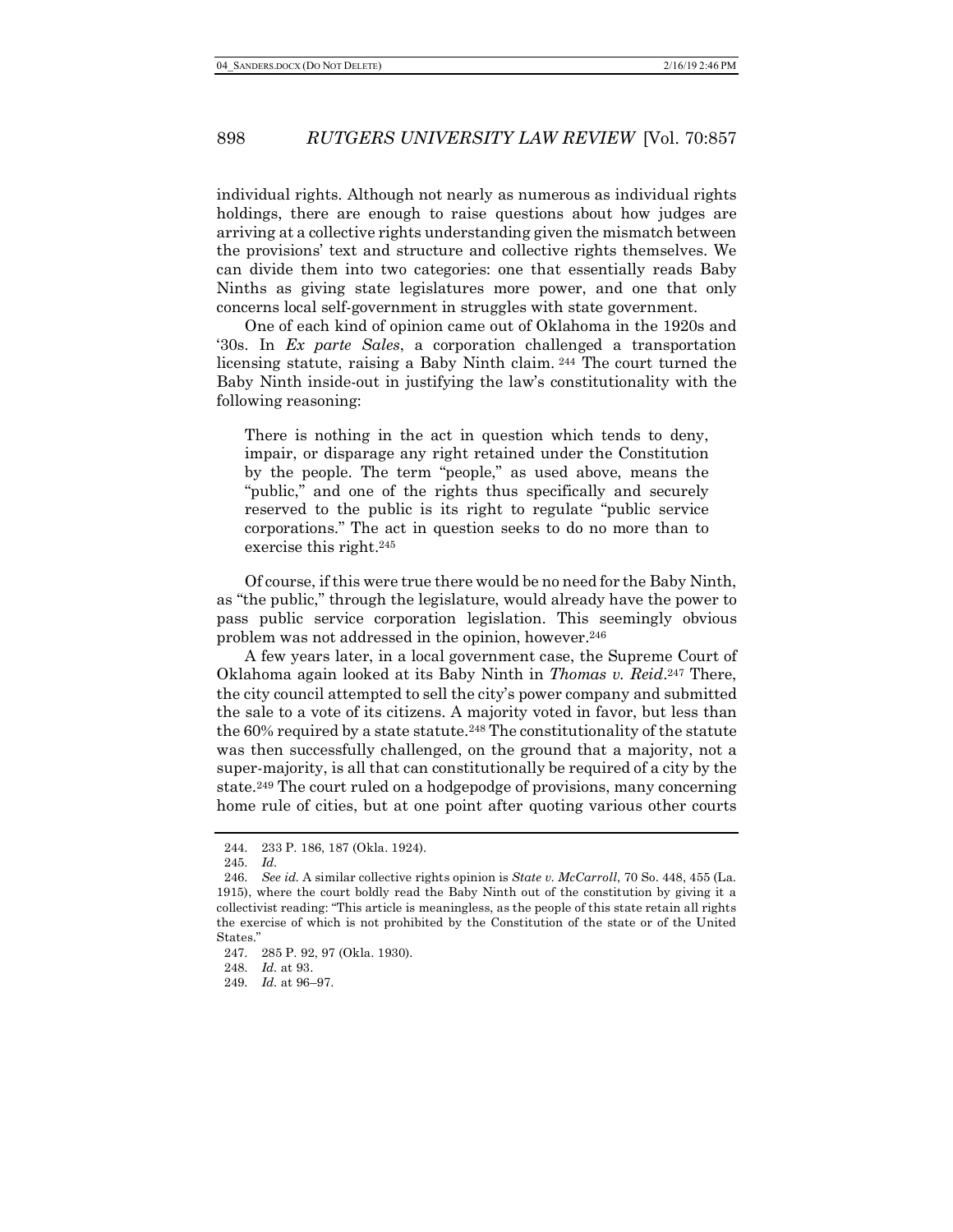individual rights. Although not nearly as numerous as individual rights holdings, there are enough to raise questions about how judges are arriving at a collective rights understanding given the mismatch between the provisions' text and structure and collective rights themselves. We can divide them into two categories: one that essentially reads Baby Ninths as giving state legislatures more power, and one that only concerns local self-government in struggles with state government.

One of each kind of opinion came out of Oklahoma in the 1920s and '30s. In *Ex parte Sales*, a corporation challenged a transportation licensing statute, raising a Baby Ninth claim.[244] The court turned the Baby Ninth inside-out in justifying the law's constitutionality with the following reasoning:

> There is nothing in the act in question which tends to deny, impair, or disparage any right retained under the Constitution by the people. The term "people," as used above, means the "public," and one of the rights thus specifically and securely reserved to the public is its right to regulate "public service corporations." The act in question seeks to do no more than to exercise this right.[245]

Of course, if this were true there would be no need for the Baby Ninth, as "the public," through the legislature, would already have the power to pass public service corporation legislation. This seemingly obvious problem was not addressed in the opinion, however.[246]

A few years later, in a local government case, the Supreme Court of Oklahoma again looked at its Baby Ninth in *Thomas v. Reid*.[247] There, the city council attempted to sell the city's power company and submitted the sale to a vote of its citizens. A majority voted in favor, but less than the 60% required by a state statute.[248] The constitutionality of the statute was then successfully challenged, on the ground that a majority, not a super-majority, is all that can constitutionally be required of a city by the state.[249] The court ruled on a hodgepodge of provisions, many concerning home rule of cities, but at one point after quoting various other courts

---

244. 233 P. 186, 187 (Okla. 1924).

245. *Id.*

246. *See id.* A similar collective rights opinion is *State v. McCarroll*, 70 So. 448, 455 (La. 1915), where the court boldly read the Baby Ninth out of the constitution by giving it a collectivist reading: "This article is meaningless, as the people of this state retain all rights the exercise of which is not prohibited by the Constitution of the state or of the United States."

247. 285 P. 92, 97 (Okla. 1930).

248. *Id.* at 93.

249. *Id.* at 96–97.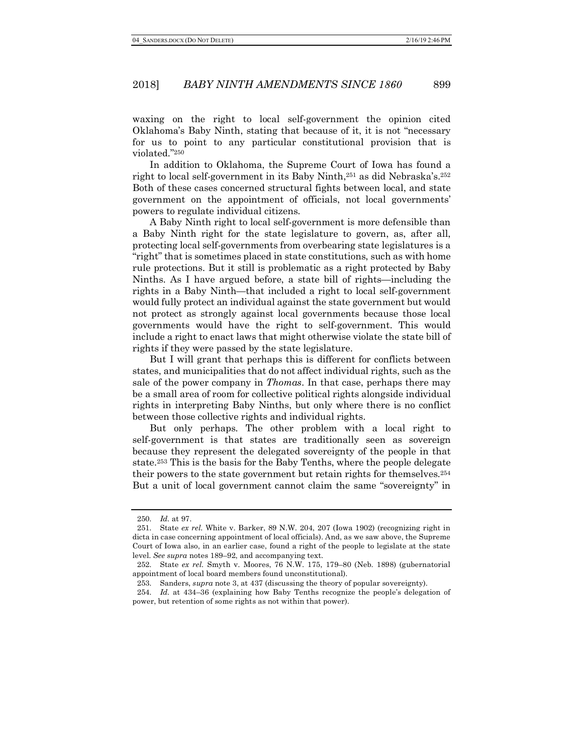waxing on the right to local self-government the opinion cited Oklahoma's Baby Ninth, stating that because of it, it is not "necessary for us to point to any particular constitutional provision that is violated."[250]

In addition to Oklahoma, the Supreme Court of Iowa has found a right to local self-government in its Baby Ninth,[251] as did Nebraska's.[252] Both of these cases concerned structural fights between local, and state government on the appointment of officials, not local governments' powers to regulate individual citizens.

A Baby Ninth right to local self-government is more defensible than a Baby Ninth right for the state legislature to govern, as, after all, protecting local self-governments from overbearing state legislatures is a "right" that is sometimes placed in state constitutions, such as with home rule protections. But it still is problematic as a right protected by Baby Ninths. As I have argued before, a state bill of rights—including the rights in a Baby Ninth—that included a right to local self-government would fully protect an individual against the state government but would not protect as strongly against local governments because those local governments would have the right to self-government. This would include a right to enact laws that might otherwise violate the state bill of rights if they were passed by the state legislature.

But I will grant that perhaps this is different for conflicts between states, and municipalities that do not affect individual rights, such as the sale of the power company in *Thomas*. In that case, perhaps there may be a small area of room for collective political rights alongside individual rights in interpreting Baby Ninths, but only where there is no conflict between those collective rights and individual rights.

But only perhaps. The other problem with a local right to self-government is that states are traditionally seen as sovereign because they represent the delegated sovereignty of the people in that state.[253] This is the basis for the Baby Tenths, where the people delegate their powers to the state government but retain rights for themselves.[254] But a unit of local government cannot claim the same "sovereignty" in

---

250. *Id.* at 97.

251. State *ex rel.* White v. Barker, 89 N.W. 204, 207 (Iowa 1902) (recognizing right in dicta in case concerning appointment of local officials). And, as we saw above, the Supreme Court of Iowa also, in an earlier case, found a right of the people to legislate at the state level. *See supra* notes 189–92, and accompanying text.

252. State *ex rel.* Smyth v. Moores, 76 N.W. 175, 179–80 (Neb. 1898) (gubernatorial appointment of local board members found unconstitutional).

253. Sanders, *supra* note 3, at 437 (discussing the theory of popular sovereignty).

254. *Id.* at 434–36 (explaining how Baby Tenths recognize the people's delegation of power, but retention of some rights as not within that power).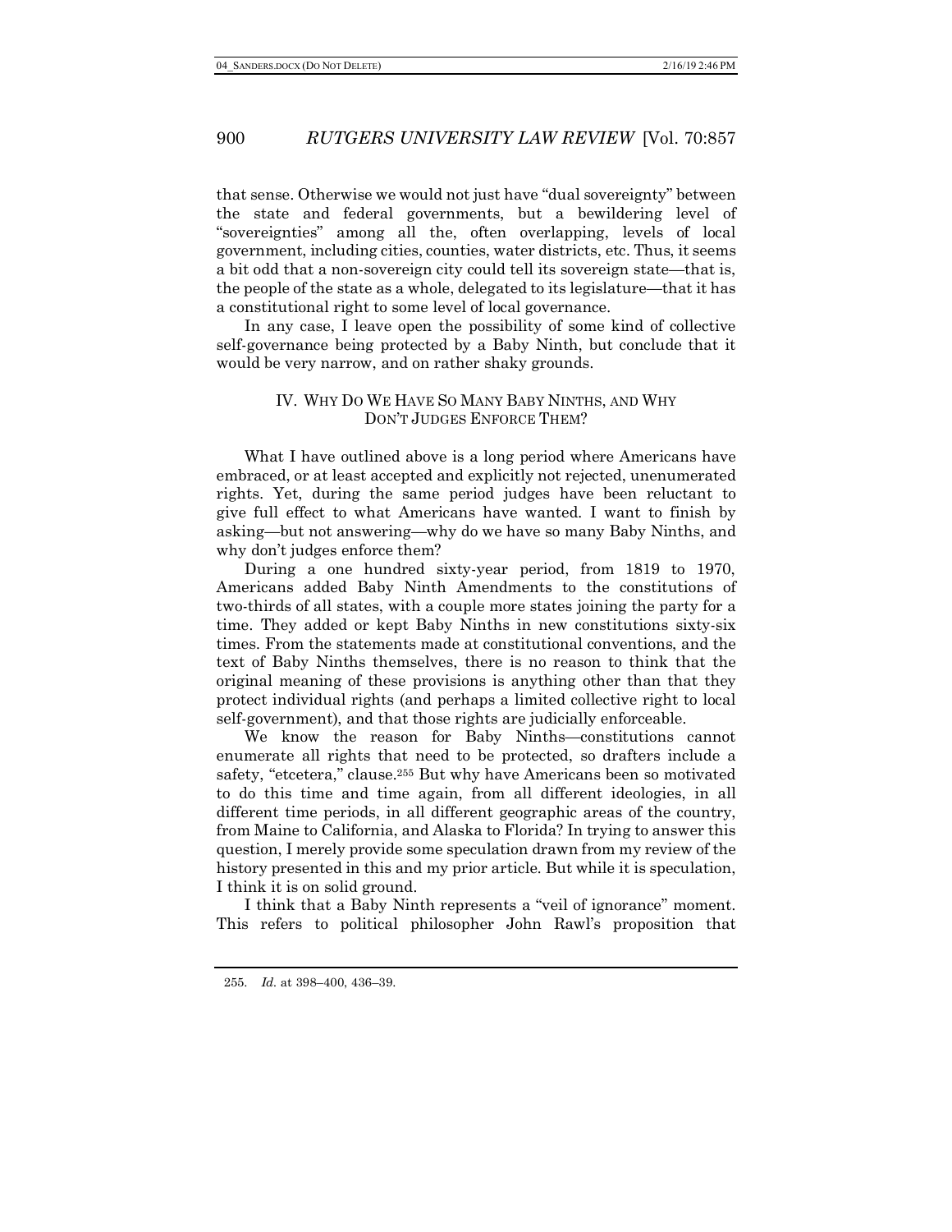that sense. Otherwise we would not just have "dual sovereignty" between the state and federal governments, but a bewildering level of "sovereignties" among all the, often overlapping, levels of local government, including cities, counties, water districts, etc. Thus, it seems a bit odd that a non-sovereign city could tell its sovereign state—that is, the people of the state as a whole, delegated to its legislature—that it has a constitutional right to some level of local governance.

In any case, I leave open the possibility of some kind of collective self-governance being protected by a Baby Ninth, but conclude that it would be very narrow, and on rather shaky grounds.

## IV. Why Do We Have So Many Baby Ninths, and Why Don't Judges Enforce Them?

What I have outlined above is a long period where Americans have embraced, or at least accepted and explicitly not rejected, unenumerated rights. Yet, during the same period judges have been reluctant to give full effect to what Americans have wanted. I want to finish by asking—but not answering—why do we have so many Baby Ninths, and why don't judges enforce them?

During a one hundred sixty-year period, from 1819 to 1970, Americans added Baby Ninth Amendments to the constitutions of two-thirds of all states, with a couple more states joining the party for a time. They added or kept Baby Ninths in new constitutions sixty-six times. From the statements made at constitutional conventions, and the text of Baby Ninths themselves, there is no reason to think that the original meaning of these provisions is anything other than that they protect individual rights (and perhaps a limited collective right to local self-government), and that those rights are judicially enforceable.

We know the reason for Baby Ninths—constitutions cannot enumerate all rights that need to be protected, so drafters include a safety, "etcetera," clause.[255] But why have Americans been so motivated to do this time and time again, from all different ideologies, in all different time periods, in all different geographic areas of the country, from Maine to California, and Alaska to Florida? In trying to answer this question, I merely provide some speculation drawn from my review of the history presented in this and my prior article. But while it is speculation, I think it is on solid ground.

I think that a Baby Ninth represents a "veil of ignorance" moment. This refers to political philosopher John Rawl's proposition that

255. *Id.* at 398–400, 436–39.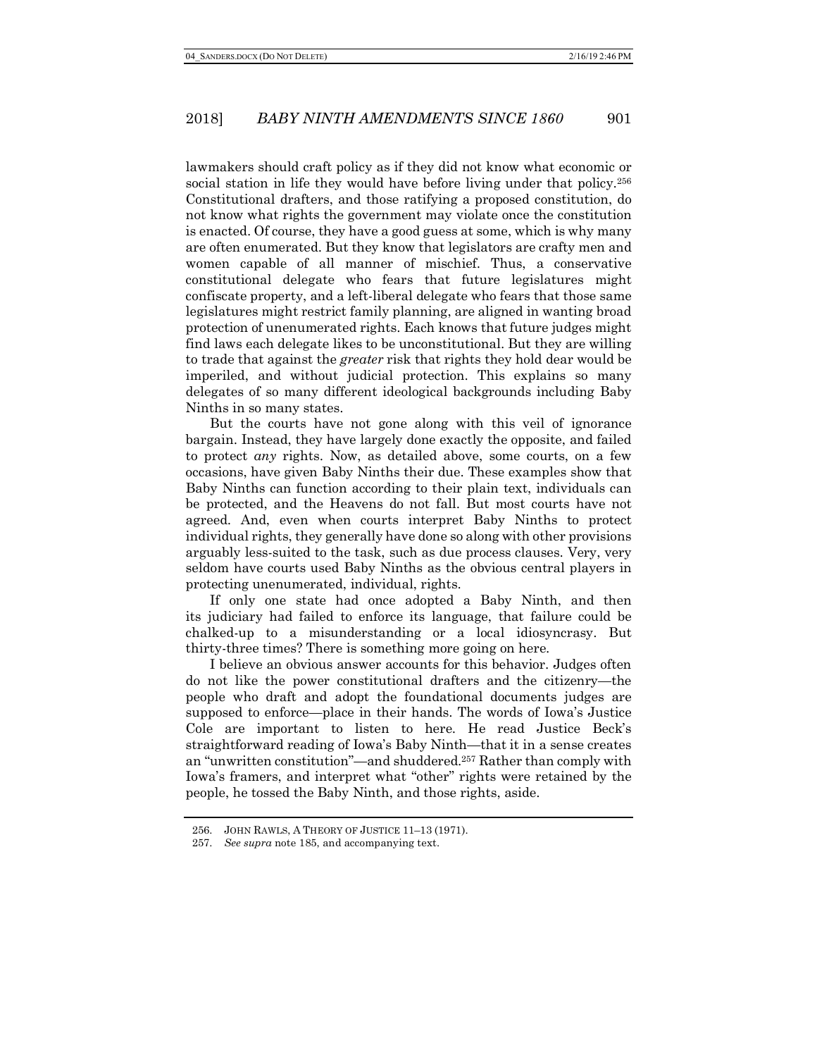lawmakers should craft policy as if they did not know what economic or social station in life they would have before living under that policy.[256] Constitutional drafters, and those ratifying a proposed constitution, do not know what rights the government may violate once the constitution is enacted. Of course, they have a good guess at some, which is why many are often enumerated. But they know that legislators are crafty men and women capable of all manner of mischief. Thus, a conservative constitutional delegate who fears that future legislatures might confiscate property, and a left-liberal delegate who fears that those same legislatures might restrict family planning, are aligned in wanting broad protection of unenumerated rights. Each knows that future judges might find laws each delegate likes to be unconstitutional. But they are willing to trade that against the *greater* risk that rights they hold dear would be imperiled, and without judicial protection. This explains so many delegates of so many different ideological backgrounds including Baby Ninths in so many states.

But the courts have not gone along with this veil of ignorance bargain. Instead, they have largely done exactly the opposite, and failed to protect *any* rights. Now, as detailed above, some courts, on a few occasions, have given Baby Ninths their due. These examples show that Baby Ninths can function according to their plain text, individuals can be protected, and the Heavens do not fall. But most courts have not agreed. And, even when courts interpret Baby Ninths to protect individual rights, they generally have done so along with other provisions arguably less-suited to the task, such as due process clauses. Very, very seldom have courts used Baby Ninths as the obvious central players in protecting unenumerated, individual, rights.

If only one state had once adopted a Baby Ninth, and then its judiciary had failed to enforce its language, that failure could be chalked-up to a misunderstanding or a local idiosyncrasy. But thirty-three times? There is something more going on here.

I believe an obvious answer accounts for this behavior. Judges often do not like the power constitutional drafters and the citizenry—the people who draft and adopt the foundational documents judges are supposed to enforce—place in their hands. The words of Iowa's Justice Cole are important to listen to here. He read Justice Beck's straightforward reading of Iowa's Baby Ninth—that it in a sense creates an "unwritten constitution"—and shuddered.[257] Rather than comply with Iowa's framers, and interpret what "other" rights were retained by the people, he tossed the Baby Ninth, and those rights, aside.

256. JOHN RAWLS, A THEORY OF JUSTICE 11–13 (1971).

257. *See supra* note 185, and accompanying text.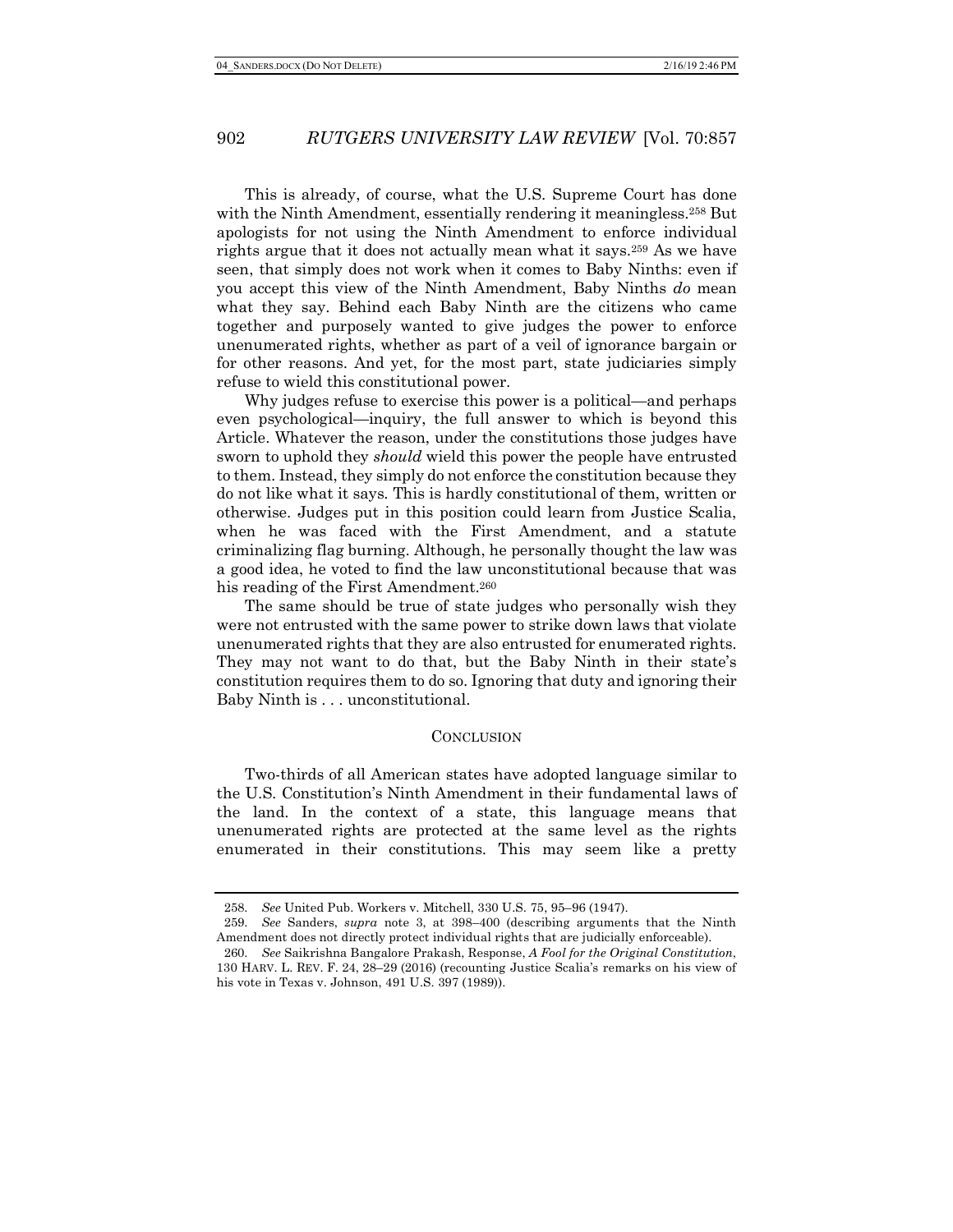This is already, of course, what the U.S. Supreme Court has done with the Ninth Amendment, essentially rendering it meaningless.[258] But apologists for not using the Ninth Amendment to enforce individual rights argue that it does not actually mean what it says.[259] As we have seen, that simply does not work when it comes to Baby Ninths: even if you accept this view of the Ninth Amendment, Baby Ninths *do* mean what they say. Behind each Baby Ninth are the citizens who came together and purposely wanted to give judges the power to enforce unenumerated rights, whether as part of a veil of ignorance bargain or for other reasons. And yet, for the most part, state judiciaries simply refuse to wield this constitutional power.

Why judges refuse to exercise this power is a political—and perhaps even psychological—inquiry, the full answer to which is beyond this Article. Whatever the reason, under the constitutions those judges have sworn to uphold they *should* wield this power the people have entrusted to them. Instead, they simply do not enforce the constitution because they do not like what it says. This is hardly constitutional of them, written or otherwise. Judges put in this position could learn from Justice Scalia, when he was faced with the First Amendment, and a statute criminalizing flag burning. Although, he personally thought the law was a good idea, he voted to find the law unconstitutional because that was his reading of the First Amendment.[260]

The same should be true of state judges who personally wish they were not entrusted with the same power to strike down laws that violate unenumerated rights that they are also entrusted for enumerated rights. They may not want to do that, but the Baby Ninth in their state's constitution requires them to do so. Ignoring that duty and ignoring their Baby Ninth is . . . unconstitutional.

## CONCLUSION

Two-thirds of all American states have adopted language similar to the U.S. Constitution's Ninth Amendment in their fundamental laws of the land. In the context of a state, this language means that unenumerated rights are protected at the same level as the rights enumerated in their constitutions. This may seem like a pretty

---

258. *See* United Pub. Workers v. Mitchell, 330 U.S. 75, 95–96 (1947).

259. *See* Sanders, *supra* note 3, at 398–400 (describing arguments that the Ninth Amendment does not directly protect individual rights that are judicially enforceable).

260. *See* Saikrishna Bangalore Prakash, Response, *A Fool for the Original Constitution*, 130 HARV. L. REV. F. 24, 28–29 (2016) (recounting Justice Scalia's remarks on his view of his vote in Texas v. Johnson, 491 U.S. 397 (1989)).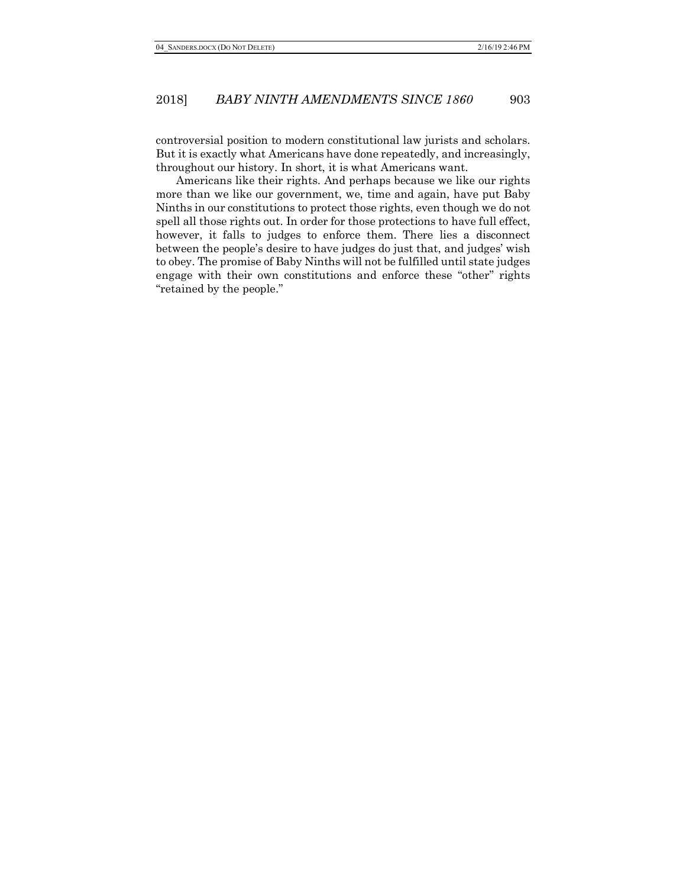controversial position to modern constitutional law jurists and scholars. But it is exactly what Americans have done repeatedly, and increasingly, throughout our history. In short, it is what Americans want.

Americans like their rights. And perhaps because we like our rights more than we like our government, we, time and again, have put Baby Ninths in our constitutions to protect those rights, even though we do not spell all those rights out. In order for those protections to have full effect, however, it falls to judges to enforce them. There lies a disconnect between the people's desire to have judges do just that, and judges' wish to obey. The promise of Baby Ninths will not be fulfilled until state judges engage with their own constitutions and enforce these "other" rights "retained by the people."